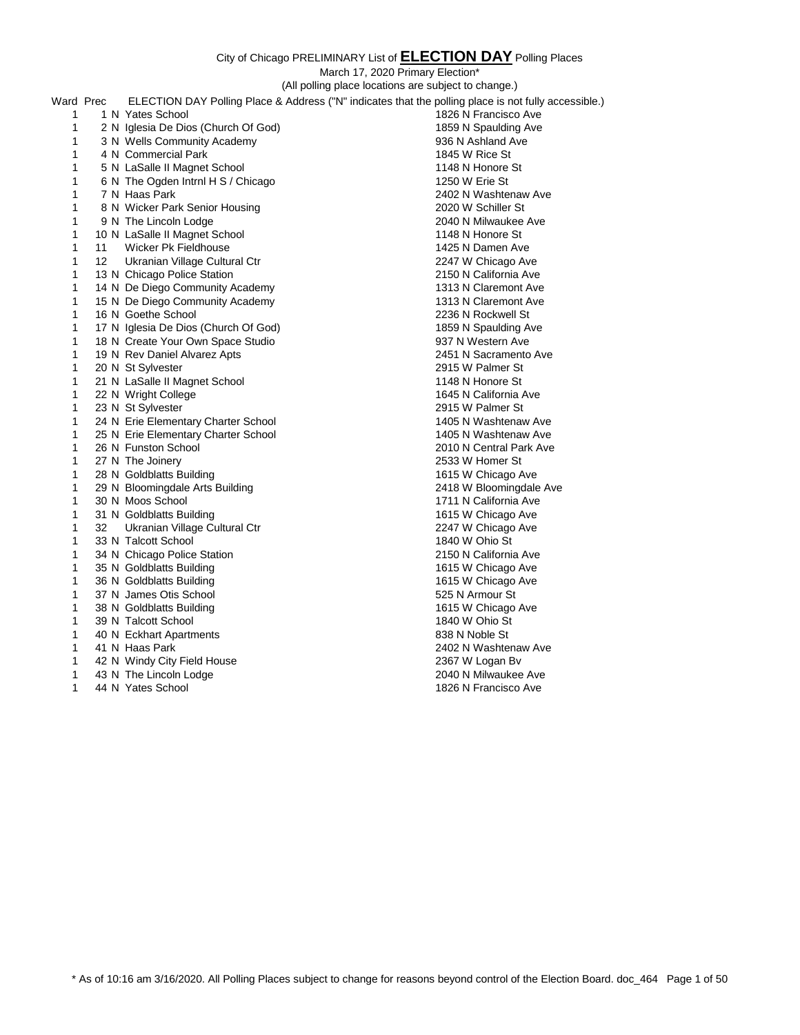City of Chicago PRELIMINARY List of **ELECTION DAY** Polling Places

March 17, 2020 Primary Election*

(All polling place locations are subject to change.)

| Ward | Prec | | ELECTION DAY Polling Place & Address ("N" indicates that the polling place is not fully accessible.) | |
|---|---|---|---|---|
| 1 | 1 | N | Yates School | 1826 N Francisco Ave |
| 1 | 2 | N | Iglesia De Dios (Church Of God) | 1859 N Spaulding Ave |
| 1 | 3 | N | Wells Community Academy | 936 N Ashland Ave |
| 1 | 4 | N | Commercial Park | 1845 W Rice St |
| 1 | 5 | N | LaSalle II Magnet School | 1148 N Honore St |
| 1 | 6 | N | The Ogden Intrnl H S / Chicago | 1250 W Erie St |
| 1 | 7 | N | Haas Park | 2402 N Washtenaw Ave |
| 1 | 8 | N | Wicker Park Senior Housing | 2020 W Schiller St |
| 1 | 9 | N | The Lincoln Lodge | 2040 N Milwaukee Ave |
| 1 | 10 | N | LaSalle II Magnet School | 1148 N Honore St |
| 1 | 11 | | Wicker Pk Fieldhouse | 1425 N Damen Ave |
| 1 | 12 | | Ukranian Village Cultural Ctr | 2247 W Chicago Ave |
| 1 | 13 | N | Chicago Police Station | 2150 N California Ave |
| 1 | 14 | N | De Diego Community Academy | 1313 N Claremont Ave |
| 1 | 15 | N | De Diego Community Academy | 1313 N Claremont Ave |
| 1 | 16 | N | Goethe School | 2236 N Rockwell St |
| 1 | 17 | N | Iglesia De Dios (Church Of God) | 1859 N Spaulding Ave |
| 1 | 18 | N | Create Your Own Space Studio | 937 N Western Ave |
| 1 | 19 | N | Rev Daniel Alvarez Apts | 2451 N Sacramento Ave |
| 1 | 20 | N | St Sylvester | 2915 W Palmer St |
| 1 | 21 | N | LaSalle II Magnet School | 1148 N Honore St |
| 1 | 22 | N | Wright College | 1645 N California Ave |
| 1 | 23 | N | St Sylvester | 2915 W Palmer St |
| 1 | 24 | N | Erie Elementary Charter School | 1405 N Washtenaw Ave |
| 1 | 25 | N | Erie Elementary Charter School | 1405 N Washtenaw Ave |
| 1 | 26 | N | Funston School | 2010 N Central Park Ave |
| 1 | 27 | N | The Joinery | 2533 W Homer St |
| 1 | 28 | N | Goldblatts Building | 1615 W Chicago Ave |
| 1 | 29 | N | Bloomingdale Arts Building | 2418 W Bloomingdale Ave |
| 1 | 30 | N | Moos School | 1711 N California Ave |
| 1 | 31 | N | Goldblatts Building | 1615 W Chicago Ave |
| 1 | 32 | | Ukranian Village Cultural Ctr | 2247 W Chicago Ave |
| 1 | 33 | N | Talcott School | 1840 W Ohio St |
| 1 | 34 | N | Chicago Police Station | 2150 N California Ave |
| 1 | 35 | N | Goldblatts Building | 1615 W Chicago Ave |
| 1 | 36 | N | Goldblatts Building | 1615 W Chicago Ave |
| 1 | 37 | N | James Otis School | 525 N Armour St |
| 1 | 38 | N | Goldblatts Building | 1615 W Chicago Ave |
| 1 | 39 | N | Talcott School | 1840 W Ohio St |
| 1 | 40 | N | Eckhart Apartments | 838 N Noble St |
| 1 | 41 | N | Haas Park | 2402 N Washtenaw Ave |
| 1 | 42 | N | Windy City Field House | 2367 W Logan Bv |
| 1 | 43 | N | The Lincoln Lodge | 2040 N Milwaukee Ave |
| 1 | 44 | N | Yates School | 1826 N Francisco Ave |

* As of 10:16 am 3/16/2020. All Polling Places subject to change for reasons beyond control of the Election Board. doc_464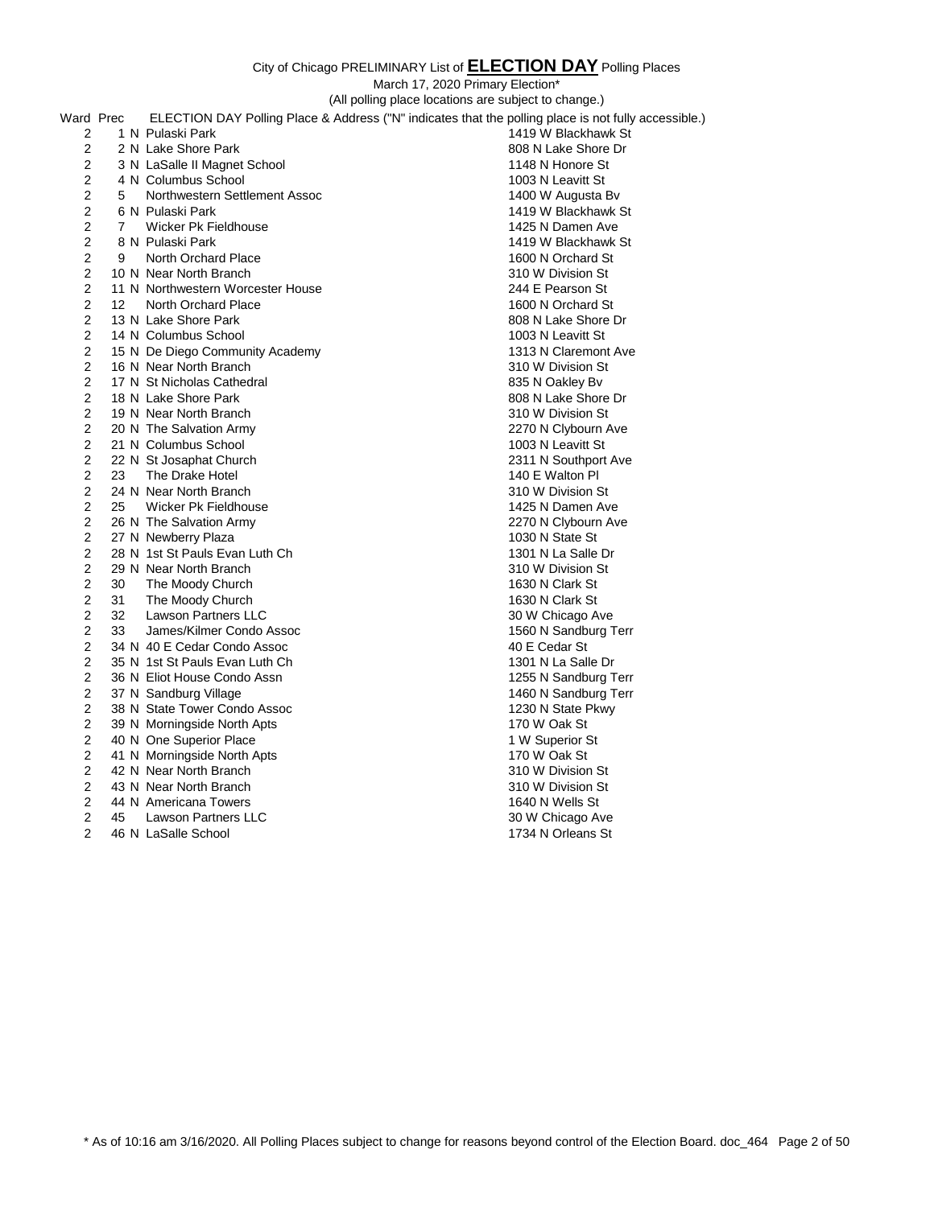# City of Chicago PRELIMINARY List of **ELECTION DAY** Polling Places

March 17, 2020 Primary Election*

(All polling place locations are subject to change.)

| Ward | Prec | | ELECTION DAY Polling Place & Address ("N" indicates that the polling place is not fully accessible.) | |
|---|---|---|---|---|
| 2 | 1 | N | Pulaski Park | 1419 W Blackhawk St |
| 2 | 2 | N | Lake Shore Park | 808 N Lake Shore Dr |
| 2 | 3 | N | LaSalle II Magnet School | 1148 N Honore St |
| 2 | 4 | N | Columbus School | 1003 N Leavitt St |
| 2 | 5 | | Northwestern Settlement Assoc | 1400 W Augusta Bv |
| 2 | 6 | N | Pulaski Park | 1419 W Blackhawk St |
| 2 | 7 | | Wicker Pk Fieldhouse | 1425 N Damen Ave |
| 2 | 8 | N | Pulaski Park | 1419 W Blackhawk St |
| 2 | 9 | | North Orchard Place | 1600 N Orchard St |
| 2 | 10 | N | Near North Branch | 310 W Division St |
| 2 | 11 | N | Northwestern Worcester House | 244 E Pearson St |
| 2 | 12 | | North Orchard Place | 1600 N Orchard St |
| 2 | 13 | N | Lake Shore Park | 808 N Lake Shore Dr |
| 2 | 14 | N | Columbus School | 1003 N Leavitt St |
| 2 | 15 | N | De Diego Community Academy | 1313 N Claremont Ave |
| 2 | 16 | N | Near North Branch | 310 W Division St |
| 2 | 17 | N | St Nicholas Cathedral | 835 N Oakley Bv |
| 2 | 18 | N | Lake Shore Park | 808 N Lake Shore Dr |
| 2 | 19 | N | Near North Branch | 310 W Division St |
| 2 | 20 | N | The Salvation Army | 2270 N Clybourn Ave |
| 2 | 21 | N | Columbus School | 1003 N Leavitt St |
| 2 | 22 | N | St Josaphat Church | 2311 N Southport Ave |
| 2 | 23 | | The Drake Hotel | 140 E Walton Pl |
| 2 | 24 | N | Near North Branch | 310 W Division St |
| 2 | 25 | | Wicker Pk Fieldhouse | 1425 N Damen Ave |
| 2 | 26 | N | The Salvation Army | 2270 N Clybourn Ave |
| 2 | 27 | N | Newberry Plaza | 1030 N State St |
| 2 | 28 | N | 1st St Pauls Evan Luth Ch | 1301 N La Salle Dr |
| 2 | 29 | N | Near North Branch | 310 W Division St |
| 2 | 30 | | The Moody Church | 1630 N Clark St |
| 2 | 31 | | The Moody Church | 1630 N Clark St |
| 2 | 32 | | Lawson Partners LLC | 30 W Chicago Ave |
| 2 | 33 | | James/Kilmer Condo Assoc | 1560 N Sandburg Terr |
| 2 | 34 | N | 40 E Cedar Condo Assoc | 40 E Cedar St |
| 2 | 35 | N | 1st St Pauls Evan Luth Ch | 1301 N La Salle Dr |
| 2 | 36 | N | Eliot House Condo Assn | 1255 N Sandburg Terr |
| 2 | 37 | N | Sandburg Village | 1460 N Sandburg Terr |
| 2 | 38 | N | State Tower Condo Assoc | 1230 N State Pkwy |
| 2 | 39 | N | Morningside North Apts | 170 W Oak St |
| 2 | 40 | N | One Superior Place | 1 W Superior St |
| 2 | 41 | N | Morningside North Apts | 170 W Oak St |
| 2 | 42 | N | Near North Branch | 310 W Division St |
| 2 | 43 | N | Near North Branch | 310 W Division St |
| 2 | 44 | N | Americana Towers | 1640 N Wells St |
| 2 | 45 | | Lawson Partners LLC | 30 W Chicago Ave |
| 2 | 46 | N | LaSalle School | 1734 N Orleans St |

* As of 10:16 am 3/16/2020. All Polling Places subject to change for reasons beyond control of the Election Board. doc_464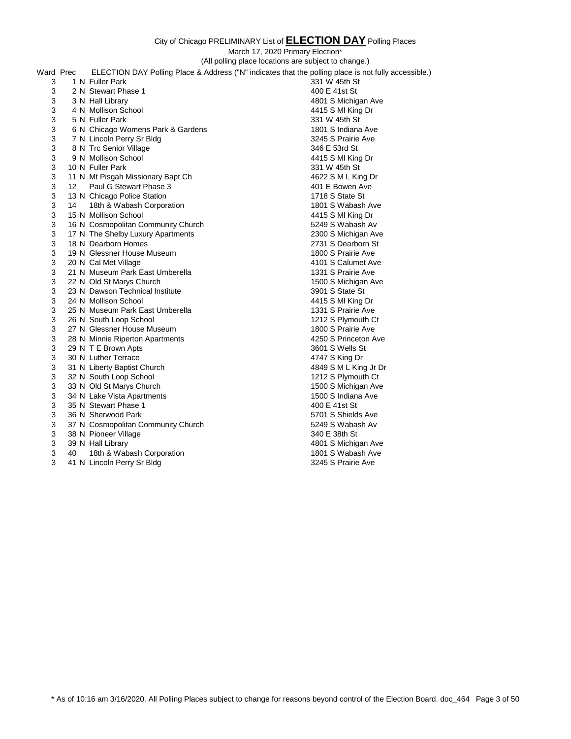City of Chicago PRELIMINARY List of **ELECTION DAY** Polling Places

March 17, 2020 Primary Election*

(All polling place locations are subject to change.)

| Ward | Prec | | ELECTION DAY Polling Place & Address ("N" indicates that the polling place is not fully accessible.) | |
|---|---|---|---|---|
| 3 | 1 | N | Fuller Park | 331 W 45th St |
| 3 | 2 | N | Stewart Phase 1 | 400 E 41st St |
| 3 | 3 | N | Hall Library | 4801 S Michigan Ave |
| 3 | 4 | N | Mollison School | 4415 S Ml King Dr |
| 3 | 5 | N | Fuller Park | 331 W 45th St |
| 3 | 6 | N | Chicago Womens Park & Gardens | 1801 S Indiana Ave |
| 3 | 7 | N | Lincoln Perry Sr Bldg | 3245 S Prairie Ave |
| 3 | 8 | N | Trc Senior Village | 346 E 53rd St |
| 3 | 9 | N | Mollison School | 4415 S Ml King Dr |
| 3 | 10 | N | Fuller Park | 331 W 45th St |
| 3 | 11 | N | Mt Pisgah Missionary Bapt Ch | 4622 S M L King Dr |
| 3 | 12 | | Paul G Stewart Phase 3 | 401 E Bowen Ave |
| 3 | 13 | N | Chicago Police Station | 1718 S State St |
| 3 | 14 | | 18th & Wabash Corporation | 1801 S Wabash Ave |
| 3 | 15 | N | Mollison School | 4415 S Ml King Dr |
| 3 | 16 | N | Cosmopolitan Community Church | 5249 S Wabash Av |
| 3 | 17 | N | The Shelby Luxury Apartments | 2300 S Michigan Ave |
| 3 | 18 | N | Dearborn Homes | 2731 S Dearborn St |
| 3 | 19 | N | Glessner House Museum | 1800 S Prairie Ave |
| 3 | 20 | N | Cal Met Village | 4101 S Calumet Ave |
| 3 | 21 | N | Museum Park East Umberella | 1331 S Prairie Ave |
| 3 | 22 | N | Old St Marys Church | 1500 S Michigan Ave |
| 3 | 23 | N | Dawson Technical Institute | 3901 S State St |
| 3 | 24 | N | Mollison School | 4415 S Ml King Dr |
| 3 | 25 | N | Museum Park East Umberella | 1331 S Prairie Ave |
| 3 | 26 | N | South Loop School | 1212 S Plymouth Ct |
| 3 | 27 | N | Glessner House Museum | 1800 S Prairie Ave |
| 3 | 28 | N | Minnie Riperton Apartments | 4250 S Princeton Ave |
| 3 | 29 | N | T E Brown Apts | 3601 S Wells St |
| 3 | 30 | N | Luther Terrace | 4747 S King Dr |
| 3 | 31 | N | Liberty Baptist Church | 4849 S M L King Jr Dr |
| 3 | 32 | N | South Loop School | 1212 S Plymouth Ct |
| 3 | 33 | N | Old St Marys Church | 1500 S Michigan Ave |
| 3 | 34 | N | Lake Vista Apartments | 1500 S Indiana Ave |
| 3 | 35 | N | Stewart Phase 1 | 400 E 41st St |
| 3 | 36 | N | Sherwood Park | 5701 S Shields Ave |
| 3 | 37 | N | Cosmopolitan Community Church | 5249 S Wabash Av |
| 3 | 38 | N | Pioneer Village | 340 E 38th St |
| 3 | 39 | N | Hall Library | 4801 S Michigan Ave |
| 3 | 40 | | 18th & Wabash Corporation | 1801 S Wabash Ave |
| 3 | 41 | N | Lincoln Perry Sr Bldg | 3245 S Prairie Ave |

* As of 10:16 am 3/16/2020. All Polling Places subject to change for reasons beyond control of the Election Board. doc_464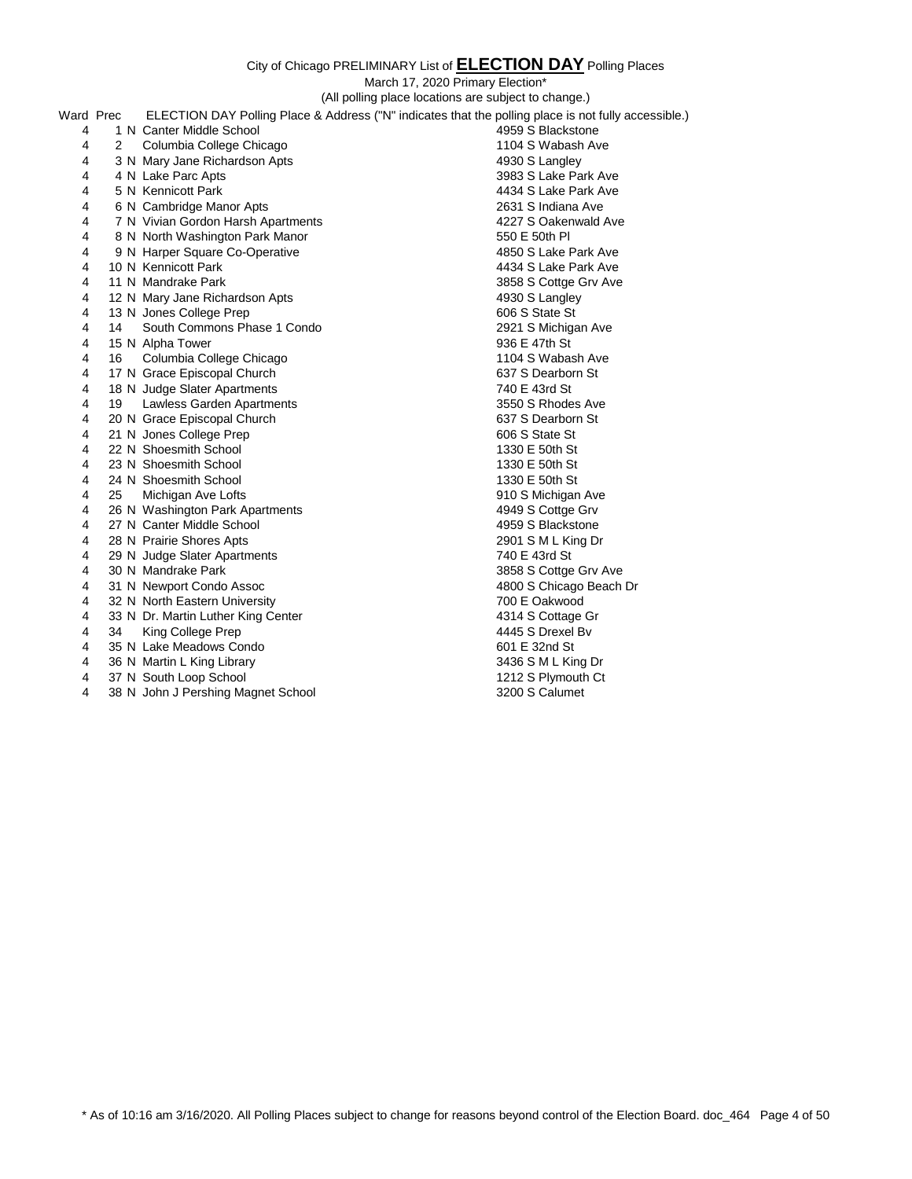City of Chicago PRELIMINARY List of **ELECTION DAY** Polling Places

March 17, 2020 Primary Election*

(All polling place locations are subject to change.)

| Ward | Prec | | ELECTION DAY Polling Place & Address ("N" indicates that the polling place is not fully accessible.) | |
|---|---|---|---|---|
| 4 | 1 | N | Canter Middle School | 4959 S Blackstone |
| 4 | 2 | | Columbia College Chicago | 1104 S Wabash Ave |
| 4 | 3 | N | Mary Jane Richardson Apts | 4930 S Langley |
| 4 | 4 | N | Lake Parc Apts | 3983 S Lake Park Ave |
| 4 | 5 | N | Kennicott Park | 4434 S Lake Park Ave |
| 4 | 6 | N | Cambridge Manor Apts | 2631 S Indiana Ave |
| 4 | 7 | N | Vivian Gordon Harsh Apartments | 4227 S Oakenwald Ave |
| 4 | 8 | N | North Washington Park Manor | 550 E 50th Pl |
| 4 | 9 | N | Harper Square Co-Operative | 4850 S Lake Park Ave |
| 4 | 10 | N | Kennicott Park | 4434 S Lake Park Ave |
| 4 | 11 | N | Mandrake Park | 3858 S Cottge Grv Ave |
| 4 | 12 | N | Mary Jane Richardson Apts | 4930 S Langley |
| 4 | 13 | N | Jones College Prep | 606 S State St |
| 4 | 14 | | South Commons Phase 1 Condo | 2921 S Michigan Ave |
| 4 | 15 | N | Alpha Tower | 936 E 47th St |
| 4 | 16 | | Columbia College Chicago | 1104 S Wabash Ave |
| 4 | 17 | N | Grace Episcopal Church | 637 S Dearborn St |
| 4 | 18 | N | Judge Slater Apartments | 740 E 43rd St |
| 4 | 19 | | Lawless Garden Apartments | 3550 S Rhodes Ave |
| 4 | 20 | N | Grace Episcopal Church | 637 S Dearborn St |
| 4 | 21 | N | Jones College Prep | 606 S State St |
| 4 | 22 | N | Shoesmith School | 1330 E 50th St |
| 4 | 23 | N | Shoesmith School | 1330 E 50th St |
| 4 | 24 | N | Shoesmith School | 1330 E 50th St |
| 4 | 25 | | Michigan Ave Lofts | 910 S Michigan Ave |
| 4 | 26 | N | Washington Park Apartments | 4949 S Cottge Grv |
| 4 | 27 | N | Canter Middle School | 4959 S Blackstone |
| 4 | 28 | N | Prairie Shores Apts | 2901 S M L King Dr |
| 4 | 29 | N | Judge Slater Apartments | 740 E 43rd St |
| 4 | 30 | N | Mandrake Park | 3858 S Cottge Grv Ave |
| 4 | 31 | N | Newport Condo Assoc | 4800 S Chicago Beach Dr |
| 4 | 32 | N | North Eastern University | 700 E Oakwood |
| 4 | 33 | N | Dr. Martin Luther King Center | 4314 S Cottage Gr |
| 4 | 34 | | King College Prep | 4445 S Drexel Bv |
| 4 | 35 | N | Lake Meadows Condo | 601 E 32nd St |
| 4 | 36 | N | Martin L King Library | 3436 S M L King Dr |
| 4 | 37 | N | South Loop School | 1212 S Plymouth Ct |
| 4 | 38 | N | John J Pershing Magnet School | 3200 S Calumet |

* As of 10:16 am 3/16/2020. All Polling Places subject to change for reasons beyond control of the Election Board. doc_464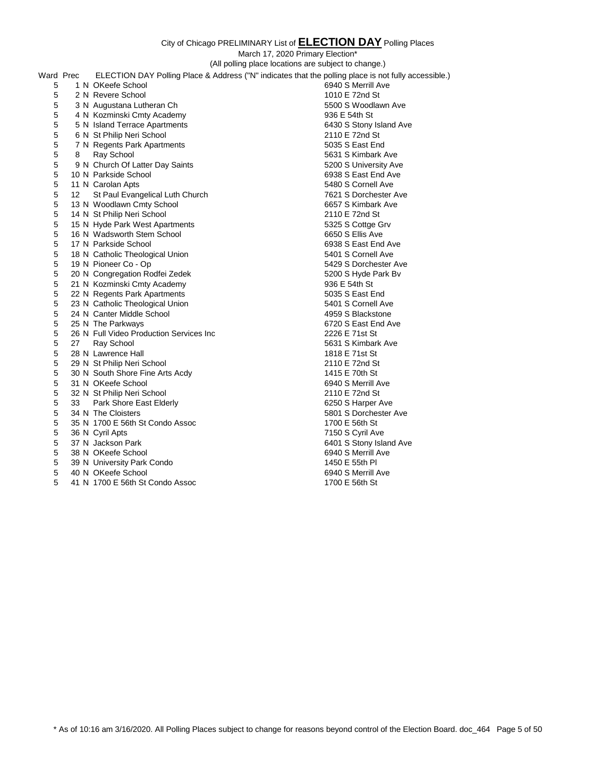City of Chicago PRELIMINARY List of **ELECTION DAY** Polling Places

March 17, 2020 Primary Election*

(All polling place locations are subject to change.)

| Ward | Prec | | ELECTION DAY Polling Place & Address ("N" indicates that the polling place is not fully accessible.) | |
|---|---|---|---|---|
| 5 | 1 | N | OKeefe School | 6940 S Merrill Ave |
| 5 | 2 | N | Revere School | 1010 E 72nd St |
| 5 | 3 | N | Augustana Lutheran Ch | 5500 S Woodlawn Ave |
| 5 | 4 | N | Kozminski Cmty Academy | 936 E 54th St |
| 5 | 5 | N | Island Terrace Apartments | 6430 S Stony Island Ave |
| 5 | 6 | N | St Philip Neri School | 2110 E 72nd St |
| 5 | 7 | N | Regents Park Apartments | 5035 S East End |
| 5 | 8 | | Ray School | 5631 S Kimbark Ave |
| 5 | 9 | N | Church Of Latter Day Saints | 5200 S University Ave |
| 5 | 10 | N | Parkside School | 6938 S East End Ave |
| 5 | 11 | N | Carolan Apts | 5480 S Cornell Ave |
| 5 | 12 | | St Paul Evangelical Luth Church | 7621 S Dorchester Ave |
| 5 | 13 | N | Woodlawn Cmty School | 6657 S Kimbark Ave |
| 5 | 14 | N | St Philip Neri School | 2110 E 72nd St |
| 5 | 15 | N | Hyde Park West Apartments | 5325 S Cottge Grv |
| 5 | 16 | N | Wadsworth Stem School | 6650 S Ellis Ave |
| 5 | 17 | N | Parkside School | 6938 S East End Ave |
| 5 | 18 | N | Catholic Theological Union | 5401 S Cornell Ave |
| 5 | 19 | N | Pioneer Co - Op | 5429 S Dorchester Ave |
| 5 | 20 | N | Congregation Rodfei Zedek | 5200 S Hyde Park Bv |
| 5 | 21 | N | Kozminski Cmty Academy | 936 E 54th St |
| 5 | 22 | N | Regents Park Apartments | 5035 S East End |
| 5 | 23 | N | Catholic Theological Union | 5401 S Cornell Ave |
| 5 | 24 | N | Canter Middle School | 4959 S Blackstone |
| 5 | 25 | N | The Parkways | 6720 S East End Ave |
| 5 | 26 | N | Full Video Production Services Inc | 2226 E 71st St |
| 5 | 27 | | Ray School | 5631 S Kimbark Ave |
| 5 | 28 | N | Lawrence Hall | 1818 E 71st St |
| 5 | 29 | N | St Philip Neri School | 2110 E 72nd St |
| 5 | 30 | N | South Shore Fine Arts Acdy | 1415 E 70th St |
| 5 | 31 | N | OKeefe School | 6940 S Merrill Ave |
| 5 | 32 | N | St Philip Neri School | 2110 E 72nd St |
| 5 | 33 | | Park Shore East Elderly | 6250 S Harper Ave |
| 5 | 34 | N | The Cloisters | 5801 S Dorchester Ave |
| 5 | 35 | N | 1700 E 56th St Condo Assoc | 1700 E 56th St |
| 5 | 36 | N | Cyril Apts | 7150 S Cyril Ave |
| 5 | 37 | N | Jackson Park | 6401 S Stony Island Ave |
| 5 | 38 | N | OKeefe School | 6940 S Merrill Ave |
| 5 | 39 | N | University Park Condo | 1450 E 55th Pl |
| 5 | 40 | N | OKeefe School | 6940 S Merrill Ave |
| 5 | 41 | N | 1700 E 56th St Condo Assoc | 1700 E 56th St |

* As of 10:16 am 3/16/2020. All Polling Places subject to change for reasons beyond control of the Election Board. doc_464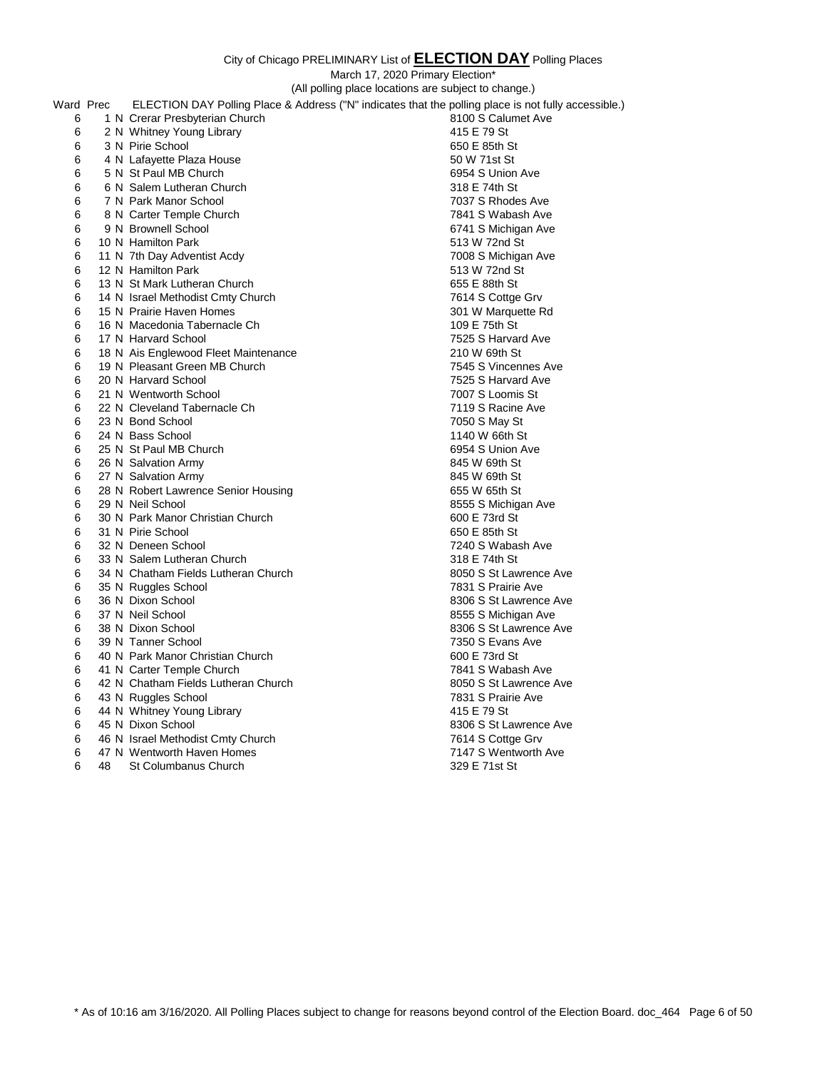City of Chicago PRELIMINARY List of **ELECTION DAY** Polling Places

March 17, 2020 Primary Election*

(All polling place locations are subject to change.)

| Ward | Prec | | ELECTION DAY Polling Place & Address ("N" indicates that the polling place is not fully accessible.) | |
|---|---|---|---|---|
| 6 | 1 | N | Crerar Presbyterian Church | 8100 S Calumet Ave |
| 6 | 2 | N | Whitney Young Library | 415 E 79 St |
| 6 | 3 | N | Pirie School | 650 E 85th St |
| 6 | 4 | N | Lafayette Plaza House | 50 W 71st St |
| 6 | 5 | N | St Paul MB Church | 6954 S Union Ave |
| 6 | 6 | N | Salem Lutheran Church | 318 E 74th St |
| 6 | 7 | N | Park Manor School | 7037 S Rhodes Ave |
| 6 | 8 | N | Carter Temple Church | 7841 S Wabash Ave |
| 6 | 9 | N | Brownell School | 6741 S Michigan Ave |
| 6 | 10 | N | Hamilton Park | 513 W 72nd St |
| 6 | 11 | N | 7th Day Adventist Acdy | 7008 S Michigan Ave |
| 6 | 12 | N | Hamilton Park | 513 W 72nd St |
| 6 | 13 | N | St Mark Lutheran Church | 655 E 88th St |
| 6 | 14 | N | Israel Methodist Cmty Church | 7614 S Cottge Grv |
| 6 | 15 | N | Prairie Haven Homes | 301 W Marquette Rd |
| 6 | 16 | N | Macedonia Tabernacle Ch | 109 E 75th St |
| 6 | 17 | N | Harvard School | 7525 S Harvard Ave |
| 6 | 18 | N | Ais Englewood Fleet Maintenance | 210 W 69th St |
| 6 | 19 | N | Pleasant Green MB Church | 7545 S Vincennes Ave |
| 6 | 20 | N | Harvard School | 7525 S Harvard Ave |
| 6 | 21 | N | Wentworth School | 7007 S Loomis St |
| 6 | 22 | N | Cleveland Tabernacle Ch | 7119 S Racine Ave |
| 6 | 23 | N | Bond School | 7050 S May St |
| 6 | 24 | N | Bass School | 1140 W 66th St |
| 6 | 25 | N | St Paul MB Church | 6954 S Union Ave |
| 6 | 26 | N | Salvation Army | 845 W 69th St |
| 6 | 27 | N | Salvation Army | 845 W 69th St |
| 6 | 28 | N | Robert Lawrence Senior Housing | 655 W 65th St |
| 6 | 29 | N | Neil School | 8555 S Michigan Ave |
| 6 | 30 | N | Park Manor Christian Church | 600 E 73rd St |
| 6 | 31 | N | Pirie School | 650 E 85th St |
| 6 | 32 | N | Deneen School | 7240 S Wabash Ave |
| 6 | 33 | N | Salem Lutheran Church | 318 E 74th St |
| 6 | 34 | N | Chatham Fields Lutheran Church | 8050 S St Lawrence Ave |
| 6 | 35 | N | Ruggles School | 7831 S Prairie Ave |
| 6 | 36 | N | Dixon School | 8306 S St Lawrence Ave |
| 6 | 37 | N | Neil School | 8555 S Michigan Ave |
| 6 | 38 | N | Dixon School | 8306 S St Lawrence Ave |
| 6 | 39 | N | Tanner School | 7350 S Evans Ave |
| 6 | 40 | N | Park Manor Christian Church | 600 E 73rd St |
| 6 | 41 | N | Carter Temple Church | 7841 S Wabash Ave |
| 6 | 42 | N | Chatham Fields Lutheran Church | 8050 S St Lawrence Ave |
| 6 | 43 | N | Ruggles School | 7831 S Prairie Ave |
| 6 | 44 | N | Whitney Young Library | 415 E 79 St |
| 6 | 45 | N | Dixon School | 8306 S St Lawrence Ave |
| 6 | 46 | N | Israel Methodist Cmty Church | 7614 S Cottge Grv |
| 6 | 47 | N | Wentworth Haven Homes | 7147 S Wentworth Ave |
| 6 | 48 | | St Columbanus Church | 329 E 71st St |

* As of 10:16 am 3/16/2020. All Polling Places subject to change for reasons beyond control of the Election Board. doc_464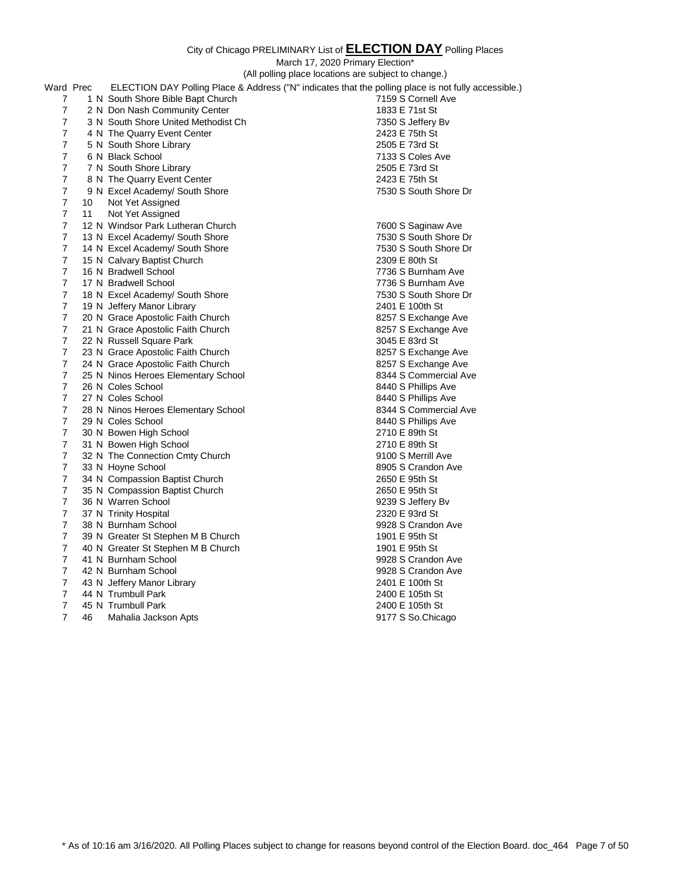City of Chicago PRELIMINARY List of **ELECTION DAY** Polling Places

March 17, 2020 Primary Election*

(All polling place locations are subject to change.)

| Ward | Prec | | ELECTION DAY Polling Place & Address ("N" indicates that the polling place is not fully accessible.) | |
|---|---|---|---|---|
| 7 | 1 | N | South Shore Bible Bapt Church | 7159 S Cornell Ave |
| 7 | 2 | N | Don Nash Community Center | 1833 E 71st St |
| 7 | 3 | N | South Shore United Methodist Ch | 7350 S Jeffery Bv |
| 7 | 4 | N | The Quarry Event Center | 2423 E 75th St |
| 7 | 5 | N | South Shore Library | 2505 E 73rd St |
| 7 | 6 | N | Black School | 7133 S Coles Ave |
| 7 | 7 | N | South Shore Library | 2505 E 73rd St |
| 7 | 8 | N | The Quarry Event Center | 2423 E 75th St |
| 7 | 9 | N | Excel Academy/ South Shore | 7530 S South Shore Dr |
| 7 | 10 | | Not Yet Assigned | |
| 7 | 11 | | Not Yet Assigned | |
| 7 | 12 | N | Windsor Park Lutheran Church | 7600 S Saginaw Ave |
| 7 | 13 | N | Excel Academy/ South Shore | 7530 S South Shore Dr |
| 7 | 14 | N | Excel Academy/ South Shore | 7530 S South Shore Dr |
| 7 | 15 | N | Calvary Baptist Church | 2309 E 80th St |
| 7 | 16 | N | Bradwell School | 7736 S Burnham Ave |
| 7 | 17 | N | Bradwell School | 7736 S Burnham Ave |
| 7 | 18 | N | Excel Academy/ South Shore | 7530 S South Shore Dr |
| 7 | 19 | N | Jeffery Manor Library | 2401 E 100th St |
| 7 | 20 | N | Grace Apostolic Faith Church | 8257 S Exchange Ave |
| 7 | 21 | N | Grace Apostolic Faith Church | 8257 S Exchange Ave |
| 7 | 22 | N | Russell Square Park | 3045 E 83rd St |
| 7 | 23 | N | Grace Apostolic Faith Church | 8257 S Exchange Ave |
| 7 | 24 | N | Grace Apostolic Faith Church | 8257 S Exchange Ave |
| 7 | 25 | N | Ninos Heroes Elementary School | 8344 S Commercial Ave |
| 7 | 26 | N | Coles School | 8440 S Phillips Ave |
| 7 | 27 | N | Coles School | 8440 S Phillips Ave |
| 7 | 28 | N | Ninos Heroes Elementary School | 8344 S Commercial Ave |
| 7 | 29 | N | Coles School | 8440 S Phillips Ave |
| 7 | 30 | N | Bowen High School | 2710 E 89th St |
| 7 | 31 | N | Bowen High School | 2710 E 89th St |
| 7 | 32 | N | The Connection Cmty Church | 9100 S Merrill Ave |
| 7 | 33 | N | Hoyne School | 8905 S Crandon Ave |
| 7 | 34 | N | Compassion Baptist Church | 2650 E 95th St |
| 7 | 35 | N | Compassion Baptist Church | 2650 E 95th St |
| 7 | 36 | N | Warren School | 9239 S Jeffery Bv |
| 7 | 37 | N | Trinity Hospital | 2320 E 93rd St |
| 7 | 38 | N | Burnham School | 9928 S Crandon Ave |
| 7 | 39 | N | Greater St Stephen M B Church | 1901 E 95th St |
| 7 | 40 | N | Greater St Stephen M B Church | 1901 E 95th St |
| 7 | 41 | N | Burnham School | 9928 S Crandon Ave |
| 7 | 42 | N | Burnham School | 9928 S Crandon Ave |
| 7 | 43 | N | Jeffery Manor Library | 2401 E 100th St |
| 7 | 44 | N | Trumbull Park | 2400 E 105th St |
| 7 | 45 | N | Trumbull Park | 2400 E 105th St |
| 7 | 46 | | Mahalia Jackson Apts | 9177 S So.Chicago |

* As of 10:16 am 3/16/2020. All Polling Places subject to change for reasons beyond control of the Election Board. doc_464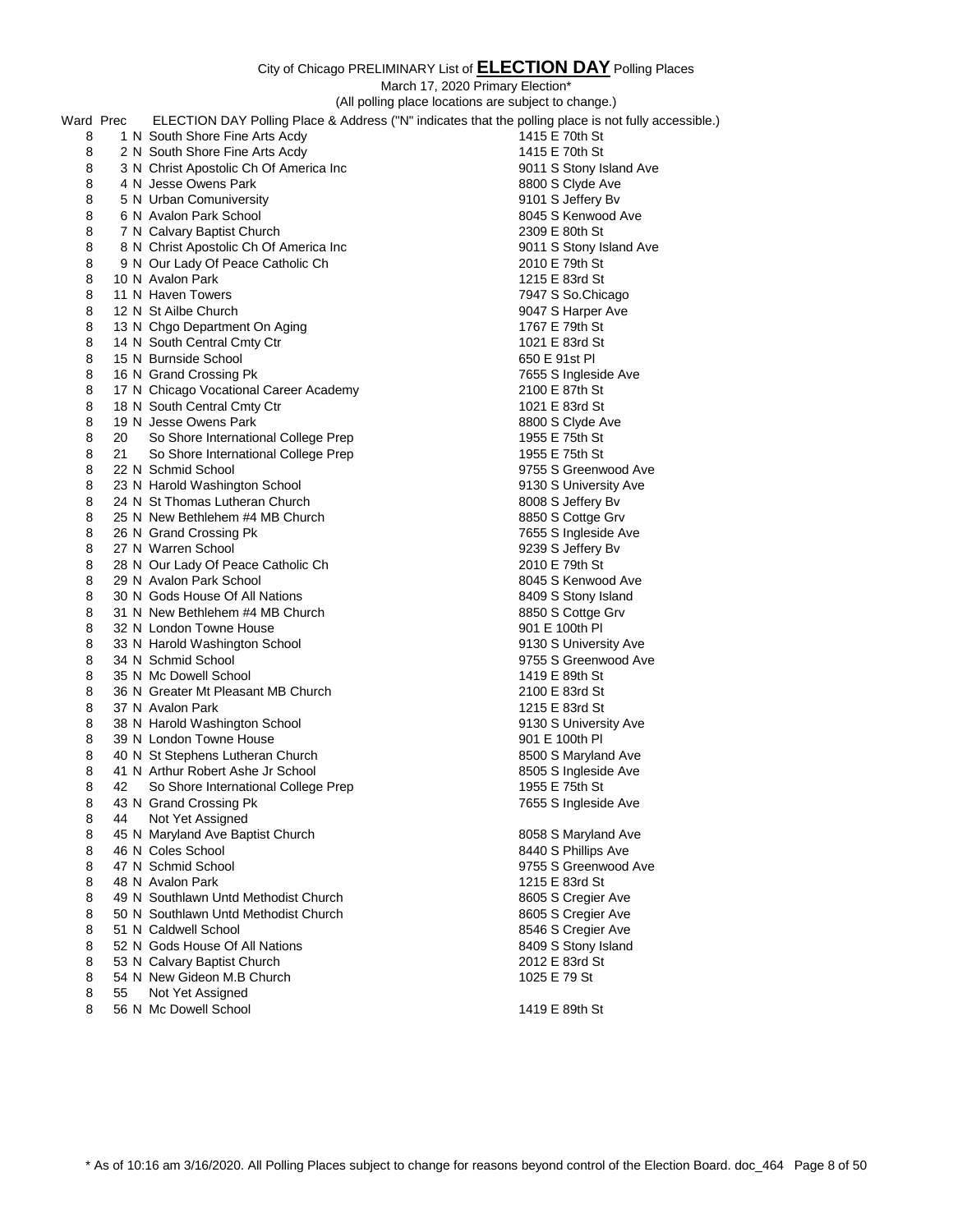City of Chicago PRELIMINARY List of **ELECTION DAY** Polling Places

March 17, 2020 Primary Election*

(All polling place locations are subject to change.)

| Ward | Prec | | ELECTION DAY Polling Place & Address ("N" indicates that the polling place is not fully accessible.) | |
|---|---|---|---|---|
| 8 | 1 | N | South Shore Fine Arts Acdy | 1415 E 70th St |
| 8 | 2 | N | South Shore Fine Arts Acdy | 1415 E 70th St |
| 8 | 3 | N | Christ Apostolic Ch Of America Inc | 9011 S Stony Island Ave |
| 8 | 4 | N | Jesse Owens Park | 8800 S Clyde Ave |
| 8 | 5 | N | Urban Comuniversity | 9101 S Jeffery Bv |
| 8 | 6 | N | Avalon Park School | 8045 S Kenwood Ave |
| 8 | 7 | N | Calvary Baptist Church | 2309 E 80th St |
| 8 | 8 | N | Christ Apostolic Ch Of America Inc | 9011 S Stony Island Ave |
| 8 | 9 | N | Our Lady Of Peace Catholic Ch | 2010 E 79th St |
| 8 | 10 | N | Avalon Park | 1215 E 83rd St |
| 8 | 11 | N | Haven Towers | 7947 S So.Chicago |
| 8 | 12 | N | St Ailbe Church | 9047 S Harper Ave |
| 8 | 13 | N | Chgo Department On Aging | 1767 E 79th St |
| 8 | 14 | N | South Central Cmty Ctr | 1021 E 83rd St |
| 8 | 15 | N | Burnside School | 650 E 91st Pl |
| 8 | 16 | N | Grand Crossing Pk | 7655 S Ingleside Ave |
| 8 | 17 | N | Chicago Vocational Career Academy | 2100 E 87th St |
| 8 | 18 | N | South Central Cmty Ctr | 1021 E 83rd St |
| 8 | 19 | N | Jesse Owens Park | 8800 S Clyde Ave |
| 8 | 20 | | So Shore International College Prep | 1955 E 75th St |
| 8 | 21 | | So Shore International College Prep | 1955 E 75th St |
| 8 | 22 | N | Schmid School | 9755 S Greenwood Ave |
| 8 | 23 | N | Harold Washington School | 9130 S University Ave |
| 8 | 24 | N | St Thomas Lutheran Church | 8008 S Jeffery Bv |
| 8 | 25 | N | New Bethlehem #4 MB Church | 8850 S Cottge Grv |
| 8 | 26 | N | Grand Crossing Pk | 7655 S Ingleside Ave |
| 8 | 27 | N | Warren School | 9239 S Jeffery Bv |
| 8 | 28 | N | Our Lady Of Peace Catholic Ch | 2010 E 79th St |
| 8 | 29 | N | Avalon Park School | 8045 S Kenwood Ave |
| 8 | 30 | N | Gods House Of All Nations | 8409 S Stony Island |
| 8 | 31 | N | New Bethlehem #4 MB Church | 8850 S Cottge Grv |
| 8 | 32 | N | London Towne House | 901 E 100th Pl |
| 8 | 33 | N | Harold Washington School | 9130 S University Ave |
| 8 | 34 | N | Schmid School | 9755 S Greenwood Ave |
| 8 | 35 | N | Mc Dowell School | 1419 E 89th St |
| 8 | 36 | N | Greater Mt Pleasant MB Church | 2100 E 83rd St |
| 8 | 37 | N | Avalon Park | 1215 E 83rd St |
| 8 | 38 | N | Harold Washington School | 9130 S University Ave |
| 8 | 39 | N | London Towne House | 901 E 100th Pl |
| 8 | 40 | N | St Stephens Lutheran Church | 8500 S Maryland Ave |
| 8 | 41 | N | Arthur Robert Ashe Jr School | 8505 S Ingleside Ave |
| 8 | 42 | | So Shore International College Prep | 1955 E 75th St |
| 8 | 43 | N | Grand Crossing Pk | 7655 S Ingleside Ave |
| 8 | 44 | | Not Yet Assigned | |
| 8 | 45 | N | Maryland Ave Baptist Church | 8058 S Maryland Ave |
| 8 | 46 | N | Coles School | 8440 S Phillips Ave |
| 8 | 47 | N | Schmid School | 9755 S Greenwood Ave |
| 8 | 48 | N | Avalon Park | 1215 E 83rd St |
| 8 | 49 | N | Southlawn Untd Methodist Church | 8605 S Cregier Ave |
| 8 | 50 | N | Southlawn Untd Methodist Church | 8605 S Cregier Ave |
| 8 | 51 | N | Caldwell School | 8546 S Cregier Ave |
| 8 | 52 | N | Gods House Of All Nations | 8409 S Stony Island |
| 8 | 53 | N | Calvary Baptist Church | 2012 E 83rd St |
| 8 | 54 | N | New Gideon M.B Church | 1025 E 79 St |
| 8 | 55 | | Not Yet Assigned | |
| 8 | 56 | N | Mc Dowell School | 1419 E 89th St |

* As of 10:16 am 3/16/2020. All Polling Places subject to change for reasons beyond control of the Election Board. doc_464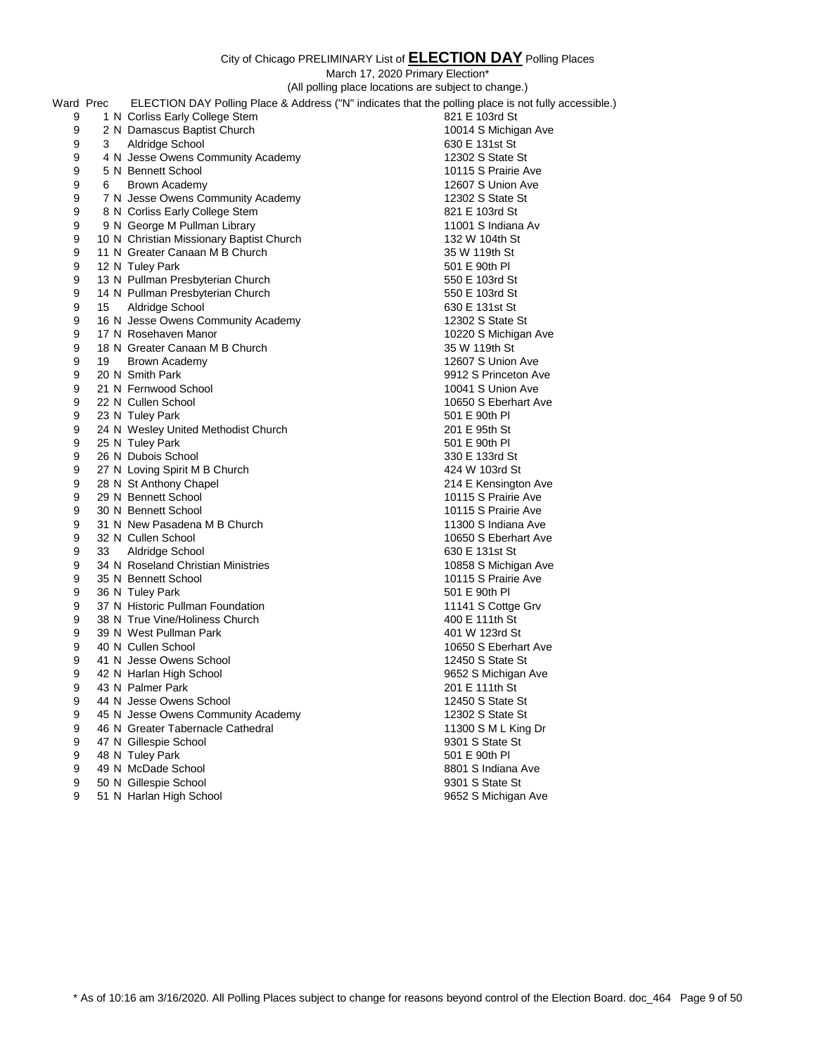City of Chicago PRELIMINARY List of **ELECTION DAY** Polling Places

March 17, 2020 Primary Election*

(All polling place locations are subject to change.)

| Ward | Prec | | ELECTION DAY Polling Place & Address ("N" indicates that the polling place is not fully accessible.) | |
|---|---|---|---|---|
| 9 | 1 | N | Corliss Early College Stem | 821 E 103rd St |
| 9 | 2 | N | Damascus Baptist Church | 10014 S Michigan Ave |
| 9 | 3 | | Aldridge School | 630 E 131st St |
| 9 | 4 | N | Jesse Owens Community Academy | 12302 S State St |
| 9 | 5 | N | Bennett School | 10115 S Prairie Ave |
| 9 | 6 | | Brown Academy | 12607 S Union Ave |
| 9 | 7 | N | Jesse Owens Community Academy | 12302 S State St |
| 9 | 8 | N | Corliss Early College Stem | 821 E 103rd St |
| 9 | 9 | N | George M Pullman Library | 11001 S Indiana Av |
| 9 | 10 | N | Christian Missionary Baptist Church | 132 W 104th St |
| 9 | 11 | N | Greater Canaan M B Church | 35 W 119th St |
| 9 | 12 | N | Tuley Park | 501 E 90th Pl |
| 9 | 13 | N | Pullman Presbyterian Church | 550 E 103rd St |
| 9 | 14 | N | Pullman Presbyterian Church | 550 E 103rd St |
| 9 | 15 | | Aldridge School | 630 E 131st St |
| 9 | 16 | N | Jesse Owens Community Academy | 12302 S State St |
| 9 | 17 | N | Rosehaven Manor | 10220 S Michigan Ave |
| 9 | 18 | N | Greater Canaan M B Church | 35 W 119th St |
| 9 | 19 | | Brown Academy | 12607 S Union Ave |
| 9 | 20 | N | Smith Park | 9912 S Princeton Ave |
| 9 | 21 | N | Fernwood School | 10041 S Union Ave |
| 9 | 22 | N | Cullen School | 10650 S Eberhart Ave |
| 9 | 23 | N | Tuley Park | 501 E 90th Pl |
| 9 | 24 | N | Wesley United Methodist Church | 201 E 95th St |
| 9 | 25 | N | Tuley Park | 501 E 90th Pl |
| 9 | 26 | N | Dubois School | 330 E 133rd St |
| 9 | 27 | N | Loving Spirit M B Church | 424 W 103rd St |
| 9 | 28 | N | St Anthony Chapel | 214 E Kensington Ave |
| 9 | 29 | N | Bennett School | 10115 S Prairie Ave |
| 9 | 30 | N | Bennett School | 10115 S Prairie Ave |
| 9 | 31 | N | New Pasadena M B Church | 11300 S Indiana Ave |
| 9 | 32 | N | Cullen School | 10650 S Eberhart Ave |
| 9 | 33 | | Aldridge School | 630 E 131st St |
| 9 | 34 | N | Roseland Christian Ministries | 10858 S Michigan Ave |
| 9 | 35 | N | Bennett School | 10115 S Prairie Ave |
| 9 | 36 | N | Tuley Park | 501 E 90th Pl |
| 9 | 37 | N | Historic Pullman Foundation | 11141 S Cottge Grv |
| 9 | 38 | N | True Vine/Holiness Church | 400 E 111th St |
| 9 | 39 | N | West Pullman Park | 401 W 123rd St |
| 9 | 40 | N | Cullen School | 10650 S Eberhart Ave |
| 9 | 41 | N | Jesse Owens School | 12450 S State St |
| 9 | 42 | N | Harlan High School | 9652 S Michigan Ave |
| 9 | 43 | N | Palmer Park | 201 E 111th St |
| 9 | 44 | N | Jesse Owens School | 12450 S State St |
| 9 | 45 | N | Jesse Owens Community Academy | 12302 S State St |
| 9 | 46 | N | Greater Tabernacle Cathedral | 11300 S M L King Dr |
| 9 | 47 | N | Gillespie School | 9301 S State St |
| 9 | 48 | N | Tuley Park | 501 E 90th Pl |
| 9 | 49 | N | McDade School | 8801 S Indiana Ave |
| 9 | 50 | N | Gillespie School | 9301 S State St |
| 9 | 51 | N | Harlan High School | 9652 S Michigan Ave |

* As of 10:16 am 3/16/2020. All Polling Places subject to change for reasons beyond control of the Election Board. doc_464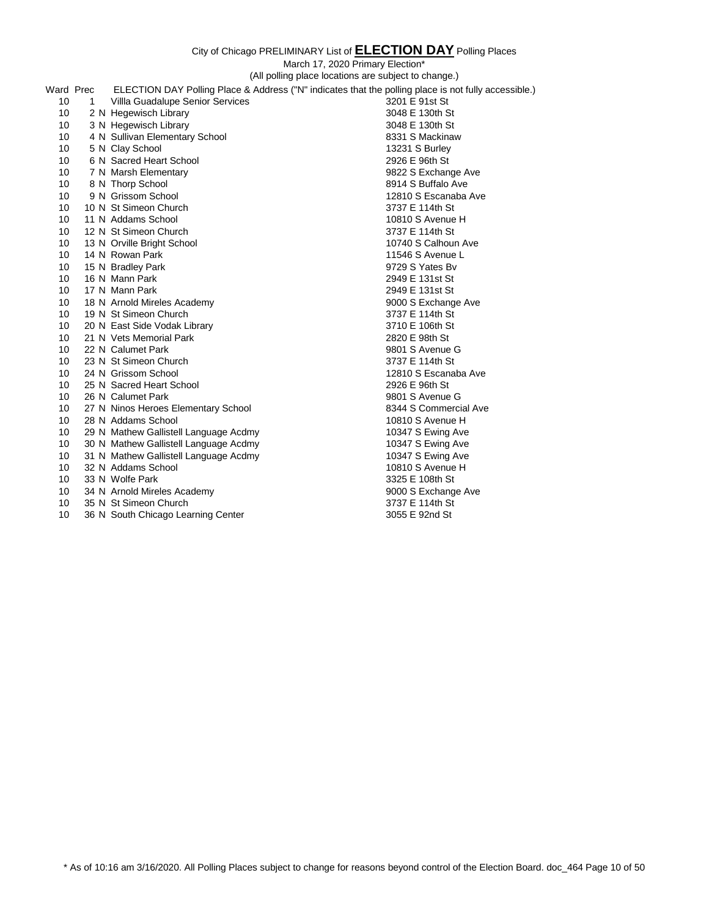City of Chicago PRELIMINARY List of **ELECTION DAY** Polling Places

March 17, 2020 Primary Election*

(All polling place locations are subject to change.)

| Ward | Prec | | ELECTION DAY Polling Place & Address ("N" indicates that the polling place is not fully accessible.) | |
|---|---|---|---|---|
| 10 | 1 | | Villla Guadalupe Senior Services | 3201 E 91st St |
| 10 | 2 | N | Hegewisch Library | 3048 E 130th St |
| 10 | 3 | N | Hegewisch Library | 3048 E 130th St |
| 10 | 4 | N | Sullivan Elementary School | 8331 S Mackinaw |
| 10 | 5 | N | Clay School | 13231 S Burley |
| 10 | 6 | N | Sacred Heart School | 2926 E 96th St |
| 10 | 7 | N | Marsh Elementary | 9822 S Exchange Ave |
| 10 | 8 | N | Thorp School | 8914 S Buffalo Ave |
| 10 | 9 | N | Grissom School | 12810 S Escanaba Ave |
| 10 | 10 | N | St Simeon Church | 3737 E 114th St |
| 10 | 11 | N | Addams School | 10810 S Avenue H |
| 10 | 12 | N | St Simeon Church | 3737 E 114th St |
| 10 | 13 | N | Orville Bright School | 10740 S Calhoun Ave |
| 10 | 14 | N | Rowan Park | 11546 S Avenue L |
| 10 | 15 | N | Bradley Park | 9729 S Yates Bv |
| 10 | 16 | N | Mann Park | 2949 E 131st St |
| 10 | 17 | N | Mann Park | 2949 E 131st St |
| 10 | 18 | N | Arnold Mireles Academy | 9000 S Exchange Ave |
| 10 | 19 | N | St Simeon Church | 3737 E 114th St |
| 10 | 20 | N | East Side Vodak Library | 3710 E 106th St |
| 10 | 21 | N | Vets Memorial Park | 2820 E 98th St |
| 10 | 22 | N | Calumet Park | 9801 S Avenue G |
| 10 | 23 | N | St Simeon Church | 3737 E 114th St |
| 10 | 24 | N | Grissom School | 12810 S Escanaba Ave |
| 10 | 25 | N | Sacred Heart School | 2926 E 96th St |
| 10 | 26 | N | Calumet Park | 9801 S Avenue G |
| 10 | 27 | N | Ninos Heroes Elementary School | 8344 S Commercial Ave |
| 10 | 28 | N | Addams School | 10810 S Avenue H |
| 10 | 29 | N | Mathew Gallistell Language Acdmy | 10347 S Ewing Ave |
| 10 | 30 | N | Mathew Gallistell Language Acdmy | 10347 S Ewing Ave |
| 10 | 31 | N | Mathew Gallistell Language Acdmy | 10347 S Ewing Ave |
| 10 | 32 | N | Addams School | 10810 S Avenue H |
| 10 | 33 | N | Wolfe Park | 3325 E 108th St |
| 10 | 34 | N | Arnold Mireles Academy | 9000 S Exchange Ave |
| 10 | 35 | N | St Simeon Church | 3737 E 114th St |
| 10 | 36 | N | South Chicago Learning Center | 3055 E 92nd St |

\* As of 10:16 am 3/16/2020. All Polling Places subject to change for reasons beyond control of the Election Board. doc_464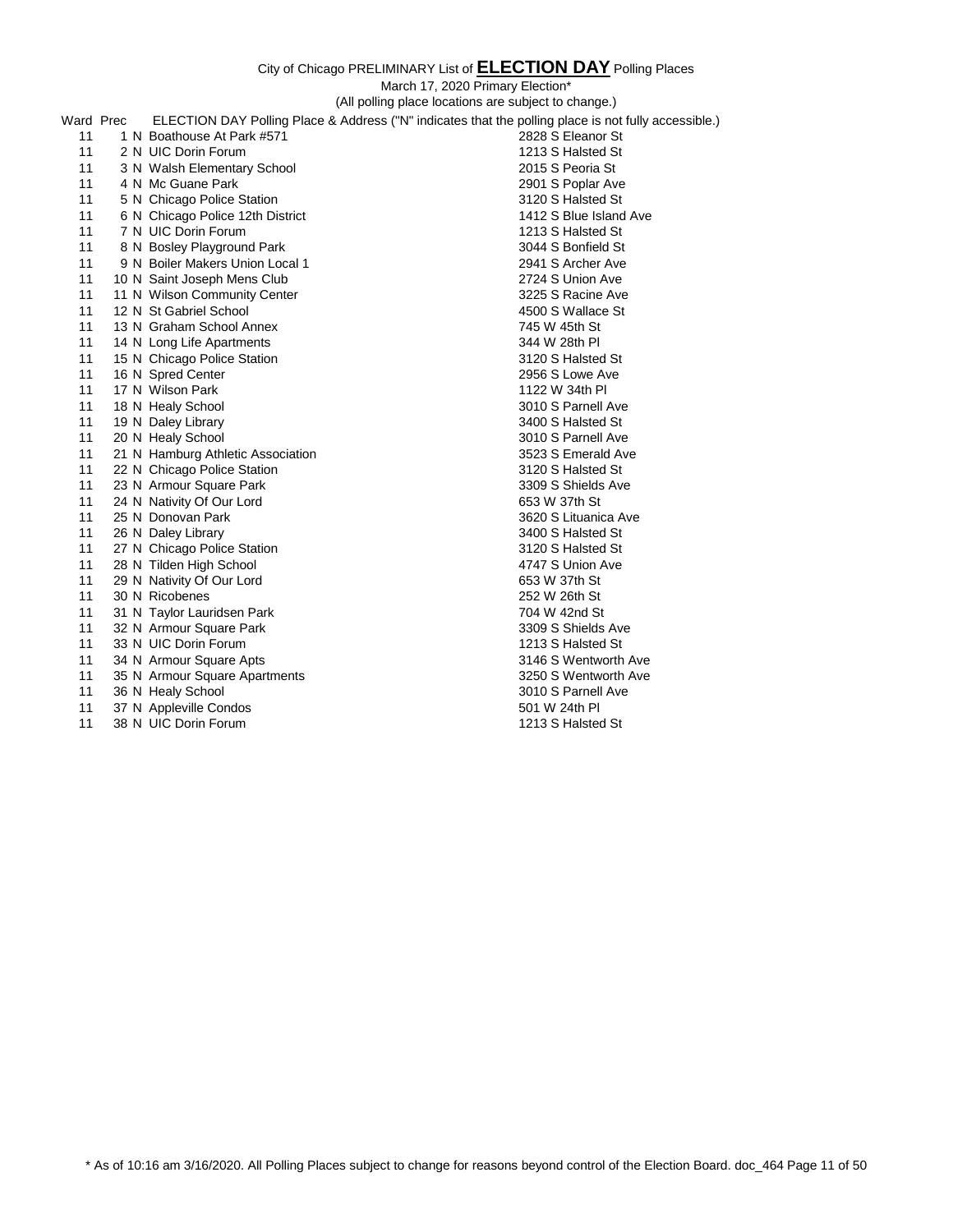City of Chicago PRELIMINARY List of **ELECTION DAY** Polling Places

March 17, 2020 Primary Election*

(All polling place locations are subject to change.)

| Ward | Prec | | ELECTION DAY Polling Place & Address ("N" indicates that the polling place is not fully accessible.) | |
|---|---|---|---|---|
| 11 | 1 | N | Boathouse At Park #571 | 2828 S Eleanor St |
| 11 | 2 | N | UIC Dorin Forum | 1213 S Halsted St |
| 11 | 3 | N | Walsh Elementary School | 2015 S Peoria St |
| 11 | 4 | N | Mc Guane Park | 2901 S Poplar Ave |
| 11 | 5 | N | Chicago Police Station | 3120 S Halsted St |
| 11 | 6 | N | Chicago Police 12th District | 1412 S Blue Island Ave |
| 11 | 7 | N | UIC Dorin Forum | 1213 S Halsted St |
| 11 | 8 | N | Bosley Playground Park | 3044 S Bonfield St |
| 11 | 9 | N | Boiler Makers Union Local 1 | 2941 S Archer Ave |
| 11 | 10 | N | Saint Joseph Mens Club | 2724 S Union Ave |
| 11 | 11 | N | Wilson Community Center | 3225 S Racine Ave |
| 11 | 12 | N | St Gabriel School | 4500 S Wallace St |
| 11 | 13 | N | Graham School Annex | 745 W 45th St |
| 11 | 14 | N | Long Life Apartments | 344 W 28th Pl |
| 11 | 15 | N | Chicago Police Station | 3120 S Halsted St |
| 11 | 16 | N | Spred Center | 2956 S Lowe Ave |
| 11 | 17 | N | Wilson Park | 1122 W 34th Pl |
| 11 | 18 | N | Healy School | 3010 S Parnell Ave |
| 11 | 19 | N | Daley Library | 3400 S Halsted St |
| 11 | 20 | N | Healy School | 3010 S Parnell Ave |
| 11 | 21 | N | Hamburg Athletic Association | 3523 S Emerald Ave |
| 11 | 22 | N | Chicago Police Station | 3120 S Halsted St |
| 11 | 23 | N | Armour Square Park | 3309 S Shields Ave |
| 11 | 24 | N | Nativity Of Our Lord | 653 W 37th St |
| 11 | 25 | N | Donovan Park | 3620 S Lituanica Ave |
| 11 | 26 | N | Daley Library | 3400 S Halsted St |
| 11 | 27 | N | Chicago Police Station | 3120 S Halsted St |
| 11 | 28 | N | Tilden High School | 4747 S Union Ave |
| 11 | 29 | N | Nativity Of Our Lord | 653 W 37th St |
| 11 | 30 | N | Ricobenes | 252 W 26th St |
| 11 | 31 | N | Taylor Lauridsen Park | 704 W 42nd St |
| 11 | 32 | N | Armour Square Park | 3309 S Shields Ave |
| 11 | 33 | N | UIC Dorin Forum | 1213 S Halsted St |
| 11 | 34 | N | Armour Square Apts | 3146 S Wentworth Ave |
| 11 | 35 | N | Armour Square Apartments | 3250 S Wentworth Ave |
| 11 | 36 | N | Healy School | 3010 S Parnell Ave |
| 11 | 37 | N | Appleville Condos | 501 W 24th Pl |
| 11 | 38 | N | UIC Dorin Forum | 1213 S Halsted St |

* As of 10:16 am 3/16/2020. All Polling Places subject to change for reasons beyond control of the Election Board. doc_464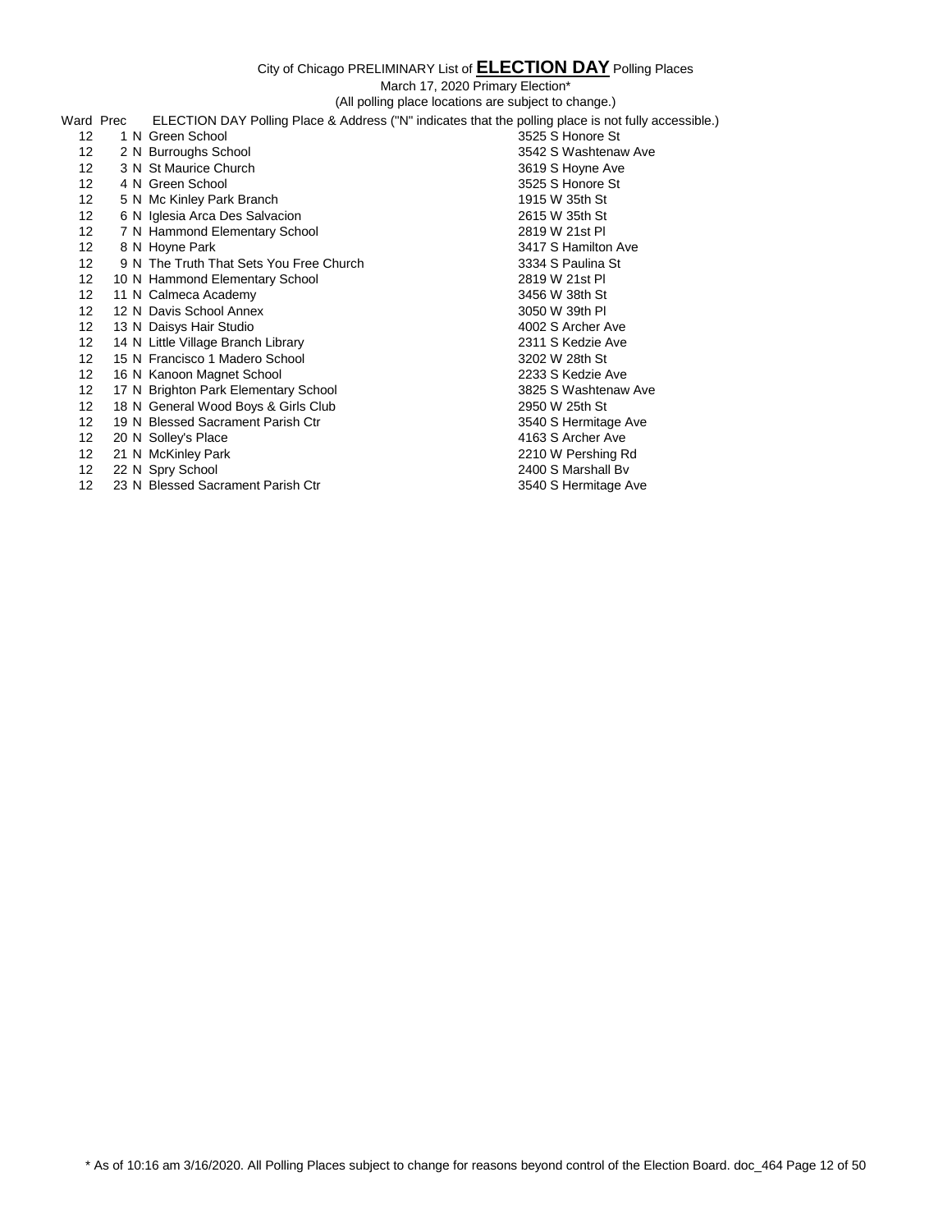City of Chicago PRELIMINARY List of **ELECTION DAY** Polling Places

March 17, 2020 Primary Election*

(All polling place locations are subject to change.)

| Ward | Prec | | ELECTION DAY Polling Place & Address ("N" indicates that the polling place is not fully accessible.) | |
|---|---|---|---|---|
| 12 | 1 | N | Green School | 3525 S Honore St |
| 12 | 2 | N | Burroughs School | 3542 S Washtenaw Ave |
| 12 | 3 | N | St Maurice Church | 3619 S Hoyne Ave |
| 12 | 4 | N | Green School | 3525 S Honore St |
| 12 | 5 | N | Mc Kinley Park Branch | 1915 W 35th St |
| 12 | 6 | N | Iglesia Arca Des Salvacion | 2615 W 35th St |
| 12 | 7 | N | Hammond Elementary School | 2819 W 21st Pl |
| 12 | 8 | N | Hoyne Park | 3417 S Hamilton Ave |
| 12 | 9 | N | The Truth That Sets You Free Church | 3334 S Paulina St |
| 12 | 10 | N | Hammond Elementary School | 2819 W 21st Pl |
| 12 | 11 | N | Calmeca Academy | 3456 W 38th St |
| 12 | 12 | N | Davis School Annex | 3050 W 39th Pl |
| 12 | 13 | N | Daisys Hair Studio | 4002 S Archer Ave |
| 12 | 14 | N | Little Village Branch Library | 2311 S Kedzie Ave |
| 12 | 15 | N | Francisco 1 Madero School | 3202 W 28th St |
| 12 | 16 | N | Kanoon Magnet School | 2233 S Kedzie Ave |
| 12 | 17 | N | Brighton Park Elementary School | 3825 S Washtenaw Ave |
| 12 | 18 | N | General Wood Boys & Girls Club | 2950 W 25th St |
| 12 | 19 | N | Blessed Sacrament Parish Ctr | 3540 S Hermitage Ave |
| 12 | 20 | N | Solley's Place | 4163 S Archer Ave |
| 12 | 21 | N | McKinley Park | 2210 W Pershing Rd |
| 12 | 22 | N | Spry School | 2400 S Marshall Bv |
| 12 | 23 | N | Blessed Sacrament Parish Ctr | 3540 S Hermitage Ave |

* As of 10:16 am 3/16/2020. All Polling Places subject to change for reasons beyond control of the Election Board. doc_464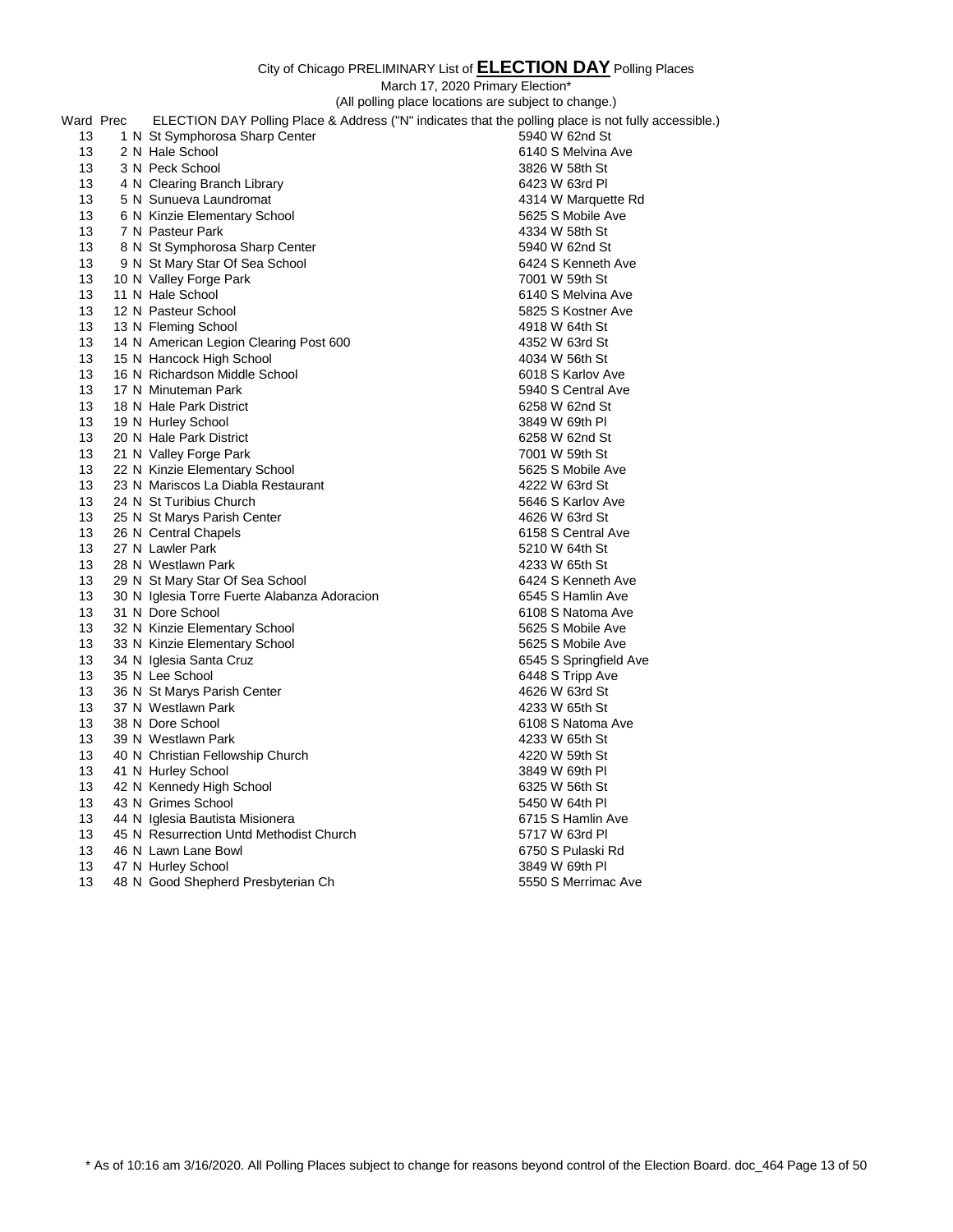City of Chicago PRELIMINARY List of **ELECTION DAY** Polling Places

March 17, 2020 Primary Election*

(All polling place locations are subject to change.)

| Ward | Prec | ELECTION DAY Polling Place & Address ("N" indicates that the polling place is not fully accessible.) | |
|---|---|---|---|
| 13 | 1 N | St Symphorosa Sharp Center | 5940 W 62nd St |
| 13 | 2 N | Hale School | 6140 S Melvina Ave |
| 13 | 3 N | Peck School | 3826 W 58th St |
| 13 | 4 N | Clearing Branch Library | 6423 W 63rd Pl |
| 13 | 5 N | Sunueva Laundromat | 4314 W Marquette Rd |
| 13 | 6 N | Kinzie Elementary School | 5625 S Mobile Ave |
| 13 | 7 N | Pasteur Park | 4334 W 58th St |
| 13 | 8 N | St Symphorosa Sharp Center | 5940 W 62nd St |
| 13 | 9 N | St Mary Star Of Sea School | 6424 S Kenneth Ave |
| 13 | 10 N | Valley Forge Park | 7001 W 59th St |
| 13 | 11 N | Hale School | 6140 S Melvina Ave |
| 13 | 12 N | Pasteur School | 5825 S Kostner Ave |
| 13 | 13 N | Fleming School | 4918 W 64th St |
| 13 | 14 N | American Legion Clearing Post 600 | 4352 W 63rd St |
| 13 | 15 N | Hancock High School | 4034 W 56th St |
| 13 | 16 N | Richardson Middle School | 6018 S Karlov Ave |
| 13 | 17 N | Minuteman Park | 5940 S Central Ave |
| 13 | 18 N | Hale Park District | 6258 W 62nd St |
| 13 | 19 N | Hurley School | 3849 W 69th Pl |
| 13 | 20 N | Hale Park District | 6258 W 62nd St |
| 13 | 21 N | Valley Forge Park | 7001 W 59th St |
| 13 | 22 N | Kinzie Elementary School | 5625 S Mobile Ave |
| 13 | 23 N | Mariscos La Diabla Restaurant | 4222 W 63rd St |
| 13 | 24 N | St Turibius Church | 5646 S Karlov Ave |
| 13 | 25 N | St Marys Parish Center | 4626 W 63rd St |
| 13 | 26 N | Central Chapels | 6158 S Central Ave |
| 13 | 27 N | Lawler Park | 5210 W 64th St |
| 13 | 28 N | Westlawn Park | 4233 W 65th St |
| 13 | 29 N | St Mary Star Of Sea School | 6424 S Kenneth Ave |
| 13 | 30 N | Iglesia Torre Fuerte Alabanza Adoracion | 6545 S Hamlin Ave |
| 13 | 31 N | Dore School | 6108 S Natoma Ave |
| 13 | 32 N | Kinzie Elementary School | 5625 S Mobile Ave |
| 13 | 33 N | Kinzie Elementary School | 5625 S Mobile Ave |
| 13 | 34 N | Iglesia Santa Cruz | 6545 S Springfield Ave |
| 13 | 35 N | Lee School | 6448 S Tripp Ave |
| 13 | 36 N | St Marys Parish Center | 4626 W 63rd St |
| 13 | 37 N | Westlawn Park | 4233 W 65th St |
| 13 | 38 N | Dore School | 6108 S Natoma Ave |
| 13 | 39 N | Westlawn Park | 4233 W 65th St |
| 13 | 40 N | Christian Fellowship Church | 4220 W 59th St |
| 13 | 41 N | Hurley School | 3849 W 69th Pl |
| 13 | 42 N | Kennedy High School | 6325 W 56th St |
| 13 | 43 N | Grimes School | 5450 W 64th Pl |
| 13 | 44 N | Iglesia Bautista Misionera | 6715 S Hamlin Ave |
| 13 | 45 N | Resurrection Untd Methodist Church | 5717 W 63rd Pl |
| 13 | 46 N | Lawn Lane Bowl | 6750 S Pulaski Rd |
| 13 | 47 N | Hurley School | 3849 W 69th Pl |
| 13 | 48 N | Good Shepherd Presbyterian Ch | 5550 S Merrimac Ave |

* As of 10:16 am 3/16/2020. All Polling Places subject to change for reasons beyond control of the Election Board. doc_464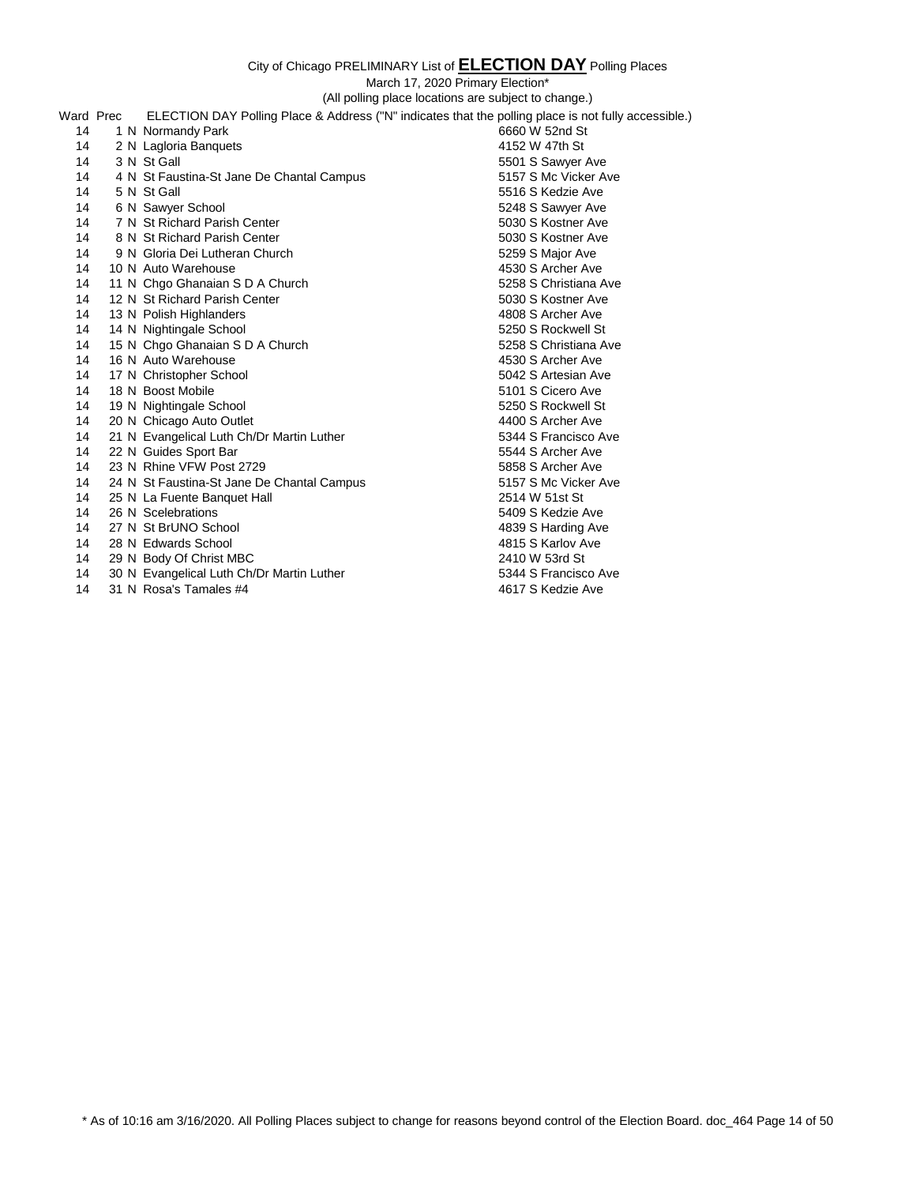City of Chicago PRELIMINARY List of **ELECTION DAY** Polling Places

March 17, 2020 Primary Election*

(All polling place locations are subject to change.)

| Ward | Prec | ELECTION DAY Polling Place & Address ("N" indicates that the polling place is not fully accessible.) | |
|---|---|---|---|
| 14 | 1 N | Normandy Park | 6660 W 52nd St |
| 14 | 2 N | Lagloria Banquets | 4152 W 47th St |
| 14 | 3 N | St Gall | 5501 S Sawyer Ave |
| 14 | 4 N | St Faustina-St Jane De Chantal Campus | 5157 S Mc Vicker Ave |
| 14 | 5 N | St Gall | 5516 S Kedzie Ave |
| 14 | 6 N | Sawyer School | 5248 S Sawyer Ave |
| 14 | 7 N | St Richard Parish Center | 5030 S Kostner Ave |
| 14 | 8 N | St Richard Parish Center | 5030 S Kostner Ave |
| 14 | 9 N | Gloria Dei Lutheran Church | 5259 S Major Ave |
| 14 | 10 N | Auto Warehouse | 4530 S Archer Ave |
| 14 | 11 N | Chgo Ghanaian S D A Church | 5258 S Christiana Ave |
| 14 | 12 N | St Richard Parish Center | 5030 S Kostner Ave |
| 14 | 13 N | Polish Highlanders | 4808 S Archer Ave |
| 14 | 14 N | Nightingale School | 5250 S Rockwell St |
| 14 | 15 N | Chgo Ghanaian S D A Church | 5258 S Christiana Ave |
| 14 | 16 N | Auto Warehouse | 4530 S Archer Ave |
| 14 | 17 N | Christopher School | 5042 S Artesian Ave |
| 14 | 18 N | Boost Mobile | 5101 S Cicero Ave |
| 14 | 19 N | Nightingale School | 5250 S Rockwell St |
| 14 | 20 N | Chicago Auto Outlet | 4400 S Archer Ave |
| 14 | 21 N | Evangelical Luth Ch/Dr Martin Luther | 5344 S Francisco Ave |
| 14 | 22 N | Guides Sport Bar | 5544 S Archer Ave |
| 14 | 23 N | Rhine VFW Post 2729 | 5858 S Archer Ave |
| 14 | 24 N | St Faustina-St Jane De Chantal Campus | 5157 S Mc Vicker Ave |
| 14 | 25 N | La Fuente Banquet Hall | 2514 W 51st St |
| 14 | 26 N | Scelebrations | 5409 S Kedzie Ave |
| 14 | 27 N | St BrUNO School | 4839 S Harding Ave |
| 14 | 28 N | Edwards School | 4815 S Karlov Ave |
| 14 | 29 N | Body Of Christ MBC | 2410 W 53rd St |
| 14 | 30 N | Evangelical Luth Ch/Dr Martin Luther | 5344 S Francisco Ave |
| 14 | 31 N | Rosa's Tamales #4 | 4617 S Kedzie Ave |

* As of 10:16 am 3/16/2020. All Polling Places subject to change for reasons beyond control of the Election Board. doc_464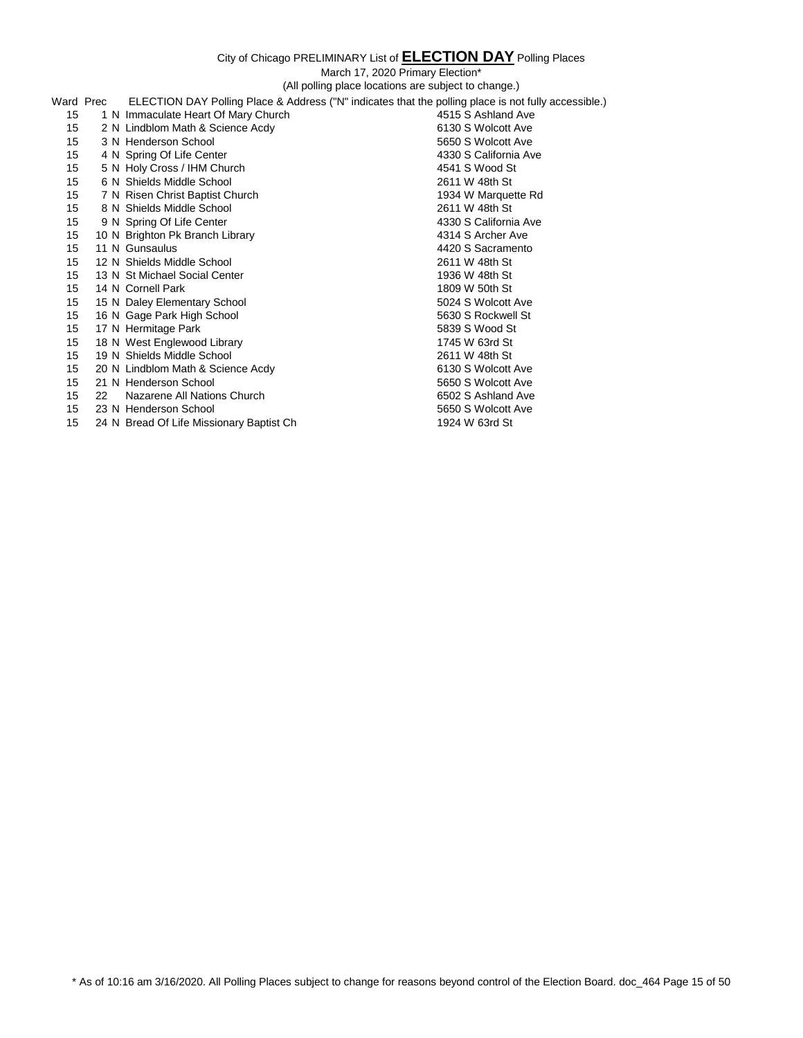City of Chicago PRELIMINARY List of **ELECTION DAY** Polling Places

March 17, 2020 Primary Election*

(All polling place locations are subject to change.)

| Ward | Prec | | ELECTION DAY Polling Place & Address ("N" indicates that the polling place is not fully accessible.) | |
|---|---|---|---|---|
| 15 | 1 | N | Immaculate Heart Of Mary Church | 4515 S Ashland Ave |
| 15 | 2 | N | Lindblom Math & Science Acdy | 6130 S Wolcott Ave |
| 15 | 3 | N | Henderson School | 5650 S Wolcott Ave |
| 15 | 4 | N | Spring Of Life Center | 4330 S California Ave |
| 15 | 5 | N | Holy Cross / IHM Church | 4541 S Wood St |
| 15 | 6 | N | Shields Middle School | 2611 W 48th St |
| 15 | 7 | N | Risen Christ Baptist Church | 1934 W Marquette Rd |
| 15 | 8 | N | Shields Middle School | 2611 W 48th St |
| 15 | 9 | N | Spring Of Life Center | 4330 S California Ave |
| 15 | 10 | N | Brighton Pk Branch Library | 4314 S Archer Ave |
| 15 | 11 | N | Gunsaulus | 4420 S Sacramento |
| 15 | 12 | N | Shields Middle School | 2611 W 48th St |
| 15 | 13 | N | St Michael Social Center | 1936 W 48th St |
| 15 | 14 | N | Cornell Park | 1809 W 50th St |
| 15 | 15 | N | Daley Elementary School | 5024 S Wolcott Ave |
| 15 | 16 | N | Gage Park High School | 5630 S Rockwell St |
| 15 | 17 | N | Hermitage Park | 5839 S Wood St |
| 15 | 18 | N | West Englewood Library | 1745 W 63rd St |
| 15 | 19 | N | Shields Middle School | 2611 W 48th St |
| 15 | 20 | N | Lindblom Math & Science Acdy | 6130 S Wolcott Ave |
| 15 | 21 | N | Henderson School | 5650 S Wolcott Ave |
| 15 | 22 | | Nazarene All Nations Church | 6502 S Ashland Ave |
| 15 | 23 | N | Henderson School | 5650 S Wolcott Ave |
| 15 | 24 | N | Bread Of Life Missionary Baptist Ch | 1924 W 63rd St |

* As of 10:16 am 3/16/2020. All Polling Places subject to change for reasons beyond control of the Election Board. doc_464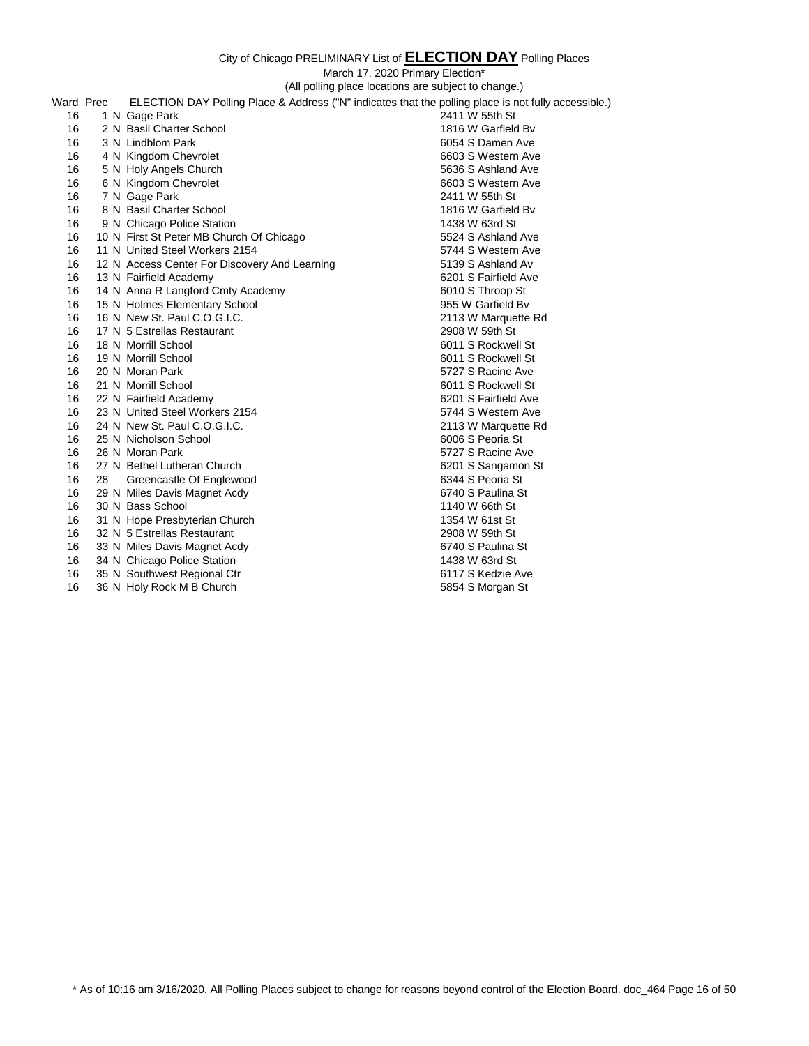City of Chicago PRELIMINARY List of **ELECTION DAY** Polling Places

March 17, 2020 Primary Election*

(All polling place locations are subject to change.)

| Ward | Prec | | ELECTION DAY Polling Place & Address ("N" indicates that the polling place is not fully accessible.) | |
|---|---|---|---|---|
| 16 | 1 | N | Gage Park | 2411 W 55th St |
| 16 | 2 | N | Basil Charter School | 1816 W Garfield Bv |
| 16 | 3 | N | Lindblom Park | 6054 S Damen Ave |
| 16 | 4 | N | Kingdom Chevrolet | 6603 S Western Ave |
| 16 | 5 | N | Holy Angels Church | 5636 S Ashland Ave |
| 16 | 6 | N | Kingdom Chevrolet | 6603 S Western Ave |
| 16 | 7 | N | Gage Park | 2411 W 55th St |
| 16 | 8 | N | Basil Charter School | 1816 W Garfield Bv |
| 16 | 9 | N | Chicago Police Station | 1438 W 63rd St |
| 16 | 10 | N | First St Peter MB Church Of Chicago | 5524 S Ashland Ave |
| 16 | 11 | N | United Steel Workers 2154 | 5744 S Western Ave |
| 16 | 12 | N | Access Center For Discovery And Learning | 5139 S Ashland Av |
| 16 | 13 | N | Fairfield Academy | 6201 S Fairfield Ave |
| 16 | 14 | N | Anna R Langford Cmty Academy | 6010 S Throop St |
| 16 | 15 | N | Holmes Elementary School | 955 W Garfield Bv |
| 16 | 16 | N | New St. Paul C.O.G.I.C. | 2113 W Marquette Rd |
| 16 | 17 | N | 5 Estrellas Restaurant | 2908 W 59th St |
| 16 | 18 | N | Morrill School | 6011 S Rockwell St |
| 16 | 19 | N | Morrill School | 6011 S Rockwell St |
| 16 | 20 | N | Moran Park | 5727 S Racine Ave |
| 16 | 21 | N | Morrill School | 6011 S Rockwell St |
| 16 | 22 | N | Fairfield Academy | 6201 S Fairfield Ave |
| 16 | 23 | N | United Steel Workers 2154 | 5744 S Western Ave |
| 16 | 24 | N | New St. Paul C.O.G.I.C. | 2113 W Marquette Rd |
| 16 | 25 | N | Nicholson School | 6006 S Peoria St |
| 16 | 26 | N | Moran Park | 5727 S Racine Ave |
| 16 | 27 | N | Bethel Lutheran Church | 6201 S Sangamon St |
| 16 | 28 | | Greencastle Of Englewood | 6344 S Peoria St |
| 16 | 29 | N | Miles Davis Magnet Acdy | 6740 S Paulina St |
| 16 | 30 | N | Bass School | 1140 W 66th St |
| 16 | 31 | N | Hope Presbyterian Church | 1354 W 61st St |
| 16 | 32 | N | 5 Estrellas Restaurant | 2908 W 59th St |
| 16 | 33 | N | Miles Davis Magnet Acdy | 6740 S Paulina St |
| 16 | 34 | N | Chicago Police Station | 1438 W 63rd St |
| 16 | 35 | N | Southwest Regional Ctr | 6117 S Kedzie Ave |
| 16 | 36 | N | Holy Rock M B Church | 5854 S Morgan St |

* As of 10:16 am 3/16/2020. All Polling Places subject to change for reasons beyond control of the Election Board. doc_464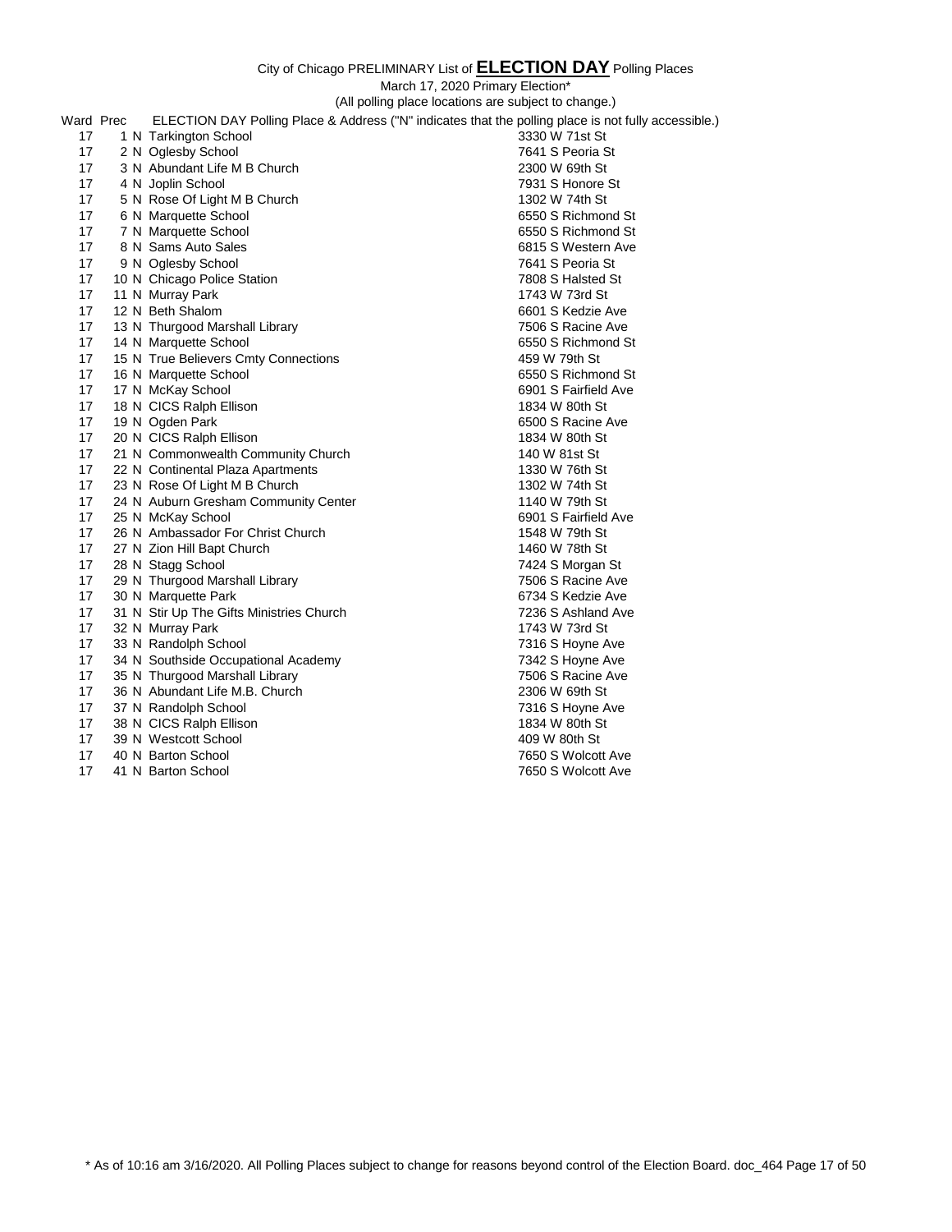City of Chicago PRELIMINARY List of **ELECTION DAY** Polling Places

March 17, 2020 Primary Election*

(All polling place locations are subject to change.)

| Ward | Prec | | ELECTION DAY Polling Place & Address ("N" indicates that the polling place is not fully accessible.) | |
|---|---|---|---|---|
| 17 | 1 | N | Tarkington School | 3330 W 71st St |
| 17 | 2 | N | Oglesby School | 7641 S Peoria St |
| 17 | 3 | N | Abundant Life M B Church | 2300 W 69th St |
| 17 | 4 | N | Joplin School | 7931 S Honore St |
| 17 | 5 | N | Rose Of Light M B Church | 1302 W 74th St |
| 17 | 6 | N | Marquette School | 6550 S Richmond St |
| 17 | 7 | N | Marquette School | 6550 S Richmond St |
| 17 | 8 | N | Sams Auto Sales | 6815 S Western Ave |
| 17 | 9 | N | Oglesby School | 7641 S Peoria St |
| 17 | 10 | N | Chicago Police Station | 7808 S Halsted St |
| 17 | 11 | N | Murray Park | 1743 W 73rd St |
| 17 | 12 | N | Beth Shalom | 6601 S Kedzie Ave |
| 17 | 13 | N | Thurgood Marshall Library | 7506 S Racine Ave |
| 17 | 14 | N | Marquette School | 6550 S Richmond St |
| 17 | 15 | N | True Believers Cmty Connections | 459 W 79th St |
| 17 | 16 | N | Marquette School | 6550 S Richmond St |
| 17 | 17 | N | McKay School | 6901 S Fairfield Ave |
| 17 | 18 | N | CICS Ralph Ellison | 1834 W 80th St |
| 17 | 19 | N | Ogden Park | 6500 S Racine Ave |
| 17 | 20 | N | CICS Ralph Ellison | 1834 W 80th St |
| 17 | 21 | N | Commonwealth Community Church | 140 W 81st St |
| 17 | 22 | N | Continental Plaza Apartments | 1330 W 76th St |
| 17 | 23 | N | Rose Of Light M B Church | 1302 W 74th St |
| 17 | 24 | N | Auburn Gresham Community Center | 1140 W 79th St |
| 17 | 25 | N | McKay School | 6901 S Fairfield Ave |
| 17 | 26 | N | Ambassador For Christ Church | 1548 W 79th St |
| 17 | 27 | N | Zion Hill Bapt Church | 1460 W 78th St |
| 17 | 28 | N | Stagg School | 7424 S Morgan St |
| 17 | 29 | N | Thurgood Marshall Library | 7506 S Racine Ave |
| 17 | 30 | N | Marquette Park | 6734 S Kedzie Ave |
| 17 | 31 | N | Stir Up The Gifts Ministries Church | 7236 S Ashland Ave |
| 17 | 32 | N | Murray Park | 1743 W 73rd St |
| 17 | 33 | N | Randolph School | 7316 S Hoyne Ave |
| 17 | 34 | N | Southside Occupational Academy | 7342 S Hoyne Ave |
| 17 | 35 | N | Thurgood Marshall Library | 7506 S Racine Ave |
| 17 | 36 | N | Abundant Life M.B. Church | 2306 W 69th St |
| 17 | 37 | N | Randolph School | 7316 S Hoyne Ave |
| 17 | 38 | N | CICS Ralph Ellison | 1834 W 80th St |
| 17 | 39 | N | Westcott School | 409 W 80th St |
| 17 | 40 | N | Barton School | 7650 S Wolcott Ave |
| 17 | 41 | N | Barton School | 7650 S Wolcott Ave |

* As of 10:16 am 3/16/2020. All Polling Places subject to change for reasons beyond control of the Election Board. doc_464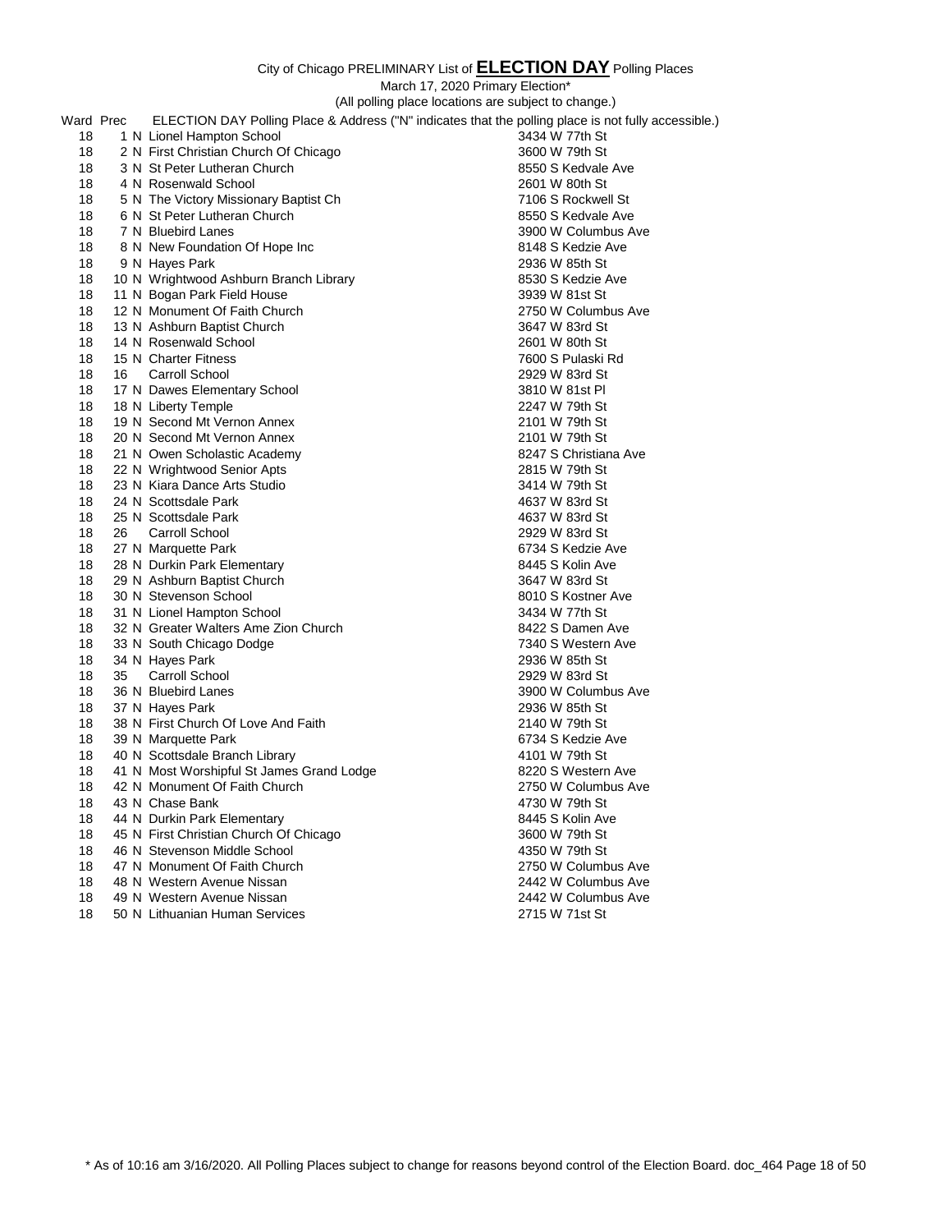City of Chicago PRELIMINARY List of **ELECTION DAY** Polling Places

March 17, 2020 Primary Election*

(All polling place locations are subject to change.)

| Ward | Prec | | ELECTION DAY Polling Place & Address ("N" indicates that the polling place is not fully accessible.) | |
|---|---|---|---|---|
| 18 | 1 | N | Lionel Hampton School | 3434 W 77th St |
| 18 | 2 | N | First Christian Church Of Chicago | 3600 W 79th St |
| 18 | 3 | N | St Peter Lutheran Church | 8550 S Kedvale Ave |
| 18 | 4 | N | Rosenwald School | 2601 W 80th St |
| 18 | 5 | N | The Victory Missionary Baptist Ch | 7106 S Rockwell St |
| 18 | 6 | N | St Peter Lutheran Church | 8550 S Kedvale Ave |
| 18 | 7 | N | Bluebird Lanes | 3900 W Columbus Ave |
| 18 | 8 | N | New Foundation Of Hope Inc | 8148 S Kedzie Ave |
| 18 | 9 | N | Hayes Park | 2936 W 85th St |
| 18 | 10 | N | Wrightwood Ashburn Branch Library | 8530 S Kedzie Ave |
| 18 | 11 | N | Bogan Park Field House | 3939 W 81st St |
| 18 | 12 | N | Monument Of Faith Church | 2750 W Columbus Ave |
| 18 | 13 | N | Ashburn Baptist Church | 3647 W 83rd St |
| 18 | 14 | N | Rosenwald School | 2601 W 80th St |
| 18 | 15 | N | Charter Fitness | 7600 S Pulaski Rd |
| 18 | 16 | | Carroll School | 2929 W 83rd St |
| 18 | 17 | N | Dawes Elementary School | 3810 W 81st Pl |
| 18 | 18 | N | Liberty Temple | 2247 W 79th St |
| 18 | 19 | N | Second Mt Vernon Annex | 2101 W 79th St |
| 18 | 20 | N | Second Mt Vernon Annex | 2101 W 79th St |
| 18 | 21 | N | Owen Scholastic Academy | 8247 S Christiana Ave |
| 18 | 22 | N | Wrightwood Senior Apts | 2815 W 79th St |
| 18 | 23 | N | Kiara Dance Arts Studio | 3414 W 79th St |
| 18 | 24 | N | Scottsdale Park | 4637 W 83rd St |
| 18 | 25 | N | Scottsdale Park | 4637 W 83rd St |
| 18 | 26 | | Carroll School | 2929 W 83rd St |
| 18 | 27 | N | Marquette Park | 6734 S Kedzie Ave |
| 18 | 28 | N | Durkin Park Elementary | 8445 S Kolin Ave |
| 18 | 29 | N | Ashburn Baptist Church | 3647 W 83rd St |
| 18 | 30 | N | Stevenson School | 8010 S Kostner Ave |
| 18 | 31 | N | Lionel Hampton School | 3434 W 77th St |
| 18 | 32 | N | Greater Walters Ame Zion Church | 8422 S Damen Ave |
| 18 | 33 | N | South Chicago Dodge | 7340 S Western Ave |
| 18 | 34 | N | Hayes Park | 2936 W 85th St |
| 18 | 35 | | Carroll School | 2929 W 83rd St |
| 18 | 36 | N | Bluebird Lanes | 3900 W Columbus Ave |
| 18 | 37 | N | Hayes Park | 2936 W 85th St |
| 18 | 38 | N | First Church Of Love And Faith | 2140 W 79th St |
| 18 | 39 | N | Marquette Park | 6734 S Kedzie Ave |
| 18 | 40 | N | Scottsdale Branch Library | 4101 W 79th St |
| 18 | 41 | N | Most Worshipful St James Grand Lodge | 8220 S Western Ave |
| 18 | 42 | N | Monument Of Faith Church | 2750 W Columbus Ave |
| 18 | 43 | N | Chase Bank | 4730 W 79th St |
| 18 | 44 | N | Durkin Park Elementary | 8445 S Kolin Ave |
| 18 | 45 | N | First Christian Church Of Chicago | 3600 W 79th St |
| 18 | 46 | N | Stevenson Middle School | 4350 W 79th St |
| 18 | 47 | N | Monument Of Faith Church | 2750 W Columbus Ave |
| 18 | 48 | N | Western Avenue Nissan | 2442 W Columbus Ave |
| 18 | 49 | N | Western Avenue Nissan | 2442 W Columbus Ave |
| 18 | 50 | N | Lithuanian Human Services | 2715 W 71st St |

\* As of 10:16 am 3/16/2020. All Polling Places subject to change for reasons beyond control of the Election Board. doc_464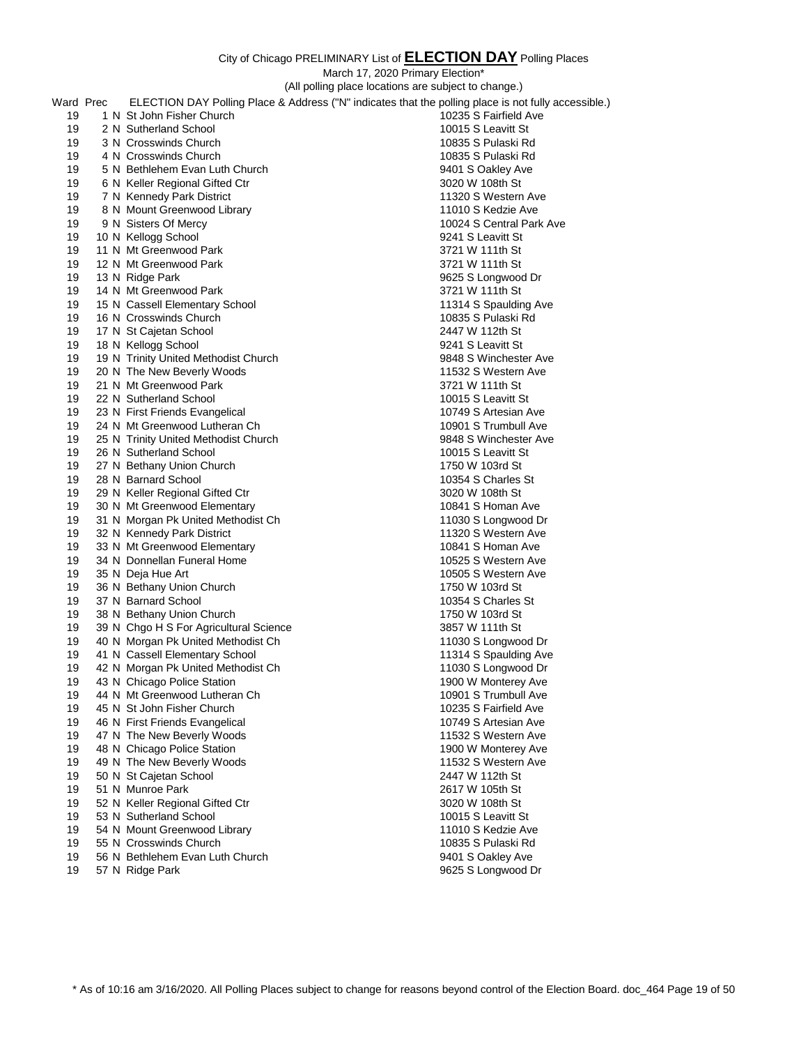City of Chicago PRELIMINARY List of **ELECTION DAY** Polling Places

March 17, 2020 Primary Election*

(All polling place locations are subject to change.)

| Ward | Prec | | ELECTION DAY Polling Place & Address ("N" indicates that the polling place is not fully accessible.) | |
|---|---|---|---|---|
| 19 | 1 | N | St John Fisher Church | 10235 S Fairfield Ave |
| 19 | 2 | N | Sutherland School | 10015 S Leavitt St |
| 19 | 3 | N | Crosswinds Church | 10835 S Pulaski Rd |
| 19 | 4 | N | Crosswinds Church | 10835 S Pulaski Rd |
| 19 | 5 | N | Bethlehem Evan Luth Church | 9401 S Oakley Ave |
| 19 | 6 | N | Keller Regional Gifted Ctr | 3020 W 108th St |
| 19 | 7 | N | Kennedy Park District | 11320 S Western Ave |
| 19 | 8 | N | Mount Greenwood Library | 11010 S Kedzie Ave |
| 19 | 9 | N | Sisters Of Mercy | 10024 S Central Park Ave |
| 19 | 10 | N | Kellogg School | 9241 S Leavitt St |
| 19 | 11 | N | Mt Greenwood Park | 3721 W 111th St |
| 19 | 12 | N | Mt Greenwood Park | 3721 W 111th St |
| 19 | 13 | N | Ridge Park | 9625 S Longwood Dr |
| 19 | 14 | N | Mt Greenwood Park | 3721 W 111th St |
| 19 | 15 | N | Cassell Elementary School | 11314 S Spaulding Ave |
| 19 | 16 | N | Crosswinds Church | 10835 S Pulaski Rd |
| 19 | 17 | N | St Cajetan School | 2447 W 112th St |
| 19 | 18 | N | Kellogg School | 9241 S Leavitt St |
| 19 | 19 | N | Trinity United Methodist Church | 9848 S Winchester Ave |
| 19 | 20 | N | The New Beverly Woods | 11532 S Western Ave |
| 19 | 21 | N | Mt Greenwood Park | 3721 W 111th St |
| 19 | 22 | N | Sutherland School | 10015 S Leavitt St |
| 19 | 23 | N | First Friends Evangelical | 10749 S Artesian Ave |
| 19 | 24 | N | Mt Greenwood Lutheran Ch | 10901 S Trumbull Ave |
| 19 | 25 | N | Trinity United Methodist Church | 9848 S Winchester Ave |
| 19 | 26 | N | Sutherland School | 10015 S Leavitt St |
| 19 | 27 | N | Bethany Union Church | 1750 W 103rd St |
| 19 | 28 | N | Barnard School | 10354 S Charles St |
| 19 | 29 | N | Keller Regional Gifted Ctr | 3020 W 108th St |
| 19 | 30 | N | Mt Greenwood Elementary | 10841 S Homan Ave |
| 19 | 31 | N | Morgan Pk United Methodist Ch | 11030 S Longwood Dr |
| 19 | 32 | N | Kennedy Park District | 11320 S Western Ave |
| 19 | 33 | N | Mt Greenwood Elementary | 10841 S Homan Ave |
| 19 | 34 | N | Donnellan Funeral Home | 10525 S Western Ave |
| 19 | 35 | N | Deja Hue Art | 10505 S Western Ave |
| 19 | 36 | N | Bethany Union Church | 1750 W 103rd St |
| 19 | 37 | N | Barnard School | 10354 S Charles St |
| 19 | 38 | N | Bethany Union Church | 1750 W 103rd St |
| 19 | 39 | N | Chgo H S For Agricultural Science | 3857 W 111th St |
| 19 | 40 | N | Morgan Pk United Methodist Ch | 11030 S Longwood Dr |
| 19 | 41 | N | Cassell Elementary School | 11314 S Spaulding Ave |
| 19 | 42 | N | Morgan Pk United Methodist Ch | 11030 S Longwood Dr |
| 19 | 43 | N | Chicago Police Station | 1900 W Monterey Ave |
| 19 | 44 | N | Mt Greenwood Lutheran Ch | 10901 S Trumbull Ave |
| 19 | 45 | N | St John Fisher Church | 10235 S Fairfield Ave |
| 19 | 46 | N | First Friends Evangelical | 10749 S Artesian Ave |
| 19 | 47 | N | The New Beverly Woods | 11532 S Western Ave |
| 19 | 48 | N | Chicago Police Station | 1900 W Monterey Ave |
| 19 | 49 | N | The New Beverly Woods | 11532 S Western Ave |
| 19 | 50 | N | St Cajetan School | 2447 W 112th St |
| 19 | 51 | N | Munroe Park | 2617 W 105th St |
| 19 | 52 | N | Keller Regional Gifted Ctr | 3020 W 108th St |
| 19 | 53 | N | Sutherland School | 10015 S Leavitt St |
| 19 | 54 | N | Mount Greenwood Library | 11010 S Kedzie Ave |
| 19 | 55 | N | Crosswinds Church | 10835 S Pulaski Rd |
| 19 | 56 | N | Bethlehem Evan Luth Church | 9401 S Oakley Ave |
| 19 | 57 | N | Ridge Park | 9625 S Longwood Dr |

* As of 10:16 am 3/16/2020. All Polling Places subject to change for reasons beyond control of the Election Board. doc_464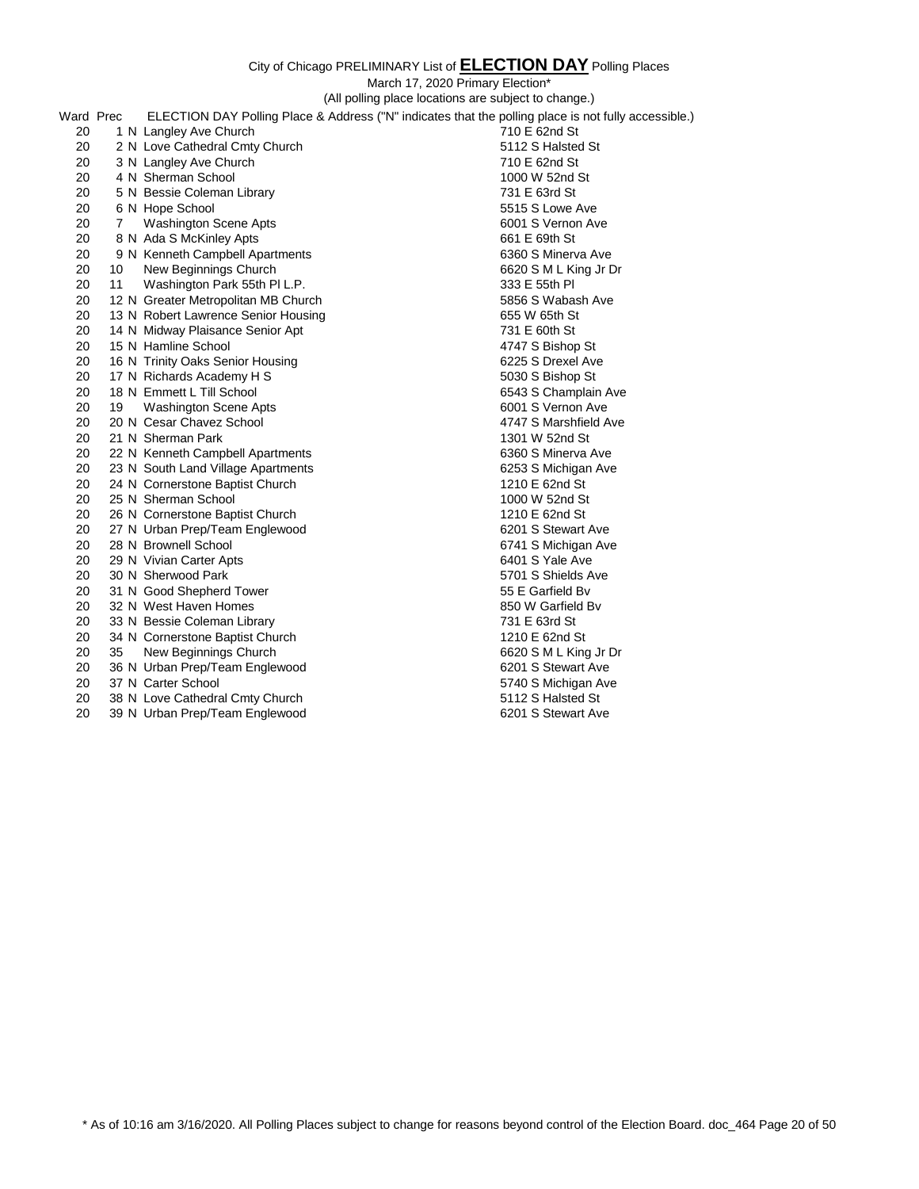City of Chicago PRELIMINARY List of **ELECTION DAY** Polling Places

March 17, 2020 Primary Election*

(All polling place locations are subject to change.)

| Ward | Prec | | ELECTION DAY Polling Place & Address ("N" indicates that the polling place is not fully accessible.) | |
|---|---|---|---|---|
| 20 | 1 | N | Langley Ave Church | 710 E 62nd St |
| 20 | 2 | N | Love Cathedral Cmty Church | 5112 S Halsted St |
| 20 | 3 | N | Langley Ave Church | 710 E 62nd St |
| 20 | 4 | N | Sherman School | 1000 W 52nd St |
| 20 | 5 | N | Bessie Coleman Library | 731 E 63rd St |
| 20 | 6 | N | Hope School | 5515 S Lowe Ave |
| 20 | 7 | | Washington Scene Apts | 6001 S Vernon Ave |
| 20 | 8 | N | Ada S McKinley Apts | 661 E 69th St |
| 20 | 9 | N | Kenneth Campbell Apartments | 6360 S Minerva Ave |
| 20 | 10 | | New Beginnings Church | 6620 S M L King Jr Dr |
| 20 | 11 | | Washington Park 55th Pl L.P. | 333 E 55th Pl |
| 20 | 12 | N | Greater Metropolitan MB Church | 5856 S Wabash Ave |
| 20 | 13 | N | Robert Lawrence Senior Housing | 655 W 65th St |
| 20 | 14 | N | Midway Plaisance Senior Apt | 731 E 60th St |
| 20 | 15 | N | Hamline School | 4747 S Bishop St |
| 20 | 16 | N | Trinity Oaks Senior Housing | 6225 S Drexel Ave |
| 20 | 17 | N | Richards Academy H S | 5030 S Bishop St |
| 20 | 18 | N | Emmett L Till School | 6543 S Champlain Ave |
| 20 | 19 | | Washington Scene Apts | 6001 S Vernon Ave |
| 20 | 20 | N | Cesar Chavez School | 4747 S Marshfield Ave |
| 20 | 21 | N | Sherman Park | 1301 W 52nd St |
| 20 | 22 | N | Kenneth Campbell Apartments | 6360 S Minerva Ave |
| 20 | 23 | N | South Land Village Apartments | 6253 S Michigan Ave |
| 20 | 24 | N | Cornerstone Baptist Church | 1210 E 62nd St |
| 20 | 25 | N | Sherman School | 1000 W 52nd St |
| 20 | 26 | N | Cornerstone Baptist Church | 1210 E 62nd St |
| 20 | 27 | N | Urban Prep/Team Englewood | 6201 S Stewart Ave |
| 20 | 28 | N | Brownell School | 6741 S Michigan Ave |
| 20 | 29 | N | Vivian Carter Apts | 6401 S Yale Ave |
| 20 | 30 | N | Sherwood Park | 5701 S Shields Ave |
| 20 | 31 | N | Good Shepherd Tower | 55 E Garfield Bv |
| 20 | 32 | N | West Haven Homes | 850 W Garfield Bv |
| 20 | 33 | N | Bessie Coleman Library | 731 E 63rd St |
| 20 | 34 | N | Cornerstone Baptist Church | 1210 E 62nd St |
| 20 | 35 | | New Beginnings Church | 6620 S M L King Jr Dr |
| 20 | 36 | N | Urban Prep/Team Englewood | 6201 S Stewart Ave |
| 20 | 37 | N | Carter School | 5740 S Michigan Ave |
| 20 | 38 | N | Love Cathedral Cmty Church | 5112 S Halsted St |
| 20 | 39 | N | Urban Prep/Team Englewood | 6201 S Stewart Ave |

* As of 10:16 am 3/16/2020. All Polling Places subject to change for reasons beyond control of the Election Board. doc_464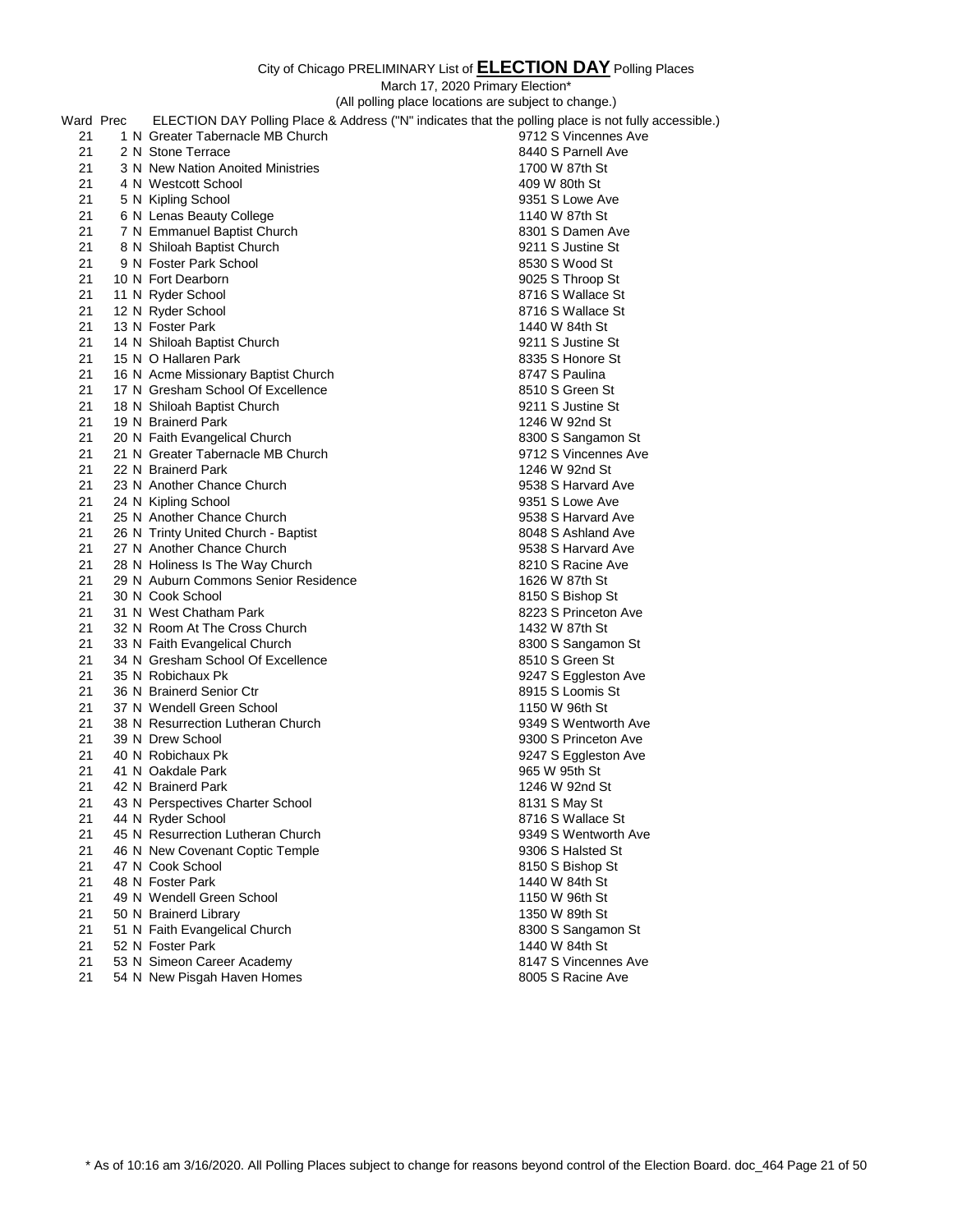City of Chicago PRELIMINARY List of **ELECTION DAY** Polling Places

March 17, 2020 Primary Election*

(All polling place locations are subject to change.)

| Ward | Prec | | ELECTION DAY Polling Place & Address ("N" indicates that the polling place is not fully accessible.) | |
|---|---|---|---|---|
| 21 | 1 | N | Greater Tabernacle MB Church | 9712 S Vincennes Ave |
| 21 | 2 | N | Stone Terrace | 8440 S Parnell Ave |
| 21 | 3 | N | New Nation Anoited Ministries | 1700 W 87th St |
| 21 | 4 | N | Westcott School | 409 W 80th St |
| 21 | 5 | N | Kipling School | 9351 S Lowe Ave |
| 21 | 6 | N | Lenas Beauty College | 1140 W 87th St |
| 21 | 7 | N | Emmanuel Baptist Church | 8301 S Damen Ave |
| 21 | 8 | N | Shiloah Baptist Church | 9211 S Justine St |
| 21 | 9 | N | Foster Park School | 8530 S Wood St |
| 21 | 10 | N | Fort Dearborn | 9025 S Throop St |
| 21 | 11 | N | Ryder School | 8716 S Wallace St |
| 21 | 12 | N | Ryder School | 8716 S Wallace St |
| 21 | 13 | N | Foster Park | 1440 W 84th St |
| 21 | 14 | N | Shiloah Baptist Church | 9211 S Justine St |
| 21 | 15 | N | O Hallaren Park | 8335 S Honore St |
| 21 | 16 | N | Acme Missionary Baptist Church | 8747 S Paulina |
| 21 | 17 | N | Gresham School Of Excellence | 8510 S Green St |
| 21 | 18 | N | Shiloah Baptist Church | 9211 S Justine St |
| 21 | 19 | N | Brainerd Park | 1246 W 92nd St |
| 21 | 20 | N | Faith Evangelical Church | 8300 S Sangamon St |
| 21 | 21 | N | Greater Tabernacle MB Church | 9712 S Vincennes Ave |
| 21 | 22 | N | Brainerd Park | 1246 W 92nd St |
| 21 | 23 | N | Another Chance Church | 9538 S Harvard Ave |
| 21 | 24 | N | Kipling School | 9351 S Lowe Ave |
| 21 | 25 | N | Another Chance Church | 9538 S Harvard Ave |
| 21 | 26 | N | Trinty United Church - Baptist | 8048 S Ashland Ave |
| 21 | 27 | N | Another Chance Church | 9538 S Harvard Ave |
| 21 | 28 | N | Holiness Is The Way Church | 8210 S Racine Ave |
| 21 | 29 | N | Auburn Commons Senior Residence | 1626 W 87th St |
| 21 | 30 | N | Cook School | 8150 S Bishop St |
| 21 | 31 | N | West Chatham Park | 8223 S Princeton Ave |
| 21 | 32 | N | Room At The Cross Church | 1432 W 87th St |
| 21 | 33 | N | Faith Evangelical Church | 8300 S Sangamon St |
| 21 | 34 | N | Gresham School Of Excellence | 8510 S Green St |
| 21 | 35 | N | Robichaux Pk | 9247 S Eggleston Ave |
| 21 | 36 | N | Brainerd Senior Ctr | 8915 S Loomis St |
| 21 | 37 | N | Wendell Green School | 1150 W 96th St |
| 21 | 38 | N | Resurrection Lutheran Church | 9349 S Wentworth Ave |
| 21 | 39 | N | Drew School | 9300 S Princeton Ave |
| 21 | 40 | N | Robichaux Pk | 9247 S Eggleston Ave |
| 21 | 41 | N | Oakdale Park | 965 W 95th St |
| 21 | 42 | N | Brainerd Park | 1246 W 92nd St |
| 21 | 43 | N | Perspectives Charter School | 8131 S May St |
| 21 | 44 | N | Ryder School | 8716 S Wallace St |
| 21 | 45 | N | Resurrection Lutheran Church | 9349 S Wentworth Ave |
| 21 | 46 | N | New Covenant Coptic Temple | 9306 S Halsted St |
| 21 | 47 | N | Cook School | 8150 S Bishop St |
| 21 | 48 | N | Foster Park | 1440 W 84th St |
| 21 | 49 | N | Wendell Green School | 1150 W 96th St |
| 21 | 50 | N | Brainerd Library | 1350 W 89th St |
| 21 | 51 | N | Faith Evangelical Church | 8300 S Sangamon St |
| 21 | 52 | N | Foster Park | 1440 W 84th St |
| 21 | 53 | N | Simeon Career Academy | 8147 S Vincennes Ave |
| 21 | 54 | N | New Pisgah Haven Homes | 8005 S Racine Ave |

* As of 10:16 am 3/16/2020. All Polling Places subject to change for reasons beyond control of the Election Board. doc_464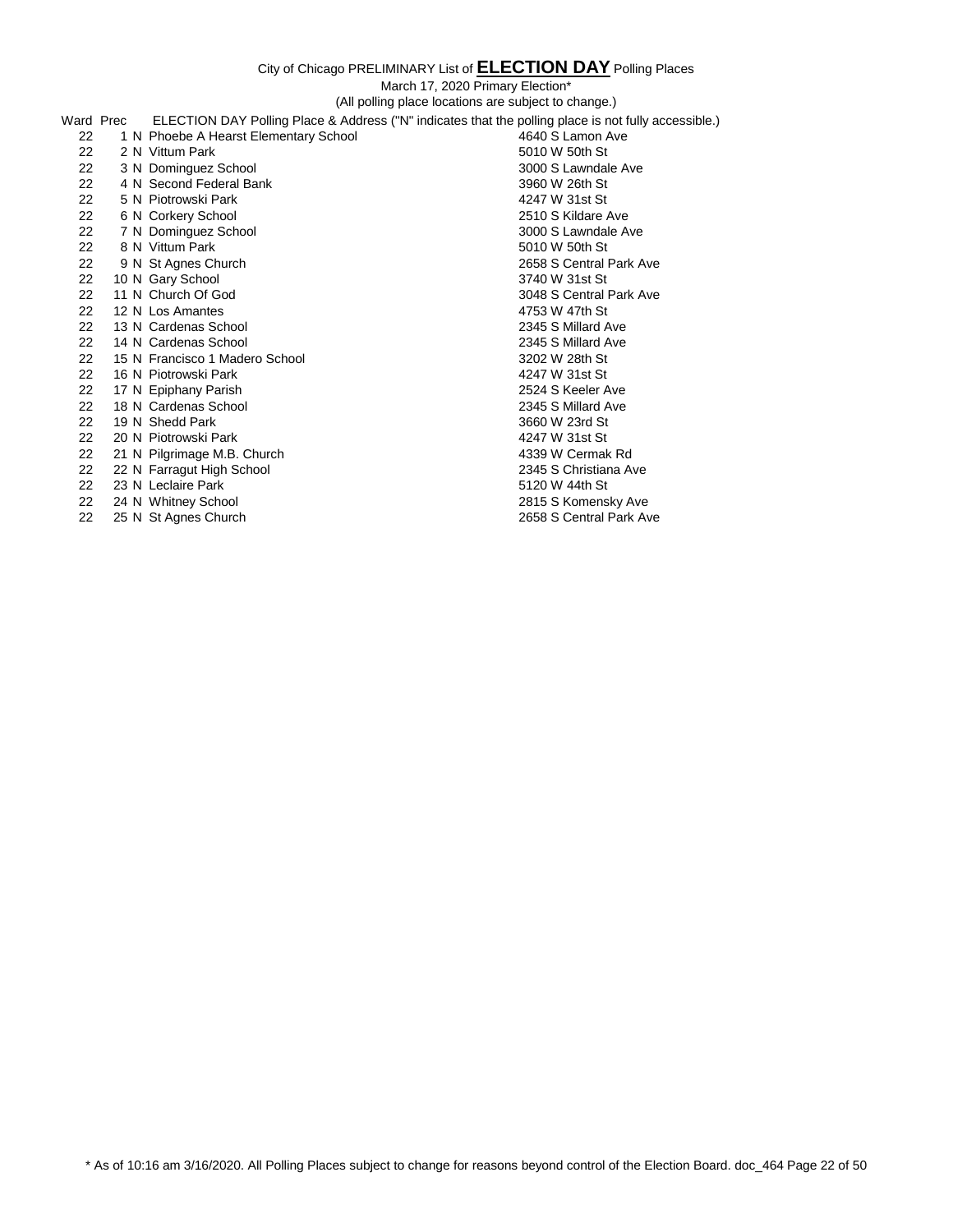City of Chicago PRELIMINARY List of **ELECTION DAY** Polling Places

March 17, 2020 Primary Election*

(All polling place locations are subject to change.)

| Ward | Prec | ELECTION DAY Polling Place & Address ("N" indicates that the polling place is not fully accessible.) | |
|---|---|---|---|
| 22 | 1 N | Phoebe A Hearst Elementary School | 4640 S Lamon Ave |
| 22 | 2 N | Vittum Park | 5010 W 50th St |
| 22 | 3 N | Dominguez School | 3000 S Lawndale Ave |
| 22 | 4 N | Second Federal Bank | 3960 W 26th St |
| 22 | 5 N | Piotrowski Park | 4247 W 31st St |
| 22 | 6 N | Corkery School | 2510 S Kildare Ave |
| 22 | 7 N | Dominguez School | 3000 S Lawndale Ave |
| 22 | 8 N | Vittum Park | 5010 W 50th St |
| 22 | 9 N | St Agnes Church | 2658 S Central Park Ave |
| 22 | 10 N | Gary School | 3740 W 31st St |
| 22 | 11 N | Church Of God | 3048 S Central Park Ave |
| 22 | 12 N | Los Amantes | 4753 W 47th St |
| 22 | 13 N | Cardenas School | 2345 S Millard Ave |
| 22 | 14 N | Cardenas School | 2345 S Millard Ave |
| 22 | 15 N | Francisco 1 Madero School | 3202 W 28th St |
| 22 | 16 N | Piotrowski Park | 4247 W 31st St |
| 22 | 17 N | Epiphany Parish | 2524 S Keeler Ave |
| 22 | 18 N | Cardenas School | 2345 S Millard Ave |
| 22 | 19 N | Shedd Park | 3660 W 23rd St |
| 22 | 20 N | Piotrowski Park | 4247 W 31st St |
| 22 | 21 N | Pilgrimage M.B. Church | 4339 W Cermak Rd |
| 22 | 22 N | Farragut High School | 2345 S Christiana Ave |
| 22 | 23 N | Leclaire Park | 5120 W 44th St |
| 22 | 24 N | Whitney School | 2815 S Komensky Ave |
| 22 | 25 N | St Agnes Church | 2658 S Central Park Ave |

* As of 10:16 am 3/16/2020. All Polling Places subject to change for reasons beyond control of the Election Board. doc_464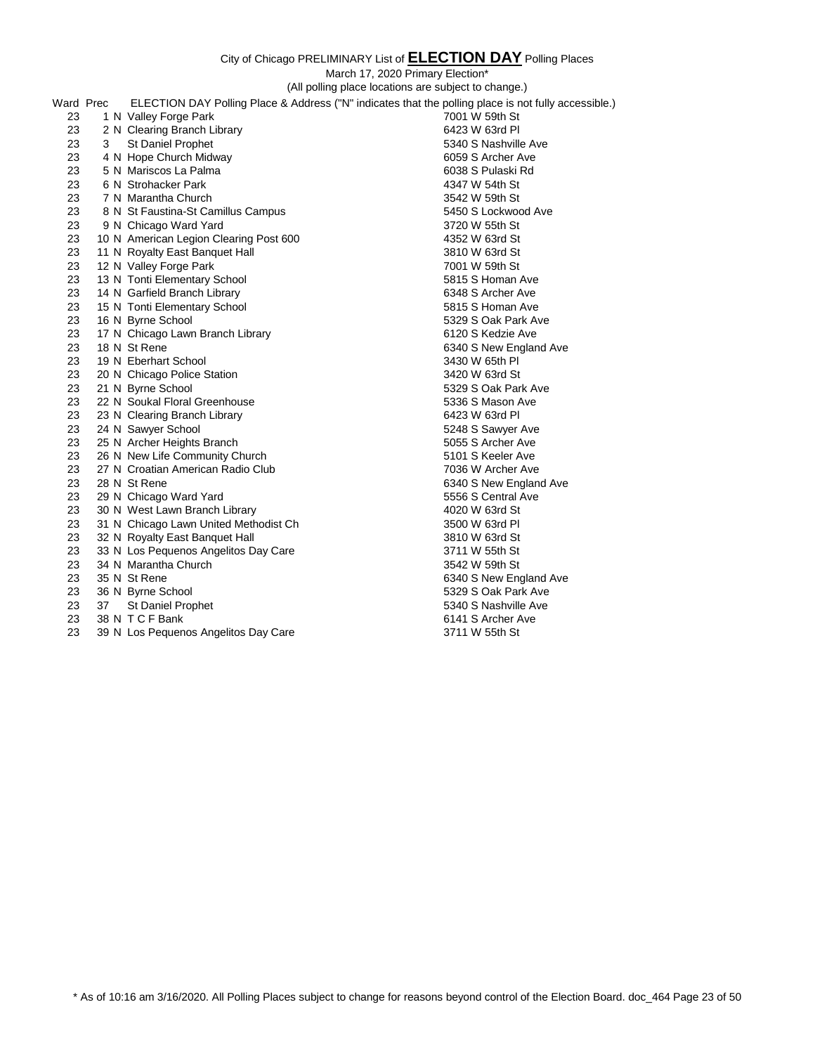City of Chicago PRELIMINARY List of **ELECTION DAY** Polling Places

March 17, 2020 Primary Election*

(All polling place locations are subject to change.)

| Ward | Prec | | ELECTION DAY Polling Place & Address ("N" indicates that the polling place is not fully accessible.) | |
|---|---|---|---|---|
| 23 | 1 | N | Valley Forge Park | 7001 W 59th St |
| 23 | 2 | N | Clearing Branch Library | 6423 W 63rd Pl |
| 23 | 3 | | St Daniel Prophet | 5340 S Nashville Ave |
| 23 | 4 | N | Hope Church Midway | 6059 S Archer Ave |
| 23 | 5 | N | Mariscos La Palma | 6038 S Pulaski Rd |
| 23 | 6 | N | Strohacker Park | 4347 W 54th St |
| 23 | 7 | N | Marantha Church | 3542 W 59th St |
| 23 | 8 | N | St Faustina-St Camillus Campus | 5450 S Lockwood Ave |
| 23 | 9 | N | Chicago Ward Yard | 3720 W 55th St |
| 23 | 10 | N | American Legion Clearing Post 600 | 4352 W 63rd St |
| 23 | 11 | N | Royalty East Banquet Hall | 3810 W 63rd St |
| 23 | 12 | N | Valley Forge Park | 7001 W 59th St |
| 23 | 13 | N | Tonti Elementary School | 5815 S Homan Ave |
| 23 | 14 | N | Garfield Branch Library | 6348 S Archer Ave |
| 23 | 15 | N | Tonti Elementary School | 5815 S Homan Ave |
| 23 | 16 | N | Byrne School | 5329 S Oak Park Ave |
| 23 | 17 | N | Chicago Lawn Branch Library | 6120 S Kedzie Ave |
| 23 | 18 | N | St Rene | 6340 S New England Ave |
| 23 | 19 | N | Eberhart School | 3430 W 65th Pl |
| 23 | 20 | N | Chicago Police Station | 3420 W 63rd St |
| 23 | 21 | N | Byrne School | 5329 S Oak Park Ave |
| 23 | 22 | N | Soukal Floral Greenhouse | 5336 S Mason Ave |
| 23 | 23 | N | Clearing Branch Library | 6423 W 63rd Pl |
| 23 | 24 | N | Sawyer School | 5248 S Sawyer Ave |
| 23 | 25 | N | Archer Heights Branch | 5055 S Archer Ave |
| 23 | 26 | N | New Life Community Church | 5101 S Keeler Ave |
| 23 | 27 | N | Croatian American Radio Club | 7036 W Archer Ave |
| 23 | 28 | N | St Rene | 6340 S New England Ave |
| 23 | 29 | N | Chicago Ward Yard | 5556 S Central Ave |
| 23 | 30 | N | West Lawn Branch Library | 4020 W 63rd St |
| 23 | 31 | N | Chicago Lawn United Methodist Ch | 3500 W 63rd Pl |
| 23 | 32 | N | Royalty East Banquet Hall | 3810 W 63rd St |
| 23 | 33 | N | Los Pequenos Angelitos Day Care | 3711 W 55th St |
| 23 | 34 | N | Marantha Church | 3542 W 59th St |
| 23 | 35 | N | St Rene | 6340 S New England Ave |
| 23 | 36 | N | Byrne School | 5329 S Oak Park Ave |
| 23 | 37 | | St Daniel Prophet | 5340 S Nashville Ave |
| 23 | 38 | N | T C F Bank | 6141 S Archer Ave |
| 23 | 39 | N | Los Pequenos Angelitos Day Care | 3711 W 55th St |

* As of 10:16 am 3/16/2020. All Polling Places subject to change for reasons beyond control of the Election Board. doc_464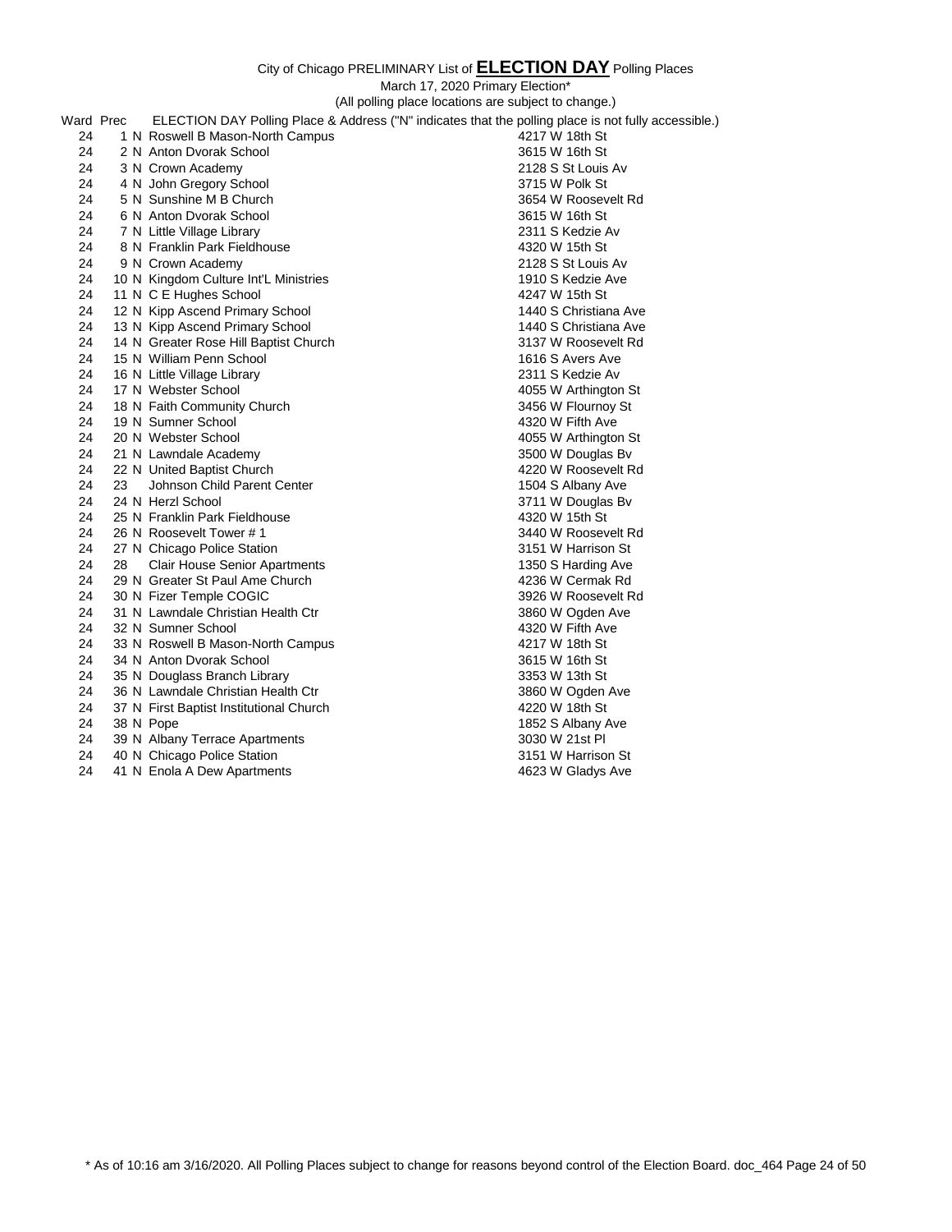City of Chicago PRELIMINARY List of **ELECTION DAY** Polling Places

March 17, 2020 Primary Election*

(All polling place locations are subject to change.)

| Ward | Prec | | ELECTION DAY Polling Place & Address ("N" indicates that the polling place is not fully accessible.) | |
|---|---|---|---|---|
| 24 | 1 | N | Roswell B Mason-North Campus | 4217 W 18th St |
| 24 | 2 | N | Anton Dvorak School | 3615 W 16th St |
| 24 | 3 | N | Crown Academy | 2128 S St Louis Av |
| 24 | 4 | N | John Gregory School | 3715 W Polk St |
| 24 | 5 | N | Sunshine M B Church | 3654 W Roosevelt Rd |
| 24 | 6 | N | Anton Dvorak School | 3615 W 16th St |
| 24 | 7 | N | Little Village Library | 2311 S Kedzie Av |
| 24 | 8 | N | Franklin Park Fieldhouse | 4320 W 15th St |
| 24 | 9 | N | Crown Academy | 2128 S St Louis Av |
| 24 | 10 | N | Kingdom Culture Int'L Ministries | 1910 S Kedzie Ave |
| 24 | 11 | N | C E Hughes School | 4247 W 15th St |
| 24 | 12 | N | Kipp Ascend Primary School | 1440 S Christiana Ave |
| 24 | 13 | N | Kipp Ascend Primary School | 1440 S Christiana Ave |
| 24 | 14 | N | Greater Rose Hill Baptist Church | 3137 W Roosevelt Rd |
| 24 | 15 | N | William Penn School | 1616 S Avers Ave |
| 24 | 16 | N | Little Village Library | 2311 S Kedzie Av |
| 24 | 17 | N | Webster School | 4055 W Arthington St |
| 24 | 18 | N | Faith Community Church | 3456 W Flournoy St |
| 24 | 19 | N | Sumner School | 4320 W Fifth Ave |
| 24 | 20 | N | Webster School | 4055 W Arthington St |
| 24 | 21 | N | Lawndale Academy | 3500 W Douglas Bv |
| 24 | 22 | N | United Baptist Church | 4220 W Roosevelt Rd |
| 24 | 23 | | Johnson Child Parent Center | 1504 S Albany Ave |
| 24 | 24 | N | Herzl School | 3711 W Douglas Bv |
| 24 | 25 | N | Franklin Park Fieldhouse | 4320 W 15th St |
| 24 | 26 | N | Roosevelt Tower # 1 | 3440 W Roosevelt Rd |
| 24 | 27 | N | Chicago Police Station | 3151 W Harrison St |
| 24 | 28 | | Clair House Senior Apartments | 1350 S Harding Ave |
| 24 | 29 | N | Greater St Paul Ame Church | 4236 W Cermak Rd |
| 24 | 30 | N | Fizer Temple COGIC | 3926 W Roosevelt Rd |
| 24 | 31 | N | Lawndale Christian Health Ctr | 3860 W Ogden Ave |
| 24 | 32 | N | Sumner School | 4320 W Fifth Ave |
| 24 | 33 | N | Roswell B Mason-North Campus | 4217 W 18th St |
| 24 | 34 | N | Anton Dvorak School | 3615 W 16th St |
| 24 | 35 | N | Douglass Branch Library | 3353 W 13th St |
| 24 | 36 | N | Lawndale Christian Health Ctr | 3860 W Ogden Ave |
| 24 | 37 | N | First Baptist Institutional Church | 4220 W 18th St |
| 24 | 38 | N | Pope | 1852 S Albany Ave |
| 24 | 39 | N | Albany Terrace Apartments | 3030 W 21st Pl |
| 24 | 40 | N | Chicago Police Station | 3151 W Harrison St |
| 24 | 41 | N | Enola A Dew Apartments | 4623 W Gladys Ave |

* As of 10:16 am 3/16/2020. All Polling Places subject to change for reasons beyond control of the Election Board. doc_464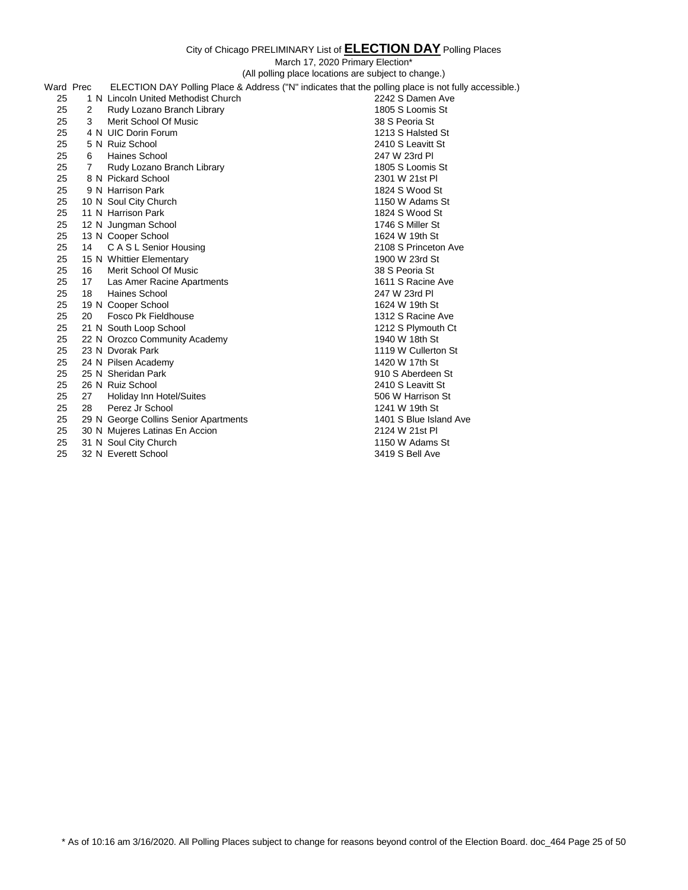City of Chicago PRELIMINARY List of **ELECTION DAY** Polling Places

March 17, 2020 Primary Election*

(All polling place locations are subject to change.)

| Ward | Prec | | ELECTION DAY Polling Place & Address ("N" indicates that the polling place is not fully accessible.) | |
|---|---|---|---|---|
| 25 | 1 | N | Lincoln United Methodist Church | 2242 S Damen Ave |
| 25 | 2 | | Rudy Lozano Branch Library | 1805 S Loomis St |
| 25 | 3 | | Merit School Of Music | 38 S Peoria St |
| 25 | 4 | N | UIC Dorin Forum | 1213 S Halsted St |
| 25 | 5 | N | Ruiz School | 2410 S Leavitt St |
| 25 | 6 | | Haines School | 247 W 23rd Pl |
| 25 | 7 | | Rudy Lozano Branch Library | 1805 S Loomis St |
| 25 | 8 | N | Pickard School | 2301 W 21st Pl |
| 25 | 9 | N | Harrison Park | 1824 S Wood St |
| 25 | 10 | N | Soul City Church | 1150 W Adams St |
| 25 | 11 | N | Harrison Park | 1824 S Wood St |
| 25 | 12 | N | Jungman School | 1746 S Miller St |
| 25 | 13 | N | Cooper School | 1624 W 19th St |
| 25 | 14 | | C A S L Senior Housing | 2108 S Princeton Ave |
| 25 | 15 | N | Whittier Elementary | 1900 W 23rd St |
| 25 | 16 | | Merit School Of Music | 38 S Peoria St |
| 25 | 17 | | Las Amer Racine Apartments | 1611 S Racine Ave |
| 25 | 18 | | Haines School | 247 W 23rd Pl |
| 25 | 19 | N | Cooper School | 1624 W 19th St |
| 25 | 20 | | Fosco Pk Fieldhouse | 1312 S Racine Ave |
| 25 | 21 | N | South Loop School | 1212 S Plymouth Ct |
| 25 | 22 | N | Orozco Community Academy | 1940 W 18th St |
| 25 | 23 | N | Dvorak Park | 1119 W Cullerton St |
| 25 | 24 | N | Pilsen Academy | 1420 W 17th St |
| 25 | 25 | N | Sheridan Park | 910 S Aberdeen St |
| 25 | 26 | N | Ruiz School | 2410 S Leavitt St |
| 25 | 27 | | Holiday Inn Hotel/Suites | 506 W Harrison St |
| 25 | 28 | | Perez Jr School | 1241 W 19th St |
| 25 | 29 | N | George Collins Senior Apartments | 1401 S Blue Island Ave |
| 25 | 30 | N | Mujeres Latinas En Accion | 2124 W 21st Pl |
| 25 | 31 | N | Soul City Church | 1150 W Adams St |
| 25 | 32 | N | Everett School | 3419 S Bell Ave |

* As of 10:16 am 3/16/2020. All Polling Places subject to change for reasons beyond control of the Election Board. doc_464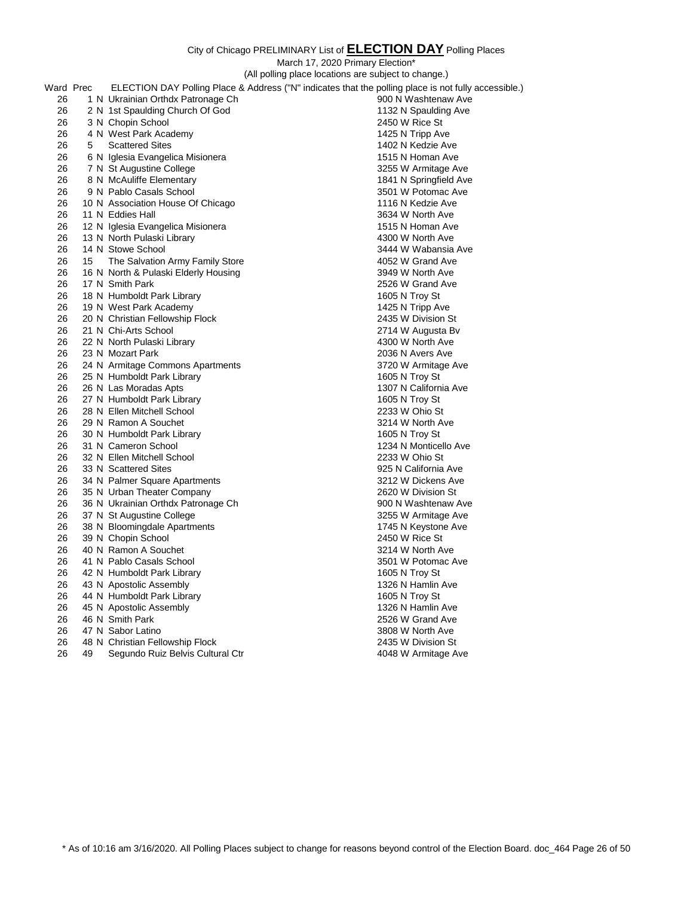City of Chicago PRELIMINARY List of **ELECTION DAY** Polling Places

March 17, 2020 Primary Election*

(All polling place locations are subject to change.)

| Ward | Prec | | ELECTION DAY Polling Place & Address ("N" indicates that the polling place is not fully accessible.) | |
|---|---|---|---|---|
| 26 | 1 | N | Ukrainian Orthdx Patronage Ch | 900 N Washtenaw Ave |
| 26 | 2 | N | 1st Spaulding Church Of God | 1132 N Spaulding Ave |
| 26 | 3 | N | Chopin School | 2450 W Rice St |
| 26 | 4 | N | West Park Academy | 1425 N Tripp Ave |
| 26 | 5 | | Scattered Sites | 1402 N Kedzie Ave |
| 26 | 6 | N | Iglesia Evangelica Misionera | 1515 N Homan Ave |
| 26 | 7 | N | St Augustine College | 3255 W Armitage Ave |
| 26 | 8 | N | McAuliffe Elementary | 1841 N Springfield Ave |
| 26 | 9 | N | Pablo Casals School | 3501 W Potomac Ave |
| 26 | 10 | N | Association House Of Chicago | 1116 N Kedzie Ave |
| 26 | 11 | N | Eddies Hall | 3634 W North Ave |
| 26 | 12 | N | Iglesia Evangelica Misionera | 1515 N Homan Ave |
| 26 | 13 | N | North Pulaski Library | 4300 W North Ave |
| 26 | 14 | N | Stowe School | 3444 W Wabansia Ave |
| 26 | 15 | | The Salvation Army Family Store | 4052 W Grand Ave |
| 26 | 16 | N | North & Pulaski Elderly Housing | 3949 W North Ave |
| 26 | 17 | N | Smith Park | 2526 W Grand Ave |
| 26 | 18 | N | Humboldt Park Library | 1605 N Troy St |
| 26 | 19 | N | West Park Academy | 1425 N Tripp Ave |
| 26 | 20 | N | Christian Fellowship Flock | 2435 W Division St |
| 26 | 21 | N | Chi-Arts School | 2714 W Augusta Bv |
| 26 | 22 | N | North Pulaski Library | 4300 W North Ave |
| 26 | 23 | N | Mozart Park | 2036 N Avers Ave |
| 26 | 24 | N | Armitage Commons Apartments | 3720 W Armitage Ave |
| 26 | 25 | N | Humboldt Park Library | 1605 N Troy St |
| 26 | 26 | N | Las Moradas Apts | 1307 N California Ave |
| 26 | 27 | N | Humboldt Park Library | 1605 N Troy St |
| 26 | 28 | N | Ellen Mitchell School | 2233 W Ohio St |
| 26 | 29 | N | Ramon A Souchet | 3214 W North Ave |
| 26 | 30 | N | Humboldt Park Library | 1605 N Troy St |
| 26 | 31 | N | Cameron School | 1234 N Monticello Ave |
| 26 | 32 | N | Ellen Mitchell School | 2233 W Ohio St |
| 26 | 33 | N | Scattered Sites | 925 N California Ave |
| 26 | 34 | N | Palmer Square Apartments | 3212 W Dickens Ave |
| 26 | 35 | N | Urban Theater Company | 2620 W Division St |
| 26 | 36 | N | Ukrainian Orthdx Patronage Ch | 900 N Washtenaw Ave |
| 26 | 37 | N | St Augustine College | 3255 W Armitage Ave |
| 26 | 38 | N | Bloomingdale Apartments | 1745 N Keystone Ave |
| 26 | 39 | N | Chopin School | 2450 W Rice St |
| 26 | 40 | N | Ramon A Souchet | 3214 W North Ave |
| 26 | 41 | N | Pablo Casals School | 3501 W Potomac Ave |
| 26 | 42 | N | Humboldt Park Library | 1605 N Troy St |
| 26 | 43 | N | Apostolic Assembly | 1326 N Hamlin Ave |
| 26 | 44 | N | Humboldt Park Library | 1605 N Troy St |
| 26 | 45 | N | Apostolic Assembly | 1326 N Hamlin Ave |
| 26 | 46 | N | Smith Park | 2526 W Grand Ave |
| 26 | 47 | N | Sabor Latino | 3808 W North Ave |
| 26 | 48 | N | Christian Fellowship Flock | 2435 W Division St |
| 26 | 49 | | Segundo Ruiz Belvis Cultural Ctr | 4048 W Armitage Ave |

* As of 10:16 am 3/16/2020. All Polling Places subject to change for reasons beyond control of the Election Board. doc_464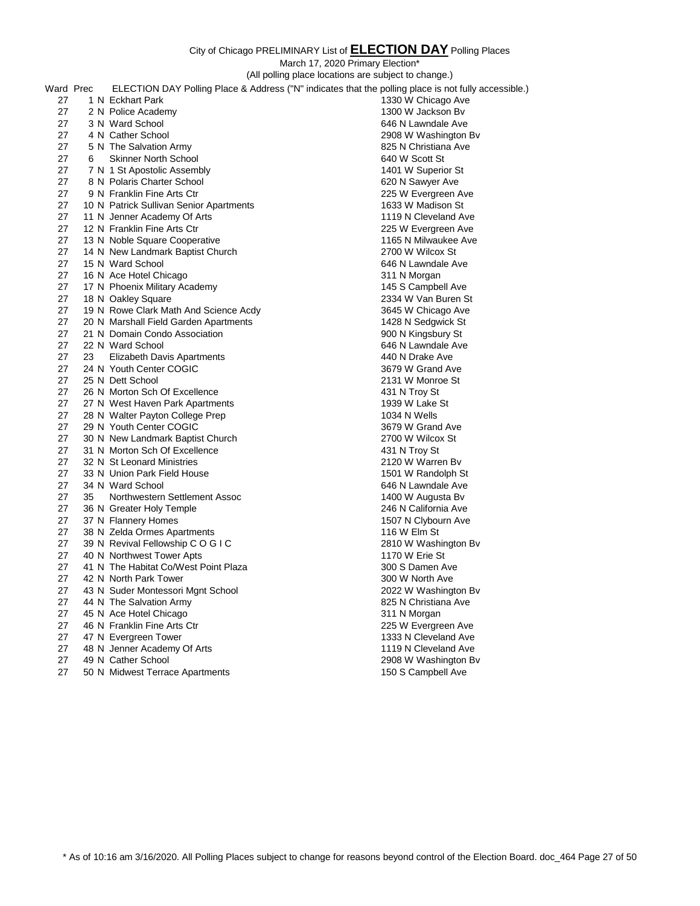City of Chicago PRELIMINARY List of **ELECTION DAY** Polling Places

March 17, 2020 Primary Election*

(All polling place locations are subject to change.)

| Ward | Prec | | ELECTION DAY Polling Place & Address ("N" indicates that the polling place is not fully accessible.) | |
|---|---|---|---|---|
| 27 | 1 | N | Eckhart Park | 1330 W Chicago Ave |
| 27 | 2 | N | Police Academy | 1300 W Jackson Bv |
| 27 | 3 | N | Ward School | 646 N Lawndale Ave |
| 27 | 4 | N | Cather School | 2908 W Washington Bv |
| 27 | 5 | N | The Salvation Army | 825 N Christiana Ave |
| 27 | 6 | | Skinner North School | 640 W Scott St |
| 27 | 7 | N | 1 St Apostolic Assembly | 1401 W Superior St |
| 27 | 8 | N | Polaris Charter School | 620 N Sawyer Ave |
| 27 | 9 | N | Franklin Fine Arts Ctr | 225 W Evergreen Ave |
| 27 | 10 | N | Patrick Sullivan Senior Apartments | 1633 W Madison St |
| 27 | 11 | N | Jenner Academy Of Arts | 1119 N Cleveland Ave |
| 27 | 12 | N | Franklin Fine Arts Ctr | 225 W Evergreen Ave |
| 27 | 13 | N | Noble Square Cooperative | 1165 N Milwaukee Ave |
| 27 | 14 | N | New Landmark Baptist Church | 2700 W Wilcox St |
| 27 | 15 | N | Ward School | 646 N Lawndale Ave |
| 27 | 16 | N | Ace Hotel Chicago | 311 N Morgan |
| 27 | 17 | N | Phoenix Military Academy | 145 S Campbell Ave |
| 27 | 18 | N | Oakley Square | 2334 W Van Buren St |
| 27 | 19 | N | Rowe Clark Math And Science Acdy | 3645 W Chicago Ave |
| 27 | 20 | N | Marshall Field Garden Apartments | 1428 N Sedgwick St |
| 27 | 21 | N | Domain Condo Association | 900 N Kingsbury St |
| 27 | 22 | N | Ward School | 646 N Lawndale Ave |
| 27 | 23 | | Elizabeth Davis Apartments | 440 N Drake Ave |
| 27 | 24 | N | Youth Center COGIC | 3679 W Grand Ave |
| 27 | 25 | N | Dett School | 2131 W Monroe St |
| 27 | 26 | N | Morton Sch Of Excellence | 431 N Troy St |
| 27 | 27 | N | West Haven Park Apartments | 1939 W Lake St |
| 27 | 28 | N | Walter Payton College Prep | 1034 N Wells |
| 27 | 29 | N | Youth Center COGIC | 3679 W Grand Ave |
| 27 | 30 | N | New Landmark Baptist Church | 2700 W Wilcox St |
| 27 | 31 | N | Morton Sch Of Excellence | 431 N Troy St |
| 27 | 32 | N | St Leonard Ministries | 2120 W Warren Bv |
| 27 | 33 | N | Union Park Field House | 1501 W Randolph St |
| 27 | 34 | N | Ward School | 646 N Lawndale Ave |
| 27 | 35 | | Northwestern Settlement Assoc | 1400 W Augusta Bv |
| 27 | 36 | N | Greater Holy Temple | 246 N California Ave |
| 27 | 37 | N | Flannery Homes | 1507 N Clybourn Ave |
| 27 | 38 | N | Zelda Ormes Apartments | 116 W Elm St |
| 27 | 39 | N | Revival Fellowship C O G I C | 2810 W Washington Bv |
| 27 | 40 | N | Northwest Tower Apts | 1170 W Erie St |
| 27 | 41 | N | The Habitat Co/West Point Plaza | 300 S Damen Ave |
| 27 | 42 | N | North Park Tower | 300 W North Ave |
| 27 | 43 | N | Suder Montessori Mgnt School | 2022 W Washington Bv |
| 27 | 44 | N | The Salvation Army | 825 N Christiana Ave |
| 27 | 45 | N | Ace Hotel Chicago | 311 N Morgan |
| 27 | 46 | N | Franklin Fine Arts Ctr | 225 W Evergreen Ave |
| 27 | 47 | N | Evergreen Tower | 1333 N Cleveland Ave |
| 27 | 48 | N | Jenner Academy Of Arts | 1119 N Cleveland Ave |
| 27 | 49 | N | Cather School | 2908 W Washington Bv |
| 27 | 50 | N | Midwest Terrace Apartments | 150 S Campbell Ave |

* As of 10:16 am 3/16/2020. All Polling Places subject to change for reasons beyond control of the Election Board. doc_464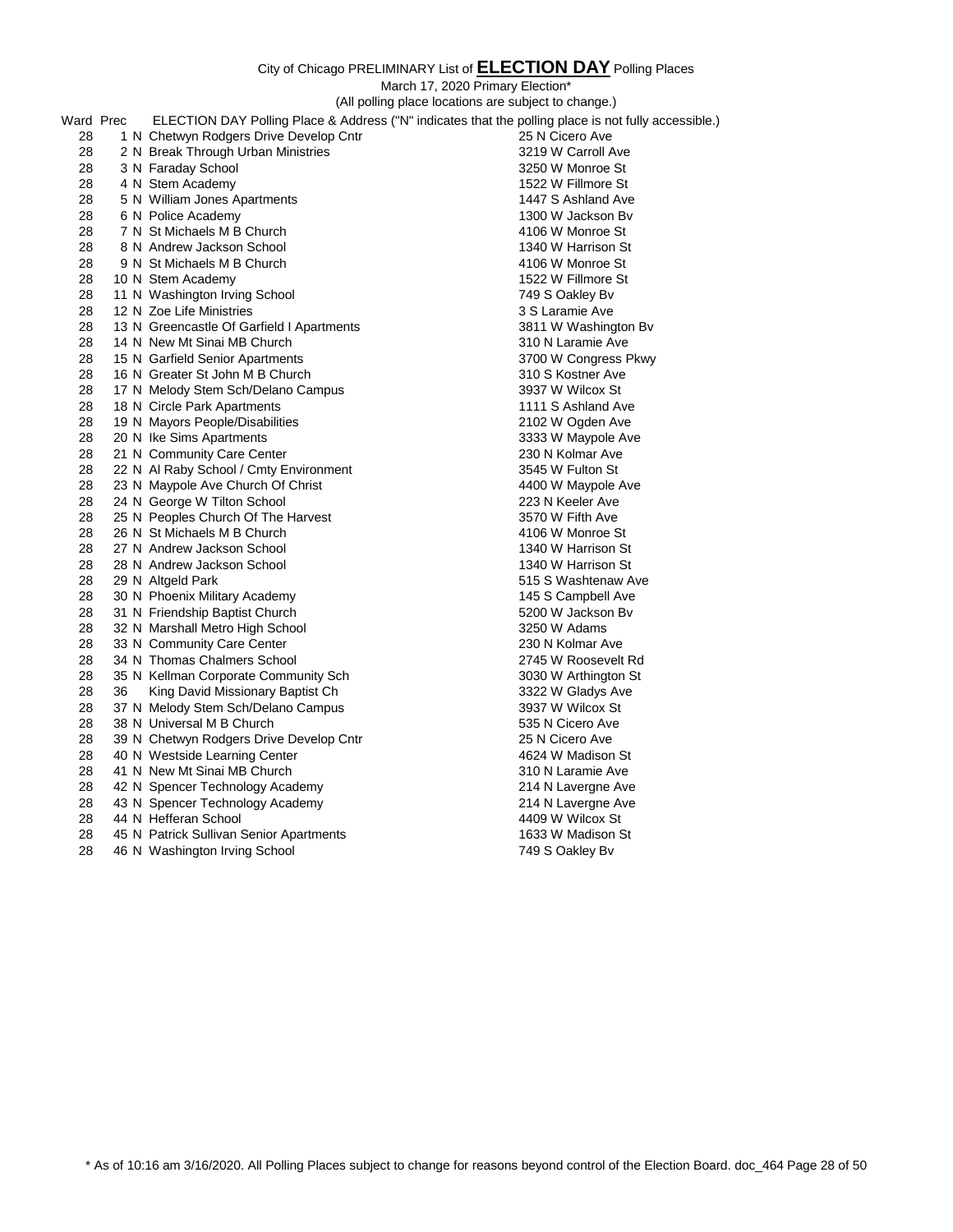City of Chicago PRELIMINARY List of **ELECTION DAY** Polling Places

March 17, 2020 Primary Election*

(All polling place locations are subject to change.)

| Ward | Prec | | ELECTION DAY Polling Place & Address ("N" indicates that the polling place is not fully accessible.) | |
|---|---|---|---|---|
| 28 | 1 | N | Chetwyn Rodgers Drive Develop Cntr | 25 N Cicero Ave |
| 28 | 2 | N | Break Through Urban Ministries | 3219 W Carroll Ave |
| 28 | 3 | N | Faraday School | 3250 W Monroe St |
| 28 | 4 | N | Stem Academy | 1522 W Fillmore St |
| 28 | 5 | N | William Jones Apartments | 1447 S Ashland Ave |
| 28 | 6 | N | Police Academy | 1300 W Jackson Bv |
| 28 | 7 | N | St Michaels M B Church | 4106 W Monroe St |
| 28 | 8 | N | Andrew Jackson School | 1340 W Harrison St |
| 28 | 9 | N | St Michaels M B Church | 4106 W Monroe St |
| 28 | 10 | N | Stem Academy | 1522 W Fillmore St |
| 28 | 11 | N | Washington Irving School | 749 S Oakley Bv |
| 28 | 12 | N | Zoe Life Ministries | 3 S Laramie Ave |
| 28 | 13 | N | Greencastle Of Garfield I Apartments | 3811 W Washington Bv |
| 28 | 14 | N | New Mt Sinai MB Church | 310 N Laramie Ave |
| 28 | 15 | N | Garfield Senior Apartments | 3700 W Congress Pkwy |
| 28 | 16 | N | Greater St John M B Church | 310 S Kostner Ave |
| 28 | 17 | N | Melody Stem Sch/Delano Campus | 3937 W Wilcox St |
| 28 | 18 | N | Circle Park Apartments | 1111 S Ashland Ave |
| 28 | 19 | N | Mayors People/Disabilities | 2102 W Ogden Ave |
| 28 | 20 | N | Ike Sims Apartments | 3333 W Maypole Ave |
| 28 | 21 | N | Community Care Center | 230 N Kolmar Ave |
| 28 | 22 | N | Al Raby School / Cmty Environment | 3545 W Fulton St |
| 28 | 23 | N | Maypole Ave Church Of Christ | 4400 W Maypole Ave |
| 28 | 24 | N | George W Tilton School | 223 N Keeler Ave |
| 28 | 25 | N | Peoples Church Of The Harvest | 3570 W Fifth Ave |
| 28 | 26 | N | St Michaels M B Church | 4106 W Monroe St |
| 28 | 27 | N | Andrew Jackson School | 1340 W Harrison St |
| 28 | 28 | N | Andrew Jackson School | 1340 W Harrison St |
| 28 | 29 | N | Altgeld Park | 515 S Washtenaw Ave |
| 28 | 30 | N | Phoenix Military Academy | 145 S Campbell Ave |
| 28 | 31 | N | Friendship Baptist Church | 5200 W Jackson Bv |
| 28 | 32 | N | Marshall Metro High School | 3250 W Adams |
| 28 | 33 | N | Community Care Center | 230 N Kolmar Ave |
| 28 | 34 | N | Thomas Chalmers School | 2745 W Roosevelt Rd |
| 28 | 35 | N | Kellman Corporate Community Sch | 3030 W Arthington St |
| 28 | 36 | | King David Missionary Baptist Ch | 3322 W Gladys Ave |
| 28 | 37 | N | Melody Stem Sch/Delano Campus | 3937 W Wilcox St |
| 28 | 38 | N | Universal M B Church | 535 N Cicero Ave |
| 28 | 39 | N | Chetwyn Rodgers Drive Develop Cntr | 25 N Cicero Ave |
| 28 | 40 | N | Westside Learning Center | 4624 W Madison St |
| 28 | 41 | N | New Mt Sinai MB Church | 310 N Laramie Ave |
| 28 | 42 | N | Spencer Technology Academy | 214 N Lavergne Ave |
| 28 | 43 | N | Spencer Technology Academy | 214 N Lavergne Ave |
| 28 | 44 | N | Hefferan School | 4409 W Wilcox St |
| 28 | 45 | N | Patrick Sullivan Senior Apartments | 1633 W Madison St |
| 28 | 46 | N | Washington Irving School | 749 S Oakley Bv |

* As of 10:16 am 3/16/2020. All Polling Places subject to change for reasons beyond control of the Election Board. doc_464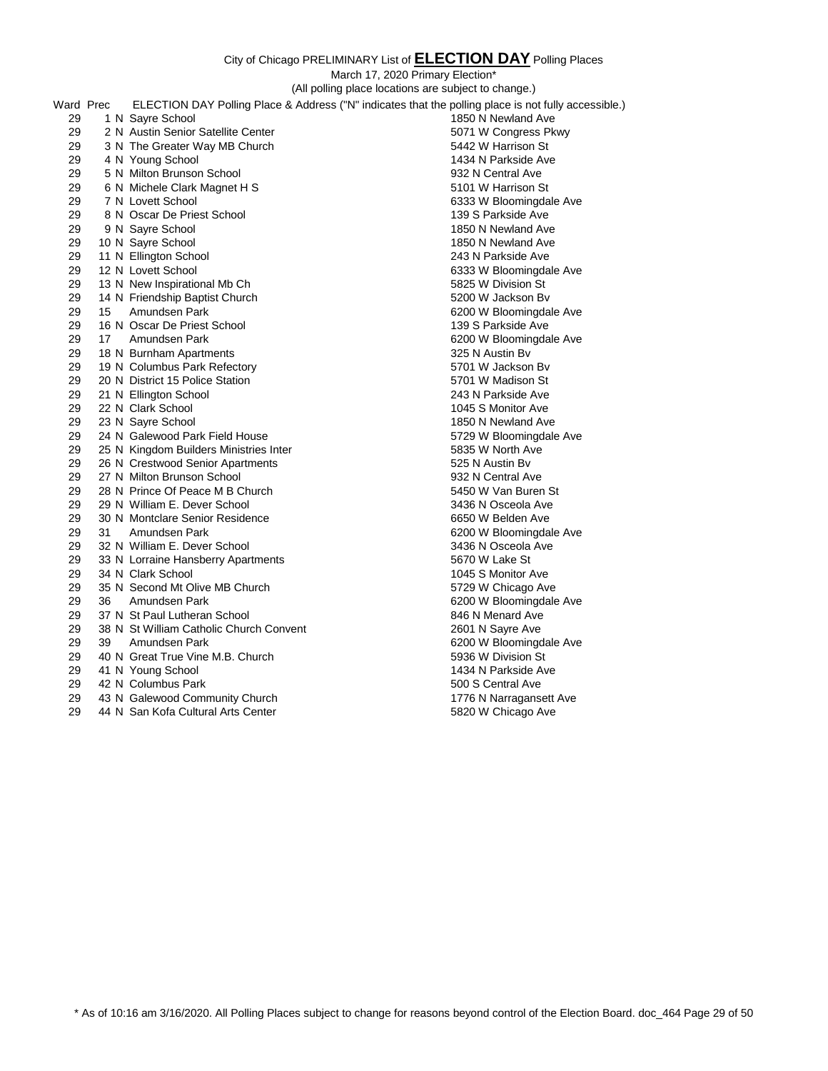City of Chicago PRELIMINARY List of **ELECTION DAY** Polling Places

March 17, 2020 Primary Election*

(All polling place locations are subject to change.)

| Ward | Prec | | ELECTION DAY Polling Place & Address ("N" indicates that the polling place is not fully accessible.) | |
|---|---|---|---|---|
| 29 | 1 | N | Sayre School | 1850 N Newland Ave |
| 29 | 2 | N | Austin Senior Satellite Center | 5071 W Congress Pkwy |
| 29 | 3 | N | The Greater Way MB Church | 5442 W Harrison St |
| 29 | 4 | N | Young School | 1434 N Parkside Ave |
| 29 | 5 | N | Milton Brunson School | 932 N Central Ave |
| 29 | 6 | N | Michele Clark Magnet H S | 5101 W Harrison St |
| 29 | 7 | N | Lovett School | 6333 W Bloomingdale Ave |
| 29 | 8 | N | Oscar De Priest School | 139 S Parkside Ave |
| 29 | 9 | N | Sayre School | 1850 N Newland Ave |
| 29 | 10 | N | Sayre School | 1850 N Newland Ave |
| 29 | 11 | N | Ellington School | 243 N Parkside Ave |
| 29 | 12 | N | Lovett School | 6333 W Bloomingdale Ave |
| 29 | 13 | N | New Inspirational Mb Ch | 5825 W Division St |
| 29 | 14 | N | Friendship Baptist Church | 5200 W Jackson Bv |
| 29 | 15 | | Amundsen Park | 6200 W Bloomingdale Ave |
| 29 | 16 | N | Oscar De Priest School | 139 S Parkside Ave |
| 29 | 17 | | Amundsen Park | 6200 W Bloomingdale Ave |
| 29 | 18 | N | Burnham Apartments | 325 N Austin Bv |
| 29 | 19 | N | Columbus Park Refectory | 5701 W Jackson Bv |
| 29 | 20 | N | District 15 Police Station | 5701 W Madison St |
| 29 | 21 | N | Ellington School | 243 N Parkside Ave |
| 29 | 22 | N | Clark School | 1045 S Monitor Ave |
| 29 | 23 | N | Sayre School | 1850 N Newland Ave |
| 29 | 24 | N | Galewood Park Field House | 5729 W Bloomingdale Ave |
| 29 | 25 | N | Kingdom Builders Ministries Inter | 5835 W North Ave |
| 29 | 26 | N | Crestwood Senior Apartments | 525 N Austin Bv |
| 29 | 27 | N | Milton Brunson School | 932 N Central Ave |
| 29 | 28 | N | Prince Of Peace M B Church | 5450 W Van Buren St |
| 29 | 29 | N | William E. Dever School | 3436 N Osceola Ave |
| 29 | 30 | N | Montclare Senior Residence | 6650 W Belden Ave |
| 29 | 31 | | Amundsen Park | 6200 W Bloomingdale Ave |
| 29 | 32 | N | William E. Dever School | 3436 N Osceola Ave |
| 29 | 33 | N | Lorraine Hansberry Apartments | 5670 W Lake St |
| 29 | 34 | N | Clark School | 1045 S Monitor Ave |
| 29 | 35 | N | Second Mt Olive MB Church | 5729 W Chicago Ave |
| 29 | 36 | | Amundsen Park | 6200 W Bloomingdale Ave |
| 29 | 37 | N | St Paul Lutheran School | 846 N Menard Ave |
| 29 | 38 | N | St William Catholic Church Convent | 2601 N Sayre Ave |
| 29 | 39 | | Amundsen Park | 6200 W Bloomingdale Ave |
| 29 | 40 | N | Great True Vine M.B. Church | 5936 W Division St |
| 29 | 41 | N | Young School | 1434 N Parkside Ave |
| 29 | 42 | N | Columbus Park | 500 S Central Ave |
| 29 | 43 | N | Galewood Community Church | 1776 N Narragansett Ave |
| 29 | 44 | N | San Kofa Cultural Arts Center | 5820 W Chicago Ave |

* As of 10:16 am 3/16/2020. All Polling Places subject to change for reasons beyond control of the Election Board. doc_464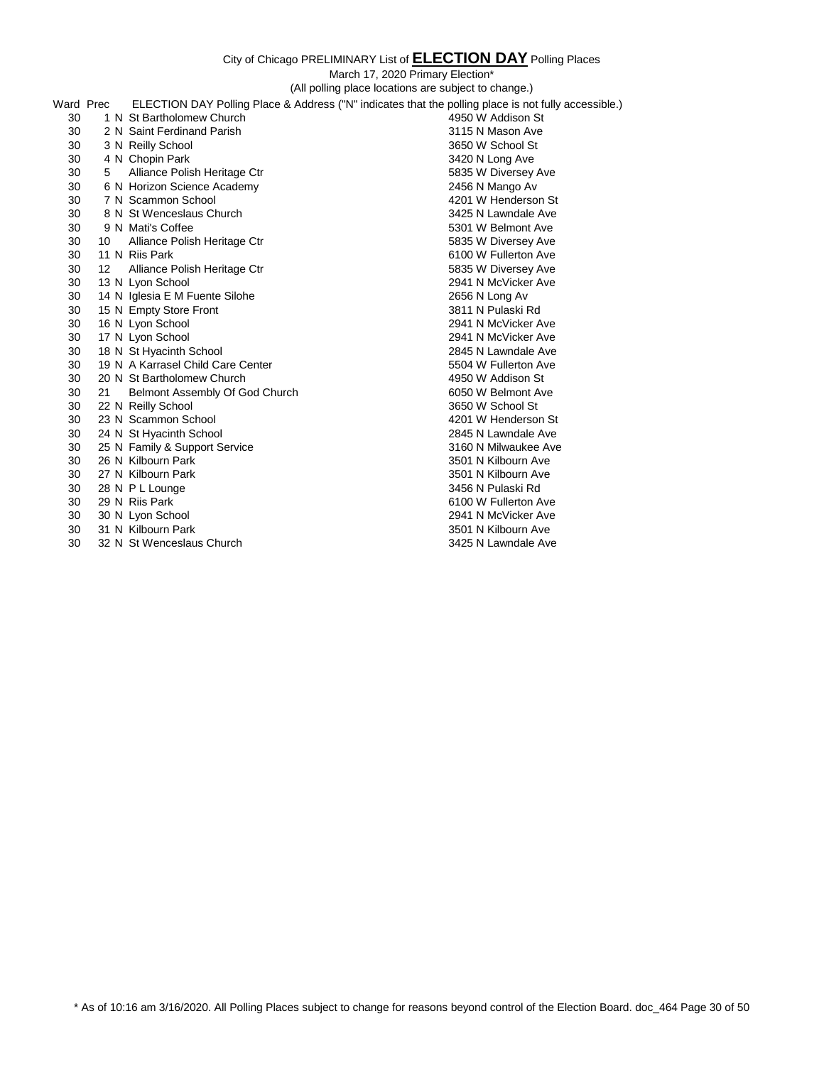City of Chicago PRELIMINARY List of **ELECTION DAY** Polling Places

March 17, 2020 Primary Election*

(All polling place locations are subject to change.)

| Ward | Prec | | ELECTION DAY Polling Place & Address ("N" indicates that the polling place is not fully accessible.) | |
|---|---|---|---|---|
| 30 | 1 | N | St Bartholomew Church | 4950 W Addison St |
| 30 | 2 | N | Saint Ferdinand Parish | 3115 N Mason Ave |
| 30 | 3 | N | Reilly School | 3650 W School St |
| 30 | 4 | N | Chopin Park | 3420 N Long Ave |
| 30 | 5 | | Alliance Polish Heritage Ctr | 5835 W Diversey Ave |
| 30 | 6 | N | Horizon Science Academy | 2456 N Mango Av |
| 30 | 7 | N | Scammon School | 4201 W Henderson St |
| 30 | 8 | N | St Wenceslaus Church | 3425 N Lawndale Ave |
| 30 | 9 | N | Mati's Coffee | 5301 W Belmont Ave |
| 30 | 10 | | Alliance Polish Heritage Ctr | 5835 W Diversey Ave |
| 30 | 11 | N | Riis Park | 6100 W Fullerton Ave |
| 30 | 12 | | Alliance Polish Heritage Ctr | 5835 W Diversey Ave |
| 30 | 13 | N | Lyon School | 2941 N McVicker Ave |
| 30 | 14 | N | Iglesia E M Fuente Silohe | 2656 N Long Av |
| 30 | 15 | N | Empty Store Front | 3811 N Pulaski Rd |
| 30 | 16 | N | Lyon School | 2941 N McVicker Ave |
| 30 | 17 | N | Lyon School | 2941 N McVicker Ave |
| 30 | 18 | N | St Hyacinth School | 2845 N Lawndale Ave |
| 30 | 19 | N | A Karrasel Child Care Center | 5504 W Fullerton Ave |
| 30 | 20 | N | St Bartholomew Church | 4950 W Addison St |
| 30 | 21 | | Belmont Assembly Of God Church | 6050 W Belmont Ave |
| 30 | 22 | N | Reilly School | 3650 W School St |
| 30 | 23 | N | Scammon School | 4201 W Henderson St |
| 30 | 24 | N | St Hyacinth School | 2845 N Lawndale Ave |
| 30 | 25 | N | Family & Support Service | 3160 N Milwaukee Ave |
| 30 | 26 | N | Kilbourn Park | 3501 N Kilbourn Ave |
| 30 | 27 | N | Kilbourn Park | 3501 N Kilbourn Ave |
| 30 | 28 | N | P L Lounge | 3456 N Pulaski Rd |
| 30 | 29 | N | Riis Park | 6100 W Fullerton Ave |
| 30 | 30 | N | Lyon School | 2941 N McVicker Ave |
| 30 | 31 | N | Kilbourn Park | 3501 N Kilbourn Ave |
| 30 | 32 | N | St Wenceslaus Church | 3425 N Lawndale Ave |

* As of 10:16 am 3/16/2020. All Polling Places subject to change for reasons beyond control of the Election Board. doc_464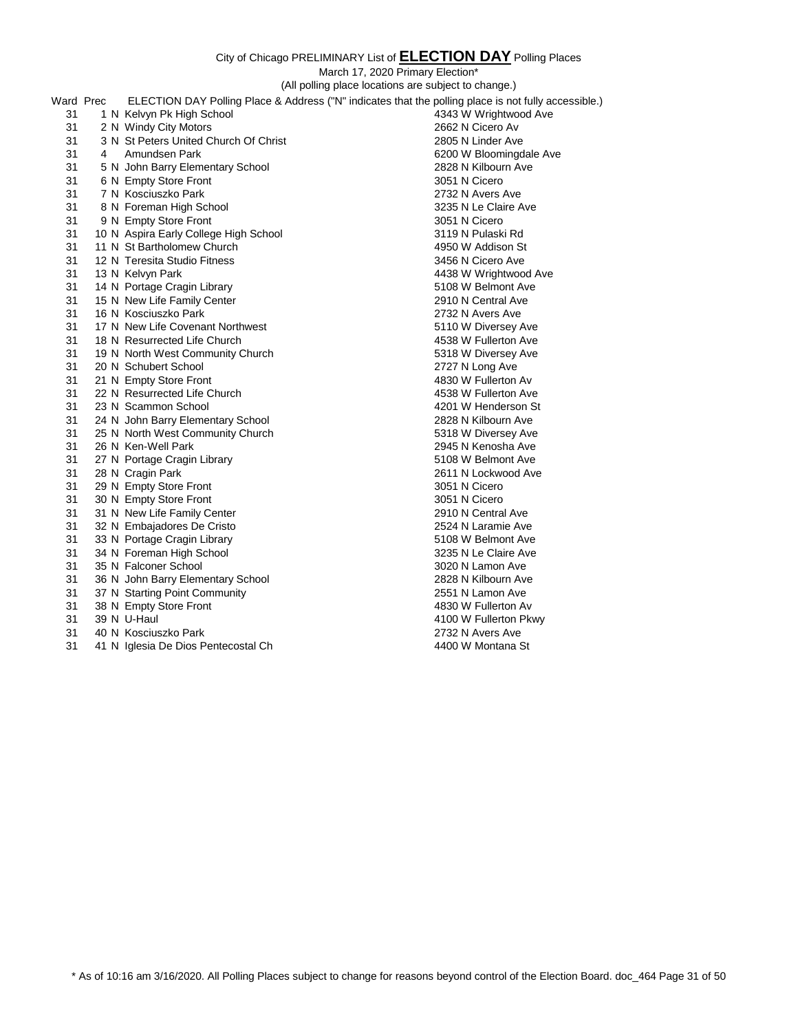City of Chicago PRELIMINARY List of **ELECTION DAY** Polling Places

March 17, 2020 Primary Election*

(All polling place locations are subject to change.)

| Ward | Prec | | ELECTION DAY Polling Place & Address ("N" indicates that the polling place is not fully accessible.) | |
|---|---|---|---|---|
| 31 | 1 | N | Kelvyn Pk High School | 4343 W Wrightwood Ave |
| 31 | 2 | N | Windy City Motors | 2662 N Cicero Av |
| 31 | 3 | N | St Peters United Church Of Christ | 2805 N Linder Ave |
| 31 | 4 | | Amundsen Park | 6200 W Bloomingdale Ave |
| 31 | 5 | N | John Barry Elementary School | 2828 N Kilbourn Ave |
| 31 | 6 | N | Empty Store Front | 3051 N Cicero |
| 31 | 7 | N | Kosciuszko Park | 2732 N Avers Ave |
| 31 | 8 | N | Foreman High School | 3235 N Le Claire Ave |
| 31 | 9 | N | Empty Store Front | 3051 N Cicero |
| 31 | 10 | N | Aspira Early College High School | 3119 N Pulaski Rd |
| 31 | 11 | N | St Bartholomew Church | 4950 W Addison St |
| 31 | 12 | N | Teresita Studio Fitness | 3456 N Cicero Ave |
| 31 | 13 | N | Kelvyn Park | 4438 W Wrightwood Ave |
| 31 | 14 | N | Portage Cragin Library | 5108 W Belmont Ave |
| 31 | 15 | N | New Life Family Center | 2910 N Central Ave |
| 31 | 16 | N | Kosciuszko Park | 2732 N Avers Ave |
| 31 | 17 | N | New Life Covenant Northwest | 5110 W Diversey Ave |
| 31 | 18 | N | Resurrected Life Church | 4538 W Fullerton Ave |
| 31 | 19 | N | North West Community Church | 5318 W Diversey Ave |
| 31 | 20 | N | Schubert School | 2727 N Long Ave |
| 31 | 21 | N | Empty Store Front | 4830 W Fullerton Av |
| 31 | 22 | N | Resurrected Life Church | 4538 W Fullerton Ave |
| 31 | 23 | N | Scammon School | 4201 W Henderson St |
| 31 | 24 | N | John Barry Elementary School | 2828 N Kilbourn Ave |
| 31 | 25 | N | North West Community Church | 5318 W Diversey Ave |
| 31 | 26 | N | Ken-Well Park | 2945 N Kenosha Ave |
| 31 | 27 | N | Portage Cragin Library | 5108 W Belmont Ave |
| 31 | 28 | N | Cragin Park | 2611 N Lockwood Ave |
| 31 | 29 | N | Empty Store Front | 3051 N Cicero |
| 31 | 30 | N | Empty Store Front | 3051 N Cicero |
| 31 | 31 | N | New Life Family Center | 2910 N Central Ave |
| 31 | 32 | N | Embajadores De Cristo | 2524 N Laramie Ave |
| 31 | 33 | N | Portage Cragin Library | 5108 W Belmont Ave |
| 31 | 34 | N | Foreman High School | 3235 N Le Claire Ave |
| 31 | 35 | N | Falconer School | 3020 N Lamon Ave |
| 31 | 36 | N | John Barry Elementary School | 2828 N Kilbourn Ave |
| 31 | 37 | N | Starting Point Community | 2551 N Lamon Ave |
| 31 | 38 | N | Empty Store Front | 4830 W Fullerton Av |
| 31 | 39 | N | U-Haul | 4100 W Fullerton Pkwy |
| 31 | 40 | N | Kosciuszko Park | 2732 N Avers Ave |
| 31 | 41 | N | Iglesia De Dios Pentecostal Ch | 4400 W Montana St |

* As of 10:16 am 3/16/2020. All Polling Places subject to change for reasons beyond control of the Election Board. doc_464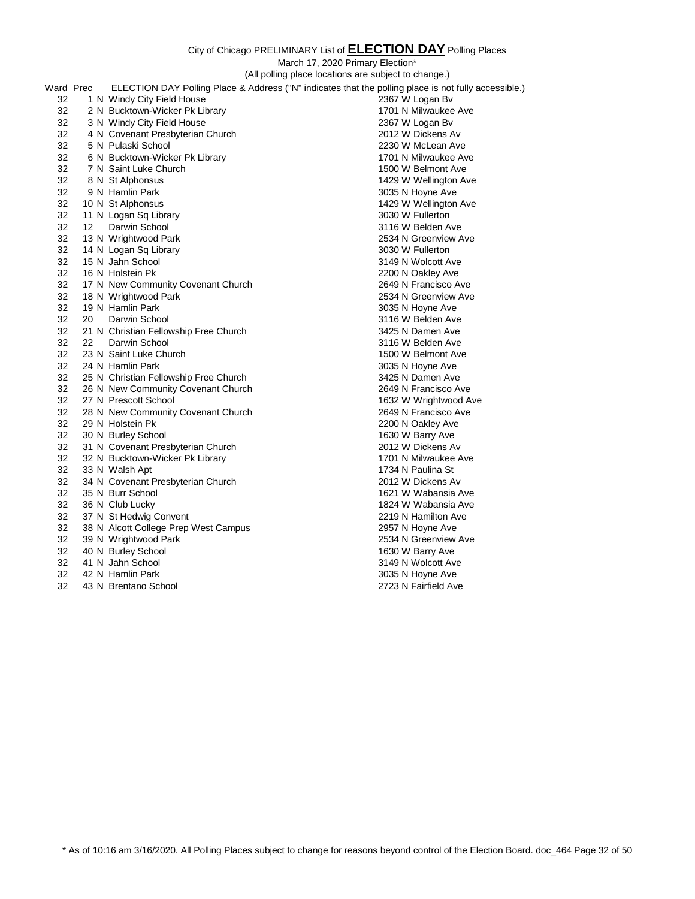City of Chicago PRELIMINARY List of **ELECTION DAY** Polling Places

March 17, 2020 Primary Election*

(All polling place locations are subject to change.)

| Ward | Prec | | ELECTION DAY Polling Place & Address ("N" indicates that the polling place is not fully accessible.) | |
|---|---|---|---|---|
| 32 | 1 | N | Windy City Field House | 2367 W Logan Bv |
| 32 | 2 | N | Bucktown-Wicker Pk Library | 1701 N Milwaukee Ave |
| 32 | 3 | N | Windy City Field House | 2367 W Logan Bv |
| 32 | 4 | N | Covenant Presbyterian Church | 2012 W Dickens Av |
| 32 | 5 | N | Pulaski School | 2230 W McLean Ave |
| 32 | 6 | N | Bucktown-Wicker Pk Library | 1701 N Milwaukee Ave |
| 32 | 7 | N | Saint Luke Church | 1500 W Belmont Ave |
| 32 | 8 | N | St Alphonsus | 1429 W Wellington Ave |
| 32 | 9 | N | Hamlin Park | 3035 N Hoyne Ave |
| 32 | 10 | N | St Alphonsus | 1429 W Wellington Ave |
| 32 | 11 | N | Logan Sq Library | 3030 W Fullerton |
| 32 | 12 | | Darwin School | 3116 W Belden Ave |
| 32 | 13 | N | Wrightwood Park | 2534 N Greenview Ave |
| 32 | 14 | N | Logan Sq Library | 3030 W Fullerton |
| 32 | 15 | N | Jahn School | 3149 N Wolcott Ave |
| 32 | 16 | N | Holstein Pk | 2200 N Oakley Ave |
| 32 | 17 | N | New Community Covenant Church | 2649 N Francisco Ave |
| 32 | 18 | N | Wrightwood Park | 2534 N Greenview Ave |
| 32 | 19 | N | Hamlin Park | 3035 N Hoyne Ave |
| 32 | 20 | | Darwin School | 3116 W Belden Ave |
| 32 | 21 | N | Christian Fellowship Free Church | 3425 N Damen Ave |
| 32 | 22 | | Darwin School | 3116 W Belden Ave |
| 32 | 23 | N | Saint Luke Church | 1500 W Belmont Ave |
| 32 | 24 | N | Hamlin Park | 3035 N Hoyne Ave |
| 32 | 25 | N | Christian Fellowship Free Church | 3425 N Damen Ave |
| 32 | 26 | N | New Community Covenant Church | 2649 N Francisco Ave |
| 32 | 27 | N | Prescott School | 1632 W Wrightwood Ave |
| 32 | 28 | N | New Community Covenant Church | 2649 N Francisco Ave |
| 32 | 29 | N | Holstein Pk | 2200 N Oakley Ave |
| 32 | 30 | N | Burley School | 1630 W Barry Ave |
| 32 | 31 | N | Covenant Presbyterian Church | 2012 W Dickens Av |
| 32 | 32 | N | Bucktown-Wicker Pk Library | 1701 N Milwaukee Ave |
| 32 | 33 | N | Walsh Apt | 1734 N Paulina St |
| 32 | 34 | N | Covenant Presbyterian Church | 2012 W Dickens Av |
| 32 | 35 | N | Burr School | 1621 W Wabansia Ave |
| 32 | 36 | N | Club Lucky | 1824 W Wabansia Ave |
| 32 | 37 | N | St Hedwig Convent | 2219 N Hamilton Ave |
| 32 | 38 | N | Alcott College Prep West Campus | 2957 N Hoyne Ave |
| 32 | 39 | N | Wrightwood Park | 2534 N Greenview Ave |
| 32 | 40 | N | Burley School | 1630 W Barry Ave |
| 32 | 41 | N | Jahn School | 3149 N Wolcott Ave |
| 32 | 42 | N | Hamlin Park | 3035 N Hoyne Ave |
| 32 | 43 | N | Brentano School | 2723 N Fairfield Ave |

* As of 10:16 am 3/16/2020. All Polling Places subject to change for reasons beyond control of the Election Board. doc_464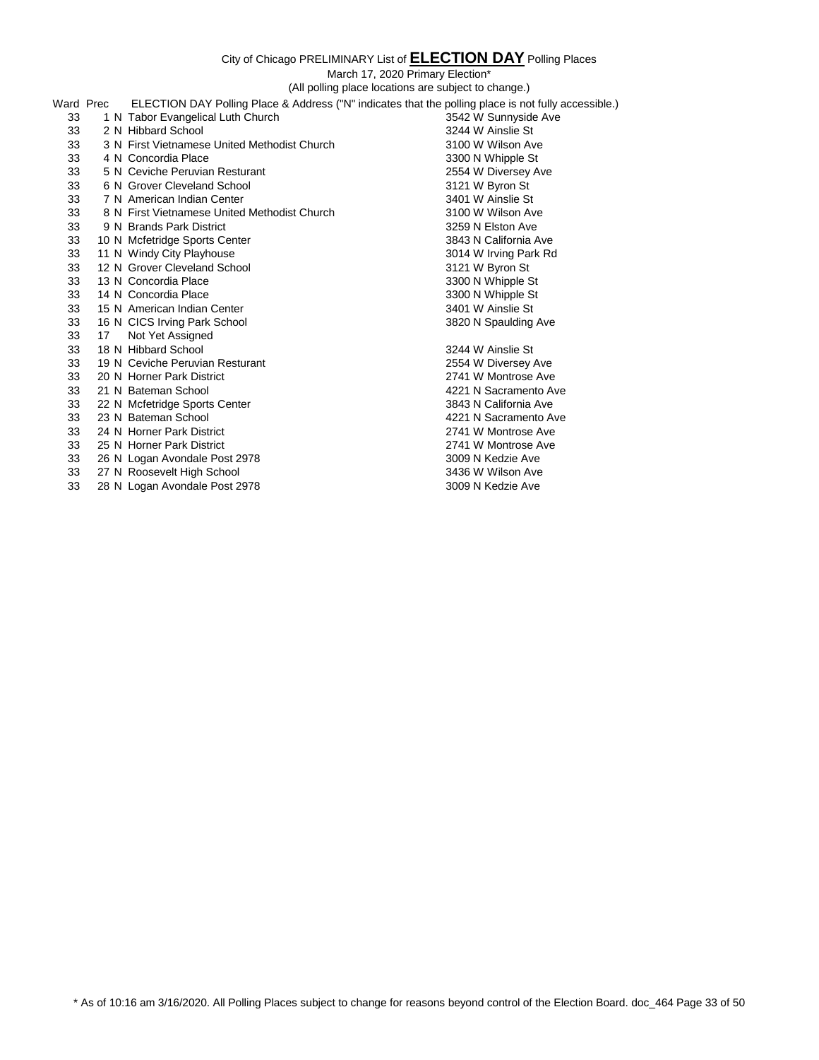City of Chicago PRELIMINARY List of **ELECTION DAY** Polling Places

March 17, 2020 Primary Election*

(All polling place locations are subject to change.)

| Ward | Prec | | ELECTION DAY Polling Place & Address ("N" indicates that the polling place is not fully accessible.) | |
|---|---|---|---|---|
| 33 | 1 | N | Tabor Evangelical Luth Church | 3542 W Sunnyside Ave |
| 33 | 2 | N | Hibbard School | 3244 W Ainslie St |
| 33 | 3 | N | First Vietnamese United Methodist Church | 3100 W Wilson Ave |
| 33 | 4 | N | Concordia Place | 3300 N Whipple St |
| 33 | 5 | N | Ceviche Peruvian Resturant | 2554 W Diversey Ave |
| 33 | 6 | N | Grover Cleveland School | 3121 W Byron St |
| 33 | 7 | N | American Indian Center | 3401 W Ainslie St |
| 33 | 8 | N | First Vietnamese United Methodist Church | 3100 W Wilson Ave |
| 33 | 9 | N | Brands Park District | 3259 N Elston Ave |
| 33 | 10 | N | Mcfetridge Sports Center | 3843 N California Ave |
| 33 | 11 | N | Windy City Playhouse | 3014 W Irving Park Rd |
| 33 | 12 | N | Grover Cleveland School | 3121 W Byron St |
| 33 | 13 | N | Concordia Place | 3300 N Whipple St |
| 33 | 14 | N | Concordia Place | 3300 N Whipple St |
| 33 | 15 | N | American Indian Center | 3401 W Ainslie St |
| 33 | 16 | N | CICS Irving Park School | 3820 N Spaulding Ave |
| 33 | 17 | | Not Yet Assigned | |
| 33 | 18 | N | Hibbard School | 3244 W Ainslie St |
| 33 | 19 | N | Ceviche Peruvian Resturant | 2554 W Diversey Ave |
| 33 | 20 | N | Horner Park District | 2741 W Montrose Ave |
| 33 | 21 | N | Bateman School | 4221 N Sacramento Ave |
| 33 | 22 | N | Mcfetridge Sports Center | 3843 N California Ave |
| 33 | 23 | N | Bateman School | 4221 N Sacramento Ave |
| 33 | 24 | N | Horner Park District | 2741 W Montrose Ave |
| 33 | 25 | N | Horner Park District | 2741 W Montrose Ave |
| 33 | 26 | N | Logan Avondale Post 2978 | 3009 N Kedzie Ave |
| 33 | 27 | N | Roosevelt High School | 3436 W Wilson Ave |
| 33 | 28 | N | Logan Avondale Post 2978 | 3009 N Kedzie Ave |

* As of 10:16 am 3/16/2020. All Polling Places subject to change for reasons beyond control of the Election Board. doc_464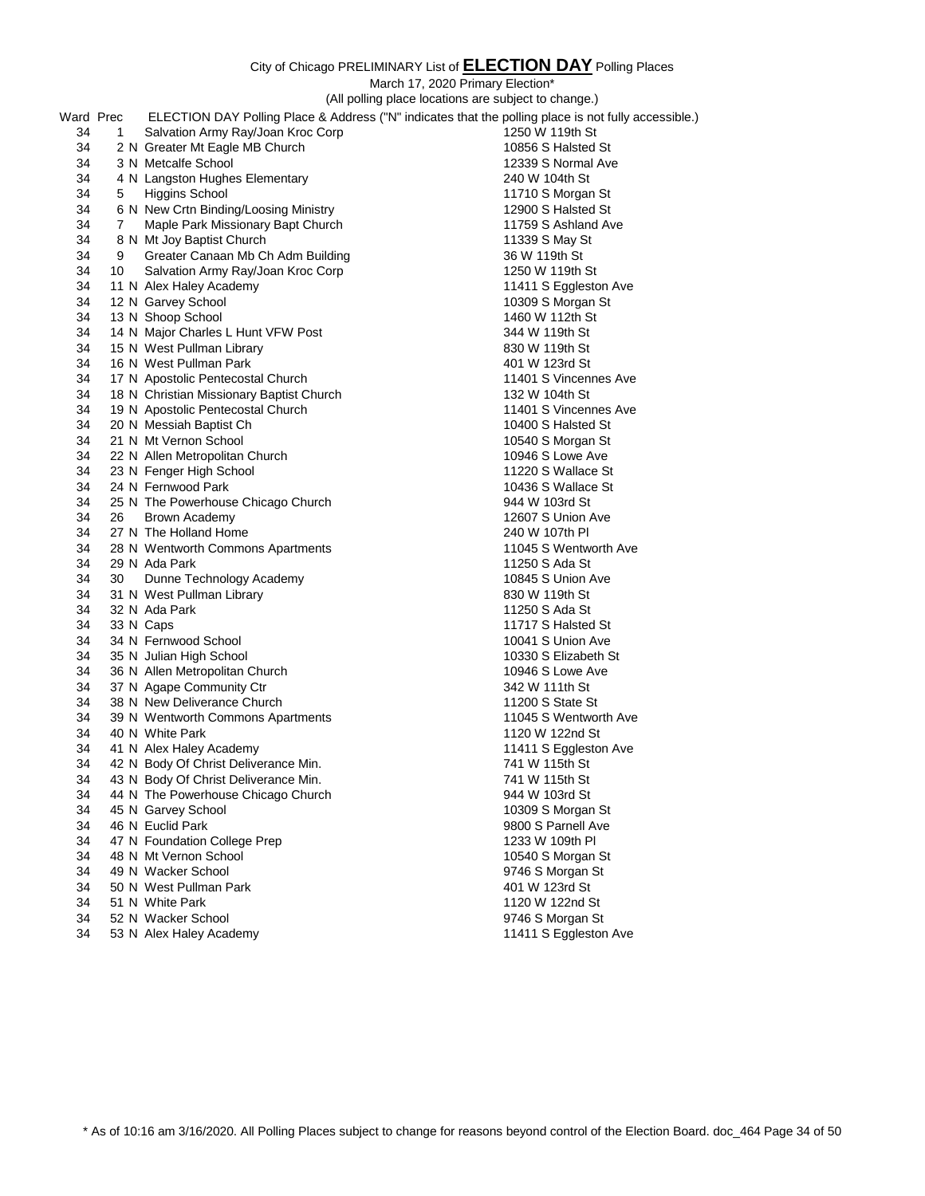City of Chicago PRELIMINARY List of **ELECTION DAY** Polling Places

March 17, 2020 Primary Election*

(All polling place locations are subject to change.)

| Ward | Prec | | ELECTION DAY Polling Place & Address ("N" indicates that the polling place is not fully accessible.) | |
|---|---|---|---|---|
| 34 | 1 | | Salvation Army Ray/Joan Kroc Corp | 1250 W 119th St |
| 34 | 2 | N | Greater Mt Eagle MB Church | 10856 S Halsted St |
| 34 | 3 | N | Metcalfe School | 12339 S Normal Ave |
| 34 | 4 | N | Langston Hughes Elementary | 240 W 104th St |
| 34 | 5 | | Higgins School | 11710 S Morgan St |
| 34 | 6 | N | New Crtn Binding/Loosing Ministry | 12900 S Halsted St |
| 34 | 7 | | Maple Park Missionary Bapt Church | 11759 S Ashland Ave |
| 34 | 8 | N | Mt Joy Baptist Church | 11339 S May St |
| 34 | 9 | | Greater Canaan Mb Ch Adm Building | 36 W 119th St |
| 34 | 10 | | Salvation Army Ray/Joan Kroc Corp | 1250 W 119th St |
| 34 | 11 | N | Alex Haley Academy | 11411 S Eggleston Ave |
| 34 | 12 | N | Garvey School | 10309 S Morgan St |
| 34 | 13 | N | Shoop School | 1460 W 112th St |
| 34 | 14 | N | Major Charles L Hunt VFW Post | 344 W 119th St |
| 34 | 15 | N | West Pullman Library | 830 W 119th St |
| 34 | 16 | N | West Pullman Park | 401 W 123rd St |
| 34 | 17 | N | Apostolic Pentecostal Church | 11401 S Vincennes Ave |
| 34 | 18 | N | Christian Missionary Baptist Church | 132 W 104th St |
| 34 | 19 | N | Apostolic Pentecostal Church | 11401 S Vincennes Ave |
| 34 | 20 | N | Messiah Baptist Ch | 10400 S Halsted St |
| 34 | 21 | N | Mt Vernon School | 10540 S Morgan St |
| 34 | 22 | N | Allen Metropolitan Church | 10946 S Lowe Ave |
| 34 | 23 | N | Fenger High School | 11220 S Wallace St |
| 34 | 24 | N | Fernwood Park | 10436 S Wallace St |
| 34 | 25 | N | The Powerhouse Chicago Church | 944 W 103rd St |
| 34 | 26 | | Brown Academy | 12607 S Union Ave |
| 34 | 27 | N | The Holland Home | 240 W 107th Pl |
| 34 | 28 | N | Wentworth Commons Apartments | 11045 S Wentworth Ave |
| 34 | 29 | N | Ada Park | 11250 S Ada St |
| 34 | 30 | | Dunne Technology Academy | 10845 S Union Ave |
| 34 | 31 | N | West Pullman Library | 830 W 119th St |
| 34 | 32 | N | Ada Park | 11250 S Ada St |
| 34 | 33 | N | Caps | 11717 S Halsted St |
| 34 | 34 | N | Fernwood School | 10041 S Union Ave |
| 34 | 35 | N | Julian High School | 10330 S Elizabeth St |
| 34 | 36 | N | Allen Metropolitan Church | 10946 S Lowe Ave |
| 34 | 37 | N | Agape Community Ctr | 342 W 111th St |
| 34 | 38 | N | New Deliverance Church | 11200 S State St |
| 34 | 39 | N | Wentworth Commons Apartments | 11045 S Wentworth Ave |
| 34 | 40 | N | White Park | 1120 W 122nd St |
| 34 | 41 | N | Alex Haley Academy | 11411 S Eggleston Ave |
| 34 | 42 | N | Body Of Christ Deliverance Min. | 741 W 115th St |
| 34 | 43 | N | Body Of Christ Deliverance Min. | 741 W 115th St |
| 34 | 44 | N | The Powerhouse Chicago Church | 944 W 103rd St |
| 34 | 45 | N | Garvey School | 10309 S Morgan St |
| 34 | 46 | N | Euclid Park | 9800 S Parnell Ave |
| 34 | 47 | N | Foundation College Prep | 1233 W 109th Pl |
| 34 | 48 | N | Mt Vernon School | 10540 S Morgan St |
| 34 | 49 | N | Wacker School | 9746 S Morgan St |
| 34 | 50 | N | West Pullman Park | 401 W 123rd St |
| 34 | 51 | N | White Park | 1120 W 122nd St |
| 34 | 52 | N | Wacker School | 9746 S Morgan St |
| 34 | 53 | N | Alex Haley Academy | 11411 S Eggleston Ave |

* As of 10:16 am 3/16/2020. All Polling Places subject to change for reasons beyond control of the Election Board. doc_464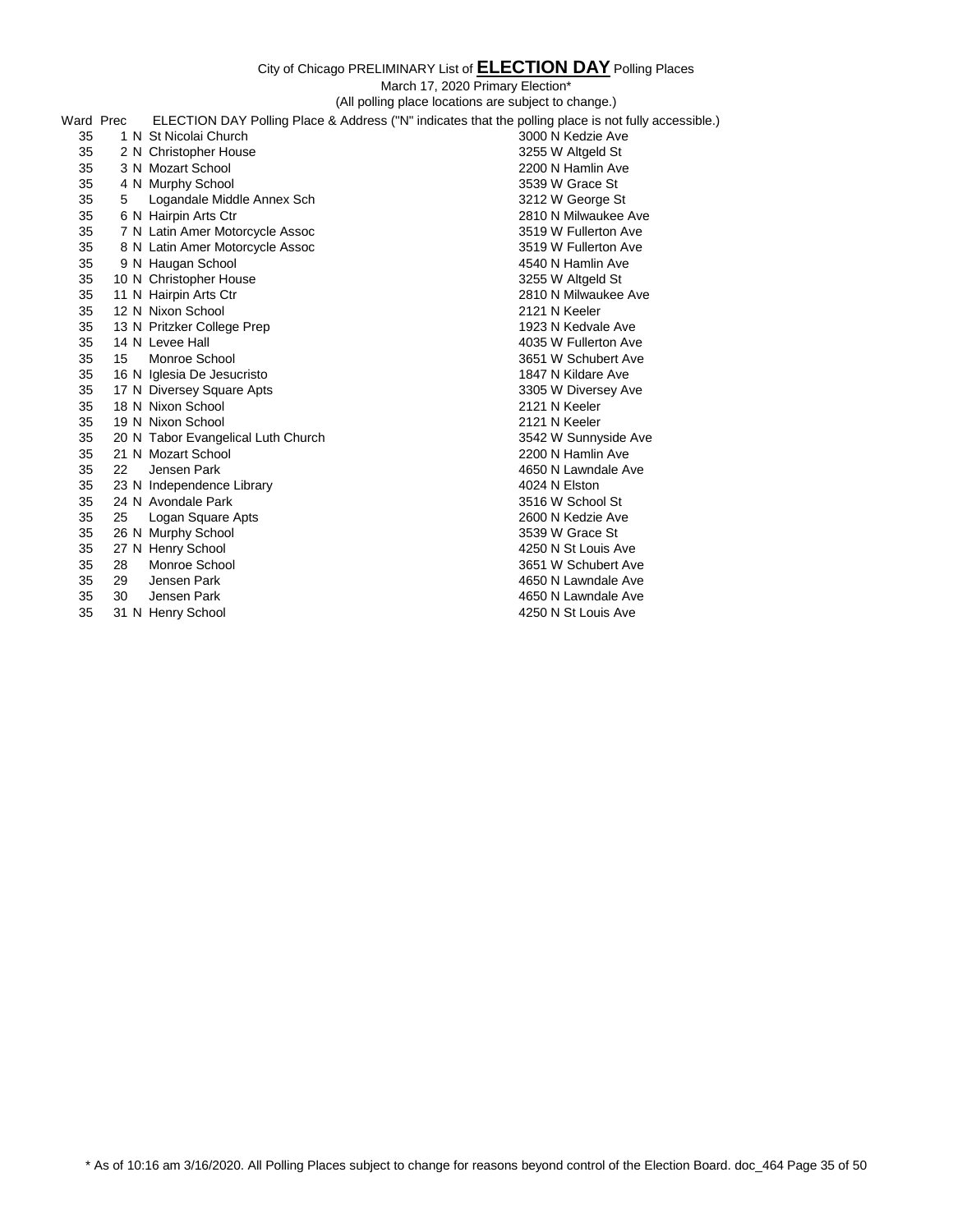City of Chicago PRELIMINARY List of **ELECTION DAY** Polling Places

March 17, 2020 Primary Election*

(All polling place locations are subject to change.)

| Ward | Prec | | ELECTION DAY Polling Place & Address ("N" indicates that the polling place is not fully accessible.) | |
|---|---|---|---|---|
| 35 | 1 | N | St Nicolai Church | 3000 N Kedzie Ave |
| 35 | 2 | N | Christopher House | 3255 W Altgeld St |
| 35 | 3 | N | Mozart School | 2200 N Hamlin Ave |
| 35 | 4 | N | Murphy School | 3539 W Grace St |
| 35 | 5 | | Logandale Middle Annex Sch | 3212 W George St |
| 35 | 6 | N | Hairpin Arts Ctr | 2810 N Milwaukee Ave |
| 35 | 7 | N | Latin Amer Motorcycle Assoc | 3519 W Fullerton Ave |
| 35 | 8 | N | Latin Amer Motorcycle Assoc | 3519 W Fullerton Ave |
| 35 | 9 | N | Haugan School | 4540 N Hamlin Ave |
| 35 | 10 | N | Christopher House | 3255 W Altgeld St |
| 35 | 11 | N | Hairpin Arts Ctr | 2810 N Milwaukee Ave |
| 35 | 12 | N | Nixon School | 2121 N Keeler |
| 35 | 13 | N | Pritzker College Prep | 1923 N Kedvale Ave |
| 35 | 14 | N | Levee Hall | 4035 W Fullerton Ave |
| 35 | 15 | | Monroe School | 3651 W Schubert Ave |
| 35 | 16 | N | Iglesia De Jesucristo | 1847 N Kildare Ave |
| 35 | 17 | N | Diversey Square Apts | 3305 W Diversey Ave |
| 35 | 18 | N | Nixon School | 2121 N Keeler |
| 35 | 19 | N | Nixon School | 2121 N Keeler |
| 35 | 20 | N | Tabor Evangelical Luth Church | 3542 W Sunnyside Ave |
| 35 | 21 | N | Mozart School | 2200 N Hamlin Ave |
| 35 | 22 | | Jensen Park | 4650 N Lawndale Ave |
| 35 | 23 | N | Independence Library | 4024 N Elston |
| 35 | 24 | N | Avondale Park | 3516 W School St |
| 35 | 25 | | Logan Square Apts | 2600 N Kedzie Ave |
| 35 | 26 | N | Murphy School | 3539 W Grace St |
| 35 | 27 | N | Henry School | 4250 N St Louis Ave |
| 35 | 28 | | Monroe School | 3651 W Schubert Ave |
| 35 | 29 | | Jensen Park | 4650 N Lawndale Ave |
| 35 | 30 | | Jensen Park | 4650 N Lawndale Ave |
| 35 | 31 | N | Henry School | 4250 N St Louis Ave |

* As of 10:16 am 3/16/2020. All Polling Places subject to change for reasons beyond control of the Election Board. doc_464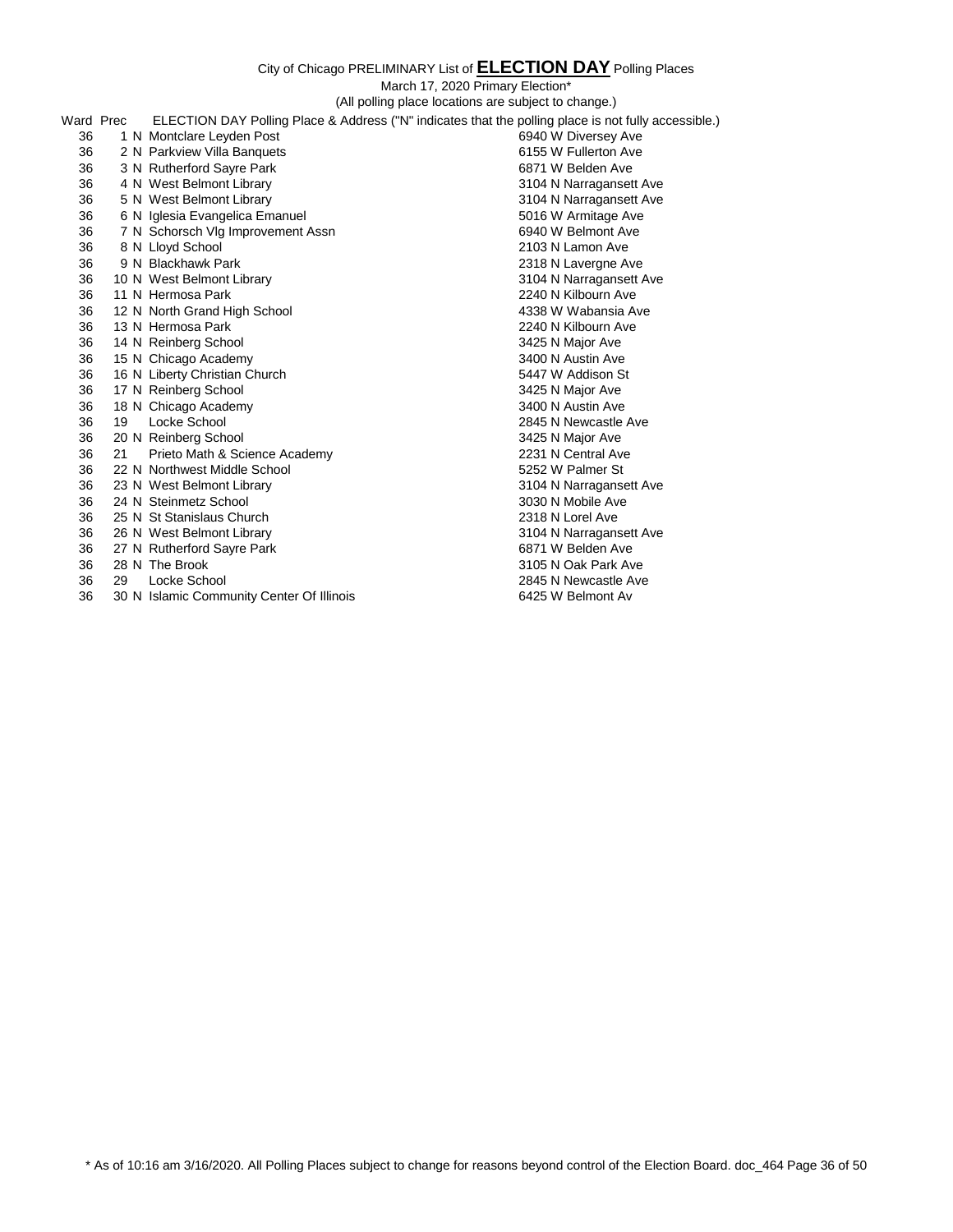City of Chicago PRELIMINARY List of **ELECTION DAY** Polling Places

March 17, 2020 Primary Election*

(All polling place locations are subject to change.)

| Ward | Prec | | ELECTION DAY Polling Place & Address ("N" indicates that the polling place is not fully accessible.) | |
|---|---|---|---|---|
| 36 | 1 | N | Montclare Leyden Post | 6940 W Diversey Ave |
| 36 | 2 | N | Parkview Villa Banquets | 6155 W Fullerton Ave |
| 36 | 3 | N | Rutherford Sayre Park | 6871 W Belden Ave |
| 36 | 4 | N | West Belmont Library | 3104 N Narragansett Ave |
| 36 | 5 | N | West Belmont Library | 3104 N Narragansett Ave |
| 36 | 6 | N | Iglesia Evangelica Emanuel | 5016 W Armitage Ave |
| 36 | 7 | N | Schorsch Vlg Improvement Assn | 6940 W Belmont Ave |
| 36 | 8 | N | Lloyd School | 2103 N Lamon Ave |
| 36 | 9 | N | Blackhawk Park | 2318 N Lavergne Ave |
| 36 | 10 | N | West Belmont Library | 3104 N Narragansett Ave |
| 36 | 11 | N | Hermosa Park | 2240 N Kilbourn Ave |
| 36 | 12 | N | North Grand High School | 4338 W Wabansia Ave |
| 36 | 13 | N | Hermosa Park | 2240 N Kilbourn Ave |
| 36 | 14 | N | Reinberg School | 3425 N Major Ave |
| 36 | 15 | N | Chicago Academy | 3400 N Austin Ave |
| 36 | 16 | N | Liberty Christian Church | 5447 W Addison St |
| 36 | 17 | N | Reinberg School | 3425 N Major Ave |
| 36 | 18 | N | Chicago Academy | 3400 N Austin Ave |
| 36 | 19 | | Locke School | 2845 N Newcastle Ave |
| 36 | 20 | N | Reinberg School | 3425 N Major Ave |
| 36 | 21 | | Prieto Math & Science Academy | 2231 N Central Ave |
| 36 | 22 | N | Northwest Middle School | 5252 W Palmer St |
| 36 | 23 | N | West Belmont Library | 3104 N Narragansett Ave |
| 36 | 24 | N | Steinmetz School | 3030 N Mobile Ave |
| 36 | 25 | N | St Stanislaus Church | 2318 N Lorel Ave |
| 36 | 26 | N | West Belmont Library | 3104 N Narragansett Ave |
| 36 | 27 | N | Rutherford Sayre Park | 6871 W Belden Ave |
| 36 | 28 | N | The Brook | 3105 N Oak Park Ave |
| 36 | 29 | | Locke School | 2845 N Newcastle Ave |
| 36 | 30 | N | Islamic Community Center Of Illinois | 6425 W Belmont Av |

* As of 10:16 am 3/16/2020. All Polling Places subject to change for reasons beyond control of the Election Board. doc_464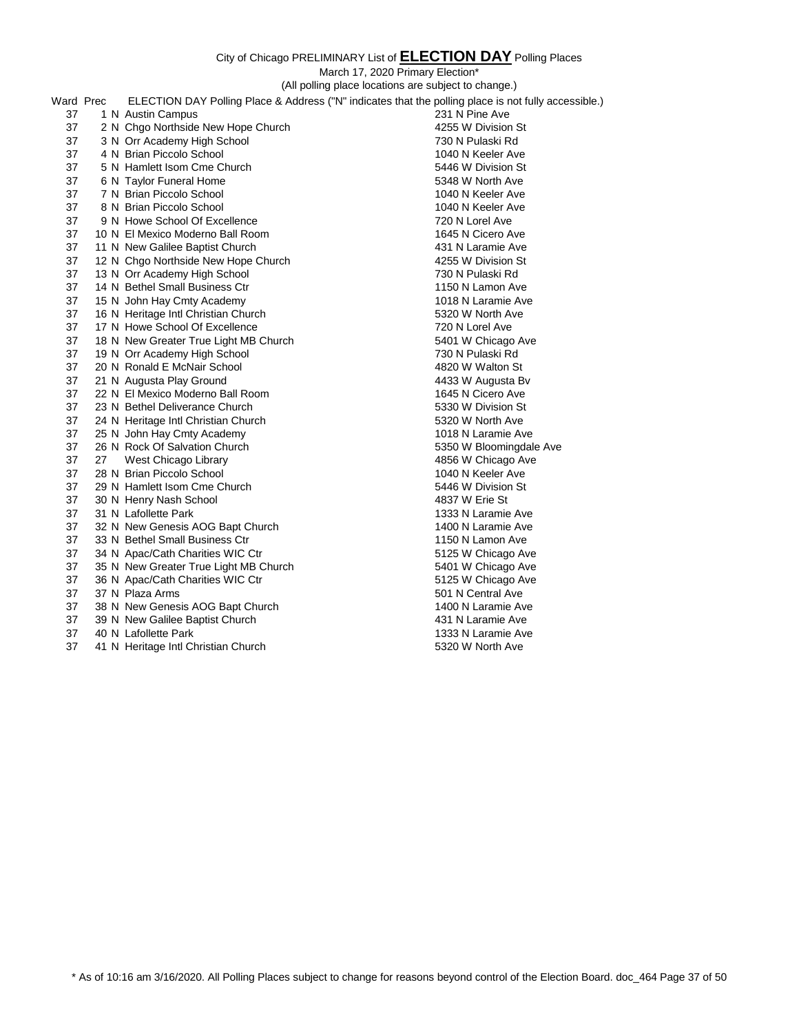City of Chicago PRELIMINARY List of **ELECTION DAY** Polling Places

March 17, 2020 Primary Election*

(All polling place locations are subject to change.)

| Ward | Prec | | ELECTION DAY Polling Place & Address ("N" indicates that the polling place is not fully accessible.) | |
|---|---|---|---|---|
| 37 | 1 | N | Austin Campus | 231 N Pine Ave |
| 37 | 2 | N | Chgo Northside New Hope Church | 4255 W Division St |
| 37 | 3 | N | Orr Academy High School | 730 N Pulaski Rd |
| 37 | 4 | N | Brian Piccolo School | 1040 N Keeler Ave |
| 37 | 5 | N | Hamlett Isom Cme Church | 5446 W Division St |
| 37 | 6 | N | Taylor Funeral Home | 5348 W North Ave |
| 37 | 7 | N | Brian Piccolo School | 1040 N Keeler Ave |
| 37 | 8 | N | Brian Piccolo School | 1040 N Keeler Ave |
| 37 | 9 | N | Howe School Of Excellence | 720 N Lorel Ave |
| 37 | 10 | N | El Mexico Moderno Ball Room | 1645 N Cicero Ave |
| 37 | 11 | N | New Galilee Baptist Church | 431 N Laramie Ave |
| 37 | 12 | N | Chgo Northside New Hope Church | 4255 W Division St |
| 37 | 13 | N | Orr Academy High School | 730 N Pulaski Rd |
| 37 | 14 | N | Bethel Small Business Ctr | 1150 N Lamon Ave |
| 37 | 15 | N | John Hay Cmty Academy | 1018 N Laramie Ave |
| 37 | 16 | N | Heritage Intl Christian Church | 5320 W North Ave |
| 37 | 17 | N | Howe School Of Excellence | 720 N Lorel Ave |
| 37 | 18 | N | New Greater True Light MB Church | 5401 W Chicago Ave |
| 37 | 19 | N | Orr Academy High School | 730 N Pulaski Rd |
| 37 | 20 | N | Ronald E McNair School | 4820 W Walton St |
| 37 | 21 | N | Augusta Play Ground | 4433 W Augusta Bv |
| 37 | 22 | N | El Mexico Moderno Ball Room | 1645 N Cicero Ave |
| 37 | 23 | N | Bethel Deliverance Church | 5330 W Division St |
| 37 | 24 | N | Heritage Intl Christian Church | 5320 W North Ave |
| 37 | 25 | N | John Hay Cmty Academy | 1018 N Laramie Ave |
| 37 | 26 | N | Rock Of Salvation Church | 5350 W Bloomingdale Ave |
| 37 | 27 | | West Chicago Library | 4856 W Chicago Ave |
| 37 | 28 | N | Brian Piccolo School | 1040 N Keeler Ave |
| 37 | 29 | N | Hamlett Isom Cme Church | 5446 W Division St |
| 37 | 30 | N | Henry Nash School | 4837 W Erie St |
| 37 | 31 | N | Lafollette Park | 1333 N Laramie Ave |
| 37 | 32 | N | New Genesis AOG Bapt Church | 1400 N Laramie Ave |
| 37 | 33 | N | Bethel Small Business Ctr | 1150 N Lamon Ave |
| 37 | 34 | N | Apac/Cath Charities WIC Ctr | 5125 W Chicago Ave |
| 37 | 35 | N | New Greater True Light MB Church | 5401 W Chicago Ave |
| 37 | 36 | N | Apac/Cath Charities WIC Ctr | 5125 W Chicago Ave |
| 37 | 37 | N | Plaza Arms | 501 N Central Ave |
| 37 | 38 | N | New Genesis AOG Bapt Church | 1400 N Laramie Ave |
| 37 | 39 | N | New Galilee Baptist Church | 431 N Laramie Ave |
| 37 | 40 | N | Lafollette Park | 1333 N Laramie Ave |
| 37 | 41 | N | Heritage Intl Christian Church | 5320 W North Ave |

* As of 10:16 am 3/16/2020. All Polling Places subject to change for reasons beyond control of the Election Board. doc_464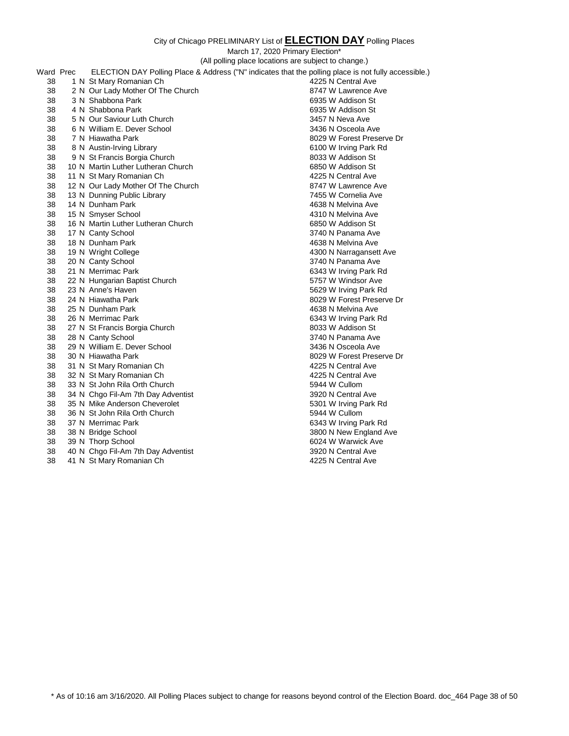City of Chicago PRELIMINARY List of **ELECTION DAY** Polling Places

March 17, 2020 Primary Election*

(All polling place locations are subject to change.)

| Ward | Prec | | ELECTION DAY Polling Place & Address ("N" indicates that the polling place is not fully accessible.) | |
|---|---|---|---|---|
| 38 | 1 | N | St Mary Romanian Ch | 4225 N Central Ave |
| 38 | 2 | N | Our Lady Mother Of The Church | 8747 W Lawrence Ave |
| 38 | 3 | N | Shabbona Park | 6935 W Addison St |
| 38 | 4 | N | Shabbona Park | 6935 W Addison St |
| 38 | 5 | N | Our Saviour Luth Church | 3457 N Neva Ave |
| 38 | 6 | N | William E. Dever School | 3436 N Osceola Ave |
| 38 | 7 | N | Hiawatha Park | 8029 W Forest Preserve Dr |
| 38 | 8 | N | Austin-Irving Library | 6100 W Irving Park Rd |
| 38 | 9 | N | St Francis Borgia Church | 8033 W Addison St |
| 38 | 10 | N | Martin Luther Lutheran Church | 6850 W Addison St |
| 38 | 11 | N | St Mary Romanian Ch | 4225 N Central Ave |
| 38 | 12 | N | Our Lady Mother Of The Church | 8747 W Lawrence Ave |
| 38 | 13 | N | Dunning Public Library | 7455 W Cornelia Ave |
| 38 | 14 | N | Dunham Park | 4638 N Melvina Ave |
| 38 | 15 | N | Smyser School | 4310 N Melvina Ave |
| 38 | 16 | N | Martin Luther Lutheran Church | 6850 W Addison St |
| 38 | 17 | N | Canty School | 3740 N Panama Ave |
| 38 | 18 | N | Dunham Park | 4638 N Melvina Ave |
| 38 | 19 | N | Wright College | 4300 N Narragansett Ave |
| 38 | 20 | N | Canty School | 3740 N Panama Ave |
| 38 | 21 | N | Merrimac Park | 6343 W Irving Park Rd |
| 38 | 22 | N | Hungarian Baptist Church | 5757 W Windsor Ave |
| 38 | 23 | N | Anne's Haven | 5629 W Irving Park Rd |
| 38 | 24 | N | Hiawatha Park | 8029 W Forest Preserve Dr |
| 38 | 25 | N | Dunham Park | 4638 N Melvina Ave |
| 38 | 26 | N | Merrimac Park | 6343 W Irving Park Rd |
| 38 | 27 | N | St Francis Borgia Church | 8033 W Addison St |
| 38 | 28 | N | Canty School | 3740 N Panama Ave |
| 38 | 29 | N | William E. Dever School | 3436 N Osceola Ave |
| 38 | 30 | N | Hiawatha Park | 8029 W Forest Preserve Dr |
| 38 | 31 | N | St Mary Romanian Ch | 4225 N Central Ave |
| 38 | 32 | N | St Mary Romanian Ch | 4225 N Central Ave |
| 38 | 33 | N | St John Rila Orth Church | 5944 W Cullom |
| 38 | 34 | N | Chgo Fil-Am 7th Day Adventist | 3920 N Central Ave |
| 38 | 35 | N | Mike Anderson Cheverolet | 5301 W Irving Park Rd |
| 38 | 36 | N | St John Rila Orth Church | 5944 W Cullom |
| 38 | 37 | N | Merrimac Park | 6343 W Irving Park Rd |
| 38 | 38 | N | Bridge School | 3800 N New England Ave |
| 38 | 39 | N | Thorp School | 6024 W Warwick Ave |
| 38 | 40 | N | Chgo Fil-Am 7th Day Adventist | 3920 N Central Ave |
| 38 | 41 | N | St Mary Romanian Ch | 4225 N Central Ave |

* As of 10:16 am 3/16/2020. All Polling Places subject to change for reasons beyond control of the Election Board. doc_464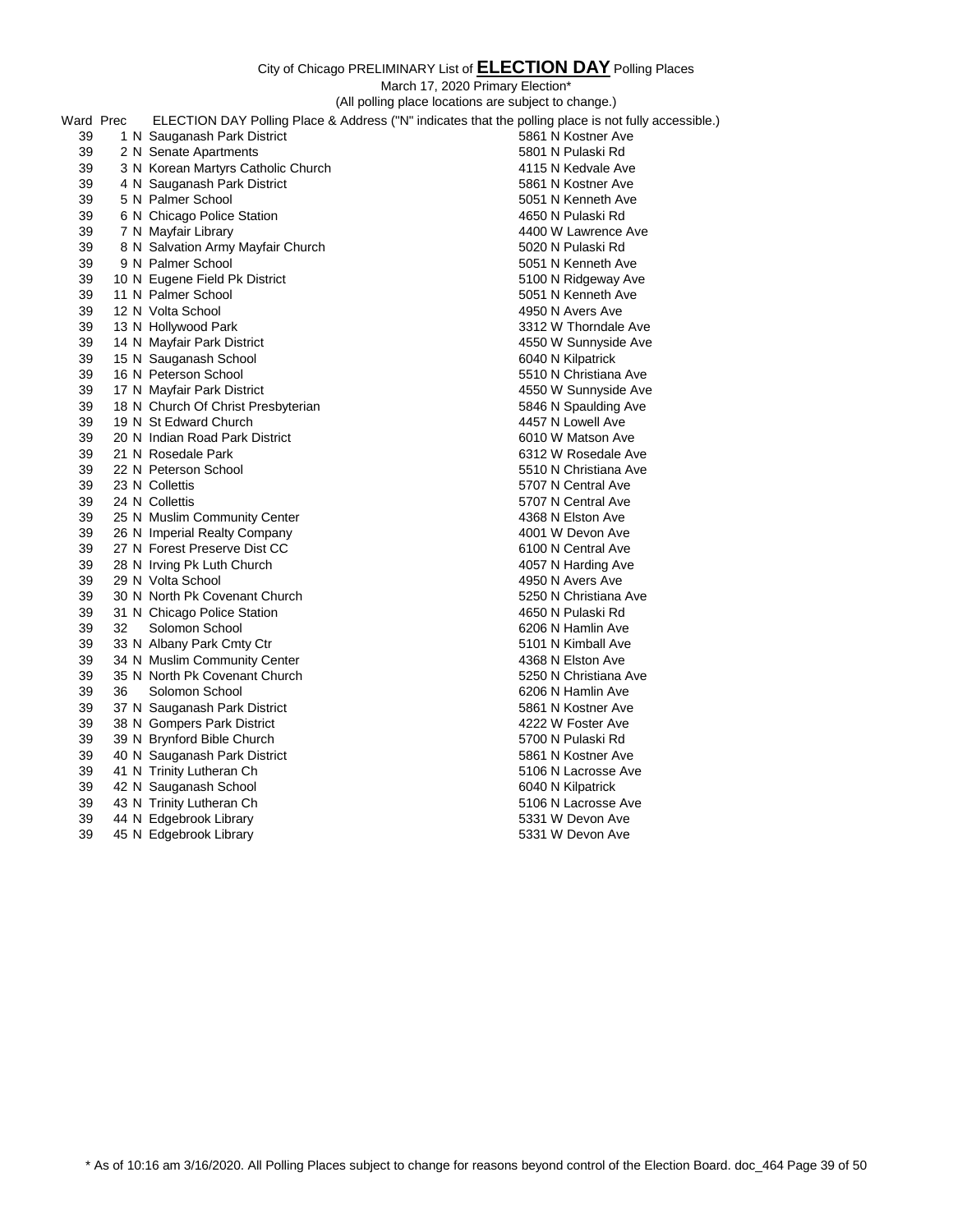City of Chicago PRELIMINARY List of **ELECTION DAY** Polling Places

March 17, 2020 Primary Election*

(All polling place locations are subject to change.)

| Ward | Prec | | ELECTION DAY Polling Place & Address ("N" indicates that the polling place is not fully accessible.) | |
|---|---|---|---|---|
| 39 | 1 | N | Sauganash Park District | 5861 N Kostner Ave |
| 39 | 2 | N | Senate Apartments | 5801 N Pulaski Rd |
| 39 | 3 | N | Korean Martyrs Catholic Church | 4115 N Kedvale Ave |
| 39 | 4 | N | Sauganash Park District | 5861 N Kostner Ave |
| 39 | 5 | N | Palmer School | 5051 N Kenneth Ave |
| 39 | 6 | N | Chicago Police Station | 4650 N Pulaski Rd |
| 39 | 7 | N | Mayfair Library | 4400 W Lawrence Ave |
| 39 | 8 | N | Salvation Army Mayfair Church | 5020 N Pulaski Rd |
| 39 | 9 | N | Palmer School | 5051 N Kenneth Ave |
| 39 | 10 | N | Eugene Field Pk District | 5100 N Ridgeway Ave |
| 39 | 11 | N | Palmer School | 5051 N Kenneth Ave |
| 39 | 12 | N | Volta School | 4950 N Avers Ave |
| 39 | 13 | N | Hollywood Park | 3312 W Thorndale Ave |
| 39 | 14 | N | Mayfair Park District | 4550 W Sunnyside Ave |
| 39 | 15 | N | Sauganash School | 6040 N Kilpatrick |
| 39 | 16 | N | Peterson School | 5510 N Christiana Ave |
| 39 | 17 | N | Mayfair Park District | 4550 W Sunnyside Ave |
| 39 | 18 | N | Church Of Christ Presbyterian | 5846 N Spaulding Ave |
| 39 | 19 | N | St Edward Church | 4457 N Lowell Ave |
| 39 | 20 | N | Indian Road Park District | 6010 W Matson Ave |
| 39 | 21 | N | Rosedale Park | 6312 W Rosedale Ave |
| 39 | 22 | N | Peterson School | 5510 N Christiana Ave |
| 39 | 23 | N | Collettis | 5707 N Central Ave |
| 39 | 24 | N | Collettis | 5707 N Central Ave |
| 39 | 25 | N | Muslim Community Center | 4368 N Elston Ave |
| 39 | 26 | N | Imperial Realty Company | 4001 W Devon Ave |
| 39 | 27 | N | Forest Preserve Dist CC | 6100 N Central Ave |
| 39 | 28 | N | Irving Pk Luth Church | 4057 N Harding Ave |
| 39 | 29 | N | Volta School | 4950 N Avers Ave |
| 39 | 30 | N | North Pk Covenant Church | 5250 N Christiana Ave |
| 39 | 31 | N | Chicago Police Station | 4650 N Pulaski Rd |
| 39 | 32 | | Solomon School | 6206 N Hamlin Ave |
| 39 | 33 | N | Albany Park Cmty Ctr | 5101 N Kimball Ave |
| 39 | 34 | N | Muslim Community Center | 4368 N Elston Ave |
| 39 | 35 | N | North Pk Covenant Church | 5250 N Christiana Ave |
| 39 | 36 | | Solomon School | 6206 N Hamlin Ave |
| 39 | 37 | N | Sauganash Park District | 5861 N Kostner Ave |
| 39 | 38 | N | Gompers Park District | 4222 W Foster Ave |
| 39 | 39 | N | Brynford Bible Church | 5700 N Pulaski Rd |
| 39 | 40 | N | Sauganash Park District | 5861 N Kostner Ave |
| 39 | 41 | N | Trinity Lutheran Ch | 5106 N Lacrosse Ave |
| 39 | 42 | N | Sauganash School | 6040 N Kilpatrick |
| 39 | 43 | N | Trinity Lutheran Ch | 5106 N Lacrosse Ave |
| 39 | 44 | N | Edgebrook Library | 5331 W Devon Ave |
| 39 | 45 | N | Edgebrook Library | 5331 W Devon Ave |

* As of 10:16 am 3/16/2020. All Polling Places subject to change for reasons beyond control of the Election Board. doc_464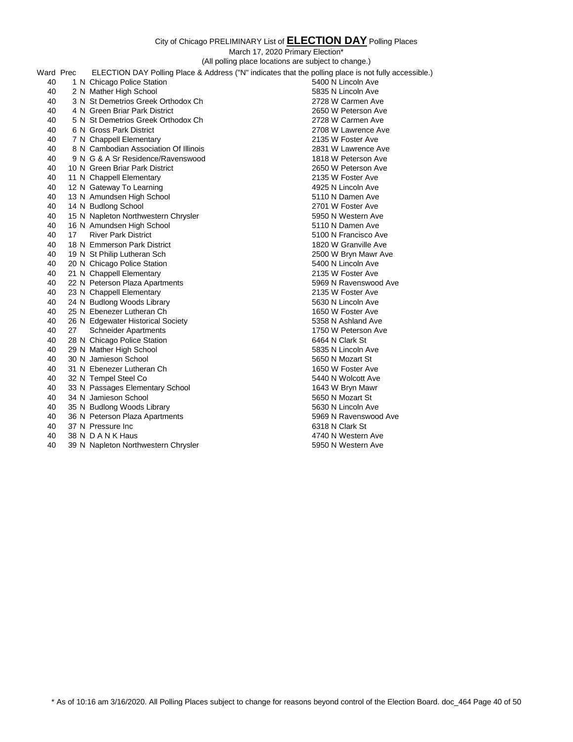City of Chicago PRELIMINARY List of **ELECTION DAY** Polling Places

March 17, 2020 Primary Election*

(All polling place locations are subject to change.)

| Ward | Prec | | ELECTION DAY Polling Place & Address ("N" indicates that the polling place is not fully accessible.) | |
|---|---|---|---|---|
| 40 | 1 | N | Chicago Police Station | 5400 N Lincoln Ave |
| 40 | 2 | N | Mather High School | 5835 N Lincoln Ave |
| 40 | 3 | N | St Demetrios Greek Orthodox Ch | 2728 W Carmen Ave |
| 40 | 4 | N | Green Briar Park District | 2650 W Peterson Ave |
| 40 | 5 | N | St Demetrios Greek Orthodox Ch | 2728 W Carmen Ave |
| 40 | 6 | N | Gross Park District | 2708 W Lawrence Ave |
| 40 | 7 | N | Chappell Elementary | 2135 W Foster Ave |
| 40 | 8 | N | Cambodian Association Of Illinois | 2831 W Lawrence Ave |
| 40 | 9 | N | G & A Sr Residence/Ravenswood | 1818 W Peterson Ave |
| 40 | 10 | N | Green Briar Park District | 2650 W Peterson Ave |
| 40 | 11 | N | Chappell Elementary | 2135 W Foster Ave |
| 40 | 12 | N | Gateway To Learning | 4925 N Lincoln Ave |
| 40 | 13 | N | Amundsen High School | 5110 N Damen Ave |
| 40 | 14 | N | Budlong School | 2701 W Foster Ave |
| 40 | 15 | N | Napleton Northwestern Chrysler | 5950 N Western Ave |
| 40 | 16 | N | Amundsen High School | 5110 N Damen Ave |
| 40 | 17 | | River Park District | 5100 N Francisco Ave |
| 40 | 18 | N | Emmerson Park District | 1820 W Granville Ave |
| 40 | 19 | N | St Philip Lutheran Sch | 2500 W Bryn Mawr Ave |
| 40 | 20 | N | Chicago Police Station | 5400 N Lincoln Ave |
| 40 | 21 | N | Chappell Elementary | 2135 W Foster Ave |
| 40 | 22 | N | Peterson Plaza Apartments | 5969 N Ravenswood Ave |
| 40 | 23 | N | Chappell Elementary | 2135 W Foster Ave |
| 40 | 24 | N | Budlong Woods Library | 5630 N Lincoln Ave |
| 40 | 25 | N | Ebenezer Lutheran Ch | 1650 W Foster Ave |
| 40 | 26 | N | Edgewater Historical Society | 5358 N Ashland Ave |
| 40 | 27 | | Schneider Apartments | 1750 W Peterson Ave |
| 40 | 28 | N | Chicago Police Station | 6464 N Clark St |
| 40 | 29 | N | Mather High School | 5835 N Lincoln Ave |
| 40 | 30 | N | Jamieson School | 5650 N Mozart St |
| 40 | 31 | N | Ebenezer Lutheran Ch | 1650 W Foster Ave |
| 40 | 32 | N | Tempel Steel Co | 5440 N Wolcott Ave |
| 40 | 33 | N | Passages Elementary School | 1643 W Bryn Mawr |
| 40 | 34 | N | Jamieson School | 5650 N Mozart St |
| 40 | 35 | N | Budlong Woods Library | 5630 N Lincoln Ave |
| 40 | 36 | N | Peterson Plaza Apartments | 5969 N Ravenswood Ave |
| 40 | 37 | N | Pressure Inc | 6318 N Clark St |
| 40 | 38 | N | D A N K Haus | 4740 N Western Ave |
| 40 | 39 | N | Napleton Northwestern Chrysler | 5950 N Western Ave |

* As of 10:16 am 3/16/2020. All Polling Places subject to change for reasons beyond control of the Election Board. doc_464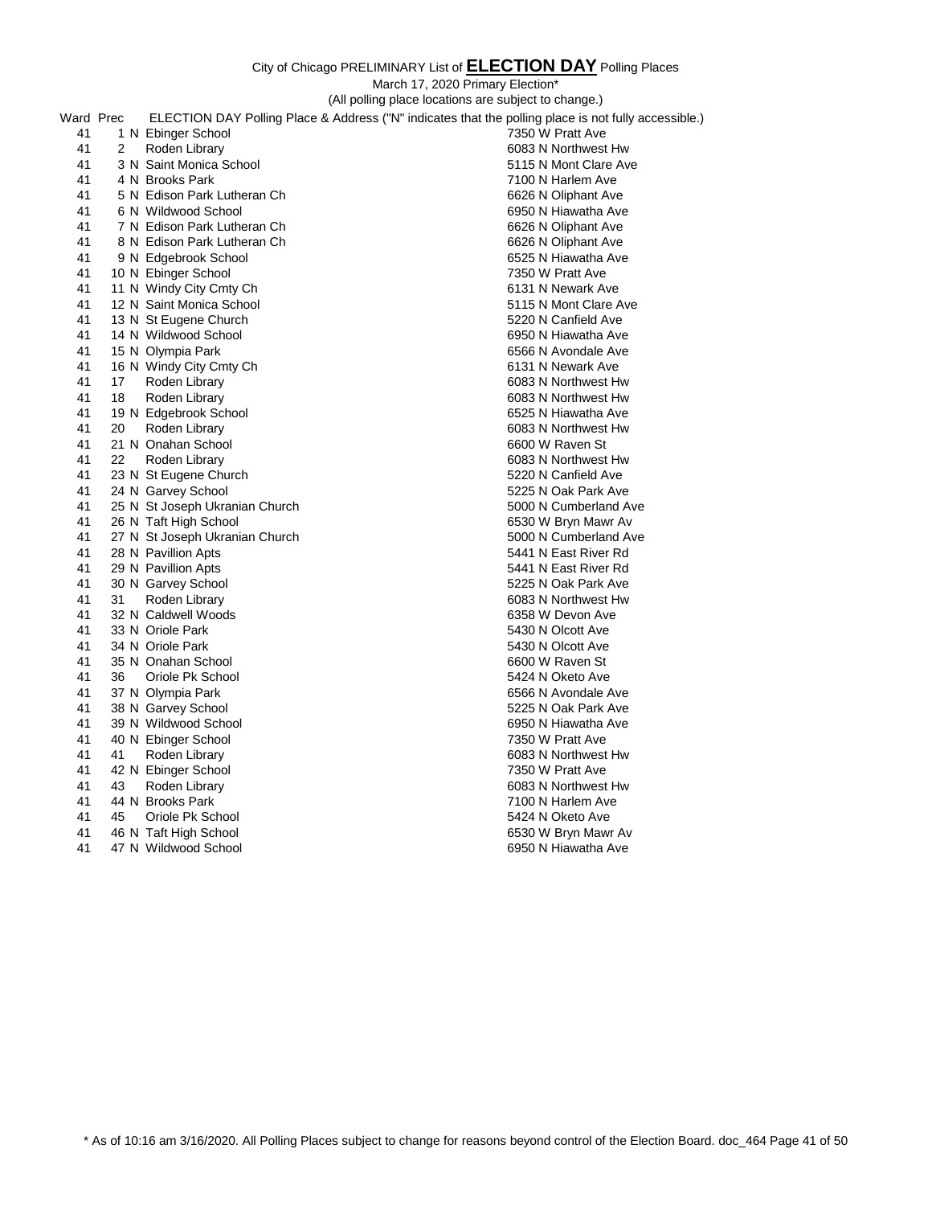City of Chicago PRELIMINARY List of **ELECTION DAY** Polling Places

March 17, 2020 Primary Election*

(All polling place locations are subject to change.)

| Ward | Prec | | ELECTION DAY Polling Place & Address ("N" indicates that the polling place is not fully accessible.) | |
|---|---|---|---|---|
| 41 | 1 | N | Ebinger School | 7350 W Pratt Ave |
| 41 | 2 | | Roden Library | 6083 N Northwest Hw |
| 41 | 3 | N | Saint Monica School | 5115 N Mont Clare Ave |
| 41 | 4 | N | Brooks Park | 7100 N Harlem Ave |
| 41 | 5 | N | Edison Park Lutheran Ch | 6626 N Oliphant Ave |
| 41 | 6 | N | Wildwood School | 6950 N Hiawatha Ave |
| 41 | 7 | N | Edison Park Lutheran Ch | 6626 N Oliphant Ave |
| 41 | 8 | N | Edison Park Lutheran Ch | 6626 N Oliphant Ave |
| 41 | 9 | N | Edgebrook School | 6525 N Hiawatha Ave |
| 41 | 10 | N | Ebinger School | 7350 W Pratt Ave |
| 41 | 11 | N | Windy City Cmty Ch | 6131 N Newark Ave |
| 41 | 12 | N | Saint Monica School | 5115 N Mont Clare Ave |
| 41 | 13 | N | St Eugene Church | 5220 N Canfield Ave |
| 41 | 14 | N | Wildwood School | 6950 N Hiawatha Ave |
| 41 | 15 | N | Olympia Park | 6566 N Avondale Ave |
| 41 | 16 | N | Windy City Cmty Ch | 6131 N Newark Ave |
| 41 | 17 | | Roden Library | 6083 N Northwest Hw |
| 41 | 18 | | Roden Library | 6083 N Northwest Hw |
| 41 | 19 | N | Edgebrook School | 6525 N Hiawatha Ave |
| 41 | 20 | | Roden Library | 6083 N Northwest Hw |
| 41 | 21 | N | Onahan School | 6600 W Raven St |
| 41 | 22 | | Roden Library | 6083 N Northwest Hw |
| 41 | 23 | N | St Eugene Church | 5220 N Canfield Ave |
| 41 | 24 | N | Garvey School | 5225 N Oak Park Ave |
| 41 | 25 | N | St Joseph Ukranian Church | 5000 N Cumberland Ave |
| 41 | 26 | N | Taft High School | 6530 W Bryn Mawr Av |
| 41 | 27 | N | St Joseph Ukranian Church | 5000 N Cumberland Ave |
| 41 | 28 | N | Pavillion Apts | 5441 N East River Rd |
| 41 | 29 | N | Pavillion Apts | 5441 N East River Rd |
| 41 | 30 | N | Garvey School | 5225 N Oak Park Ave |
| 41 | 31 | | Roden Library | 6083 N Northwest Hw |
| 41 | 32 | N | Caldwell Woods | 6358 W Devon Ave |
| 41 | 33 | N | Oriole Park | 5430 N Olcott Ave |
| 41 | 34 | N | Oriole Park | 5430 N Olcott Ave |
| 41 | 35 | N | Onahan School | 6600 W Raven St |
| 41 | 36 | | Oriole Pk School | 5424 N Oketo Ave |
| 41 | 37 | N | Olympia Park | 6566 N Avondale Ave |
| 41 | 38 | N | Garvey School | 5225 N Oak Park Ave |
| 41 | 39 | N | Wildwood School | 6950 N Hiawatha Ave |
| 41 | 40 | N | Ebinger School | 7350 W Pratt Ave |
| 41 | 41 | | Roden Library | 6083 N Northwest Hw |
| 41 | 42 | N | Ebinger School | 7350 W Pratt Ave |
| 41 | 43 | | Roden Library | 6083 N Northwest Hw |
| 41 | 44 | N | Brooks Park | 7100 N Harlem Ave |
| 41 | 45 | | Oriole Pk School | 5424 N Oketo Ave |
| 41 | 46 | N | Taft High School | 6530 W Bryn Mawr Av |
| 41 | 47 | N | Wildwood School | 6950 N Hiawatha Ave |

* As of 10:16 am 3/16/2020. All Polling Places subject to change for reasons beyond control of the Election Board. doc_464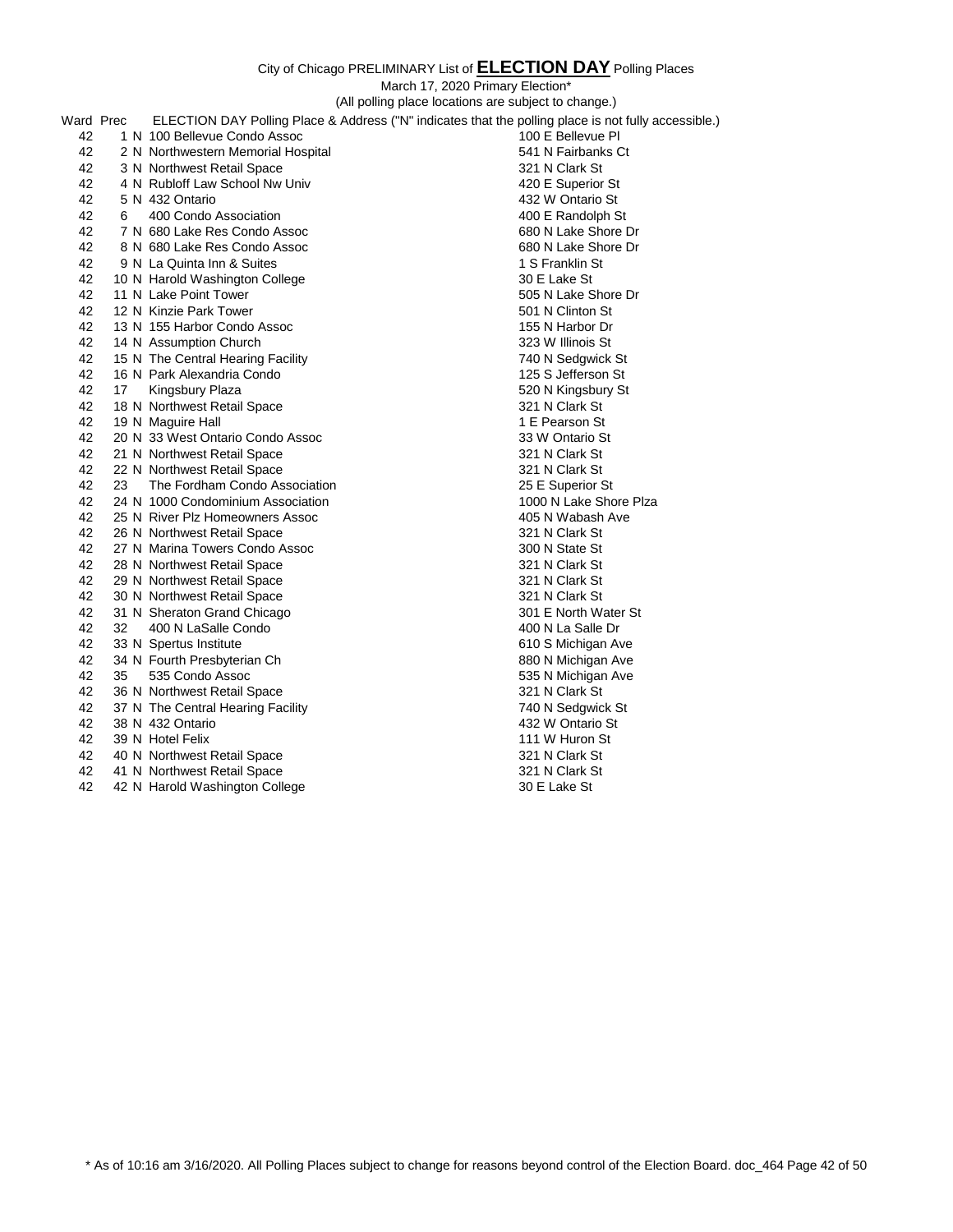City of Chicago PRELIMINARY List of **ELECTION DAY** Polling Places

March 17, 2020 Primary Election*

(All polling place locations are subject to change.)

| Ward | Prec | | ELECTION DAY Polling Place & Address ("N" indicates that the polling place is not fully accessible.) | |
|---|---|---|---|---|
| 42 | 1 | N | 100 Bellevue Condo Assoc | 100 E Bellevue Pl |
| 42 | 2 | N | Northwestern Memorial Hospital | 541 N Fairbanks Ct |
| 42 | 3 | N | Northwest Retail Space | 321 N Clark St |
| 42 | 4 | N | Rubloff Law School Nw Univ | 420 E Superior St |
| 42 | 5 | N | 432 Ontario | 432 W Ontario St |
| 42 | 6 | | 400 Condo Association | 400 E Randolph St |
| 42 | 7 | N | 680 Lake Res Condo Assoc | 680 N Lake Shore Dr |
| 42 | 8 | N | 680 Lake Res Condo Assoc | 680 N Lake Shore Dr |
| 42 | 9 | N | La Quinta Inn & Suites | 1 S Franklin St |
| 42 | 10 | N | Harold Washington College | 30 E Lake St |
| 42 | 11 | N | Lake Point Tower | 505 N Lake Shore Dr |
| 42 | 12 | N | Kinzie Park Tower | 501 N Clinton St |
| 42 | 13 | N | 155 Harbor Condo Assoc | 155 N Harbor Dr |
| 42 | 14 | N | Assumption Church | 323 W Illinois St |
| 42 | 15 | N | The Central Hearing Facility | 740 N Sedgwick St |
| 42 | 16 | N | Park Alexandria Condo | 125 S Jefferson St |
| 42 | 17 | | Kingsbury Plaza | 520 N Kingsbury St |
| 42 | 18 | N | Northwest Retail Space | 321 N Clark St |
| 42 | 19 | N | Maguire Hall | 1 E Pearson St |
| 42 | 20 | N | 33 West Ontario Condo Assoc | 33 W Ontario St |
| 42 | 21 | N | Northwest Retail Space | 321 N Clark St |
| 42 | 22 | N | Northwest Retail Space | 321 N Clark St |
| 42 | 23 | | The Fordham Condo Association | 25 E Superior St |
| 42 | 24 | N | 1000 Condominium Association | 1000 N Lake Shore Plza |
| 42 | 25 | N | River Plz Homeowners Assoc | 405 N Wabash Ave |
| 42 | 26 | N | Northwest Retail Space | 321 N Clark St |
| 42 | 27 | N | Marina Towers Condo Assoc | 300 N State St |
| 42 | 28 | N | Northwest Retail Space | 321 N Clark St |
| 42 | 29 | N | Northwest Retail Space | 321 N Clark St |
| 42 | 30 | N | Northwest Retail Space | 321 N Clark St |
| 42 | 31 | N | Sheraton Grand Chicago | 301 E North Water St |
| 42 | 32 | | 400 N LaSalle Condo | 400 N La Salle Dr |
| 42 | 33 | N | Spertus Institute | 610 S Michigan Ave |
| 42 | 34 | N | Fourth Presbyterian Ch | 880 N Michigan Ave |
| 42 | 35 | | 535 Condo Assoc | 535 N Michigan Ave |
| 42 | 36 | N | Northwest Retail Space | 321 N Clark St |
| 42 | 37 | N | The Central Hearing Facility | 740 N Sedgwick St |
| 42 | 38 | N | 432 Ontario | 432 W Ontario St |
| 42 | 39 | N | Hotel Felix | 111 W Huron St |
| 42 | 40 | N | Northwest Retail Space | 321 N Clark St |
| 42 | 41 | N | Northwest Retail Space | 321 N Clark St |
| 42 | 42 | N | Harold Washington College | 30 E Lake St |

* As of 10:16 am 3/16/2020. All Polling Places subject to change for reasons beyond control of the Election Board. doc_464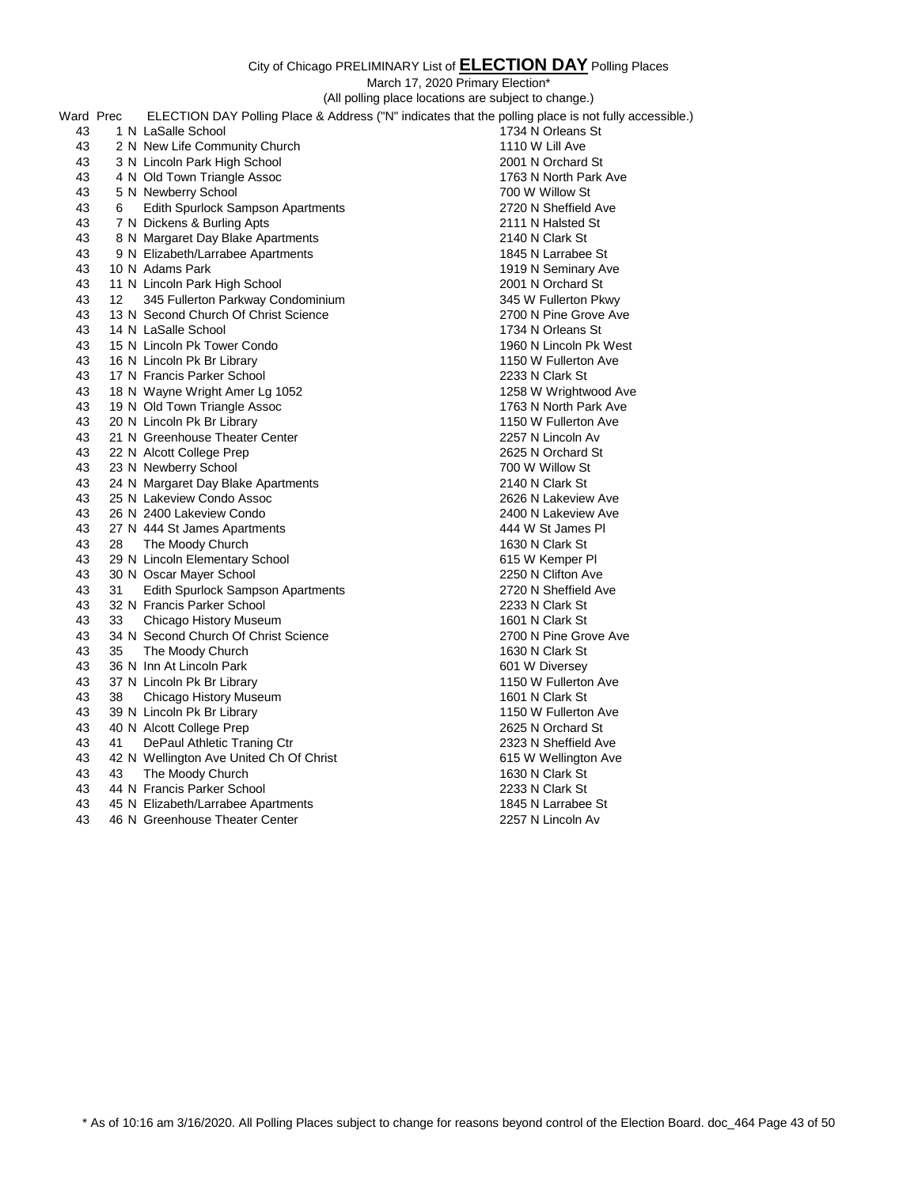City of Chicago PRELIMINARY List of **ELECTION DAY** Polling Places

March 17, 2020 Primary Election*

(All polling place locations are subject to change.)

| Ward | Prec | | ELECTION DAY Polling Place & Address ("N" indicates that the polling place is not fully accessible.) | |
|---|---|---|---|---|
| 43 | 1 | N | LaSalle School | 1734 N Orleans St |
| 43 | 2 | N | New Life Community Church | 1110 W Lill Ave |
| 43 | 3 | N | Lincoln Park High School | 2001 N Orchard St |
| 43 | 4 | N | Old Town Triangle Assoc | 1763 N North Park Ave |
| 43 | 5 | N | Newberry School | 700 W Willow St |
| 43 | 6 | | Edith Spurlock Sampson Apartments | 2720 N Sheffield Ave |
| 43 | 7 | N | Dickens & Burling Apts | 2111 N Halsted St |
| 43 | 8 | N | Margaret Day Blake Apartments | 2140 N Clark St |
| 43 | 9 | N | Elizabeth/Larrabee Apartments | 1845 N Larrabee St |
| 43 | 10 | N | Adams Park | 1919 N Seminary Ave |
| 43 | 11 | N | Lincoln Park High School | 2001 N Orchard St |
| 43 | 12 | | 345 Fullerton Parkway Condominium | 345 W Fullerton Pkwy |
| 43 | 13 | N | Second Church Of Christ Science | 2700 N Pine Grove Ave |
| 43 | 14 | N | LaSalle School | 1734 N Orleans St |
| 43 | 15 | N | Lincoln Pk Tower Condo | 1960 N Lincoln Pk West |
| 43 | 16 | N | Lincoln Pk Br Library | 1150 W Fullerton Ave |
| 43 | 17 | N | Francis Parker School | 2233 N Clark St |
| 43 | 18 | N | Wayne Wright Amer Lg 1052 | 1258 W Wrightwood Ave |
| 43 | 19 | N | Old Town Triangle Assoc | 1763 N North Park Ave |
| 43 | 20 | N | Lincoln Pk Br Library | 1150 W Fullerton Ave |
| 43 | 21 | N | Greenhouse Theater Center | 2257 N Lincoln Av |
| 43 | 22 | N | Alcott College Prep | 2625 N Orchard St |
| 43 | 23 | N | Newberry School | 700 W Willow St |
| 43 | 24 | N | Margaret Day Blake Apartments | 2140 N Clark St |
| 43 | 25 | N | Lakeview Condo Assoc | 2626 N Lakeview Ave |
| 43 | 26 | N | 2400 Lakeview Condo | 2400 N Lakeview Ave |
| 43 | 27 | N | 444 St James Apartments | 444 W St James Pl |
| 43 | 28 | | The Moody Church | 1630 N Clark St |
| 43 | 29 | N | Lincoln Elementary School | 615 W Kemper Pl |
| 43 | 30 | N | Oscar Mayer School | 2250 N Clifton Ave |
| 43 | 31 | | Edith Spurlock Sampson Apartments | 2720 N Sheffield Ave |
| 43 | 32 | N | Francis Parker School | 2233 N Clark St |
| 43 | 33 | | Chicago History Museum | 1601 N Clark St |
| 43 | 34 | N | Second Church Of Christ Science | 2700 N Pine Grove Ave |
| 43 | 35 | | The Moody Church | 1630 N Clark St |
| 43 | 36 | N | Inn At Lincoln Park | 601 W Diversey |
| 43 | 37 | N | Lincoln Pk Br Library | 1150 W Fullerton Ave |
| 43 | 38 | | Chicago History Museum | 1601 N Clark St |
| 43 | 39 | N | Lincoln Pk Br Library | 1150 W Fullerton Ave |
| 43 | 40 | N | Alcott College Prep | 2625 N Orchard St |
| 43 | 41 | | DePaul Athletic Traning Ctr | 2323 N Sheffield Ave |
| 43 | 42 | N | Wellington Ave United Ch Of Christ | 615 W Wellington Ave |
| 43 | 43 | | The Moody Church | 1630 N Clark St |
| 43 | 44 | N | Francis Parker School | 2233 N Clark St |
| 43 | 45 | N | Elizabeth/Larrabee Apartments | 1845 N Larrabee St |
| 43 | 46 | N | Greenhouse Theater Center | 2257 N Lincoln Av |

* As of 10:16 am 3/16/2020. All Polling Places subject to change for reasons beyond control of the Election Board. doc_464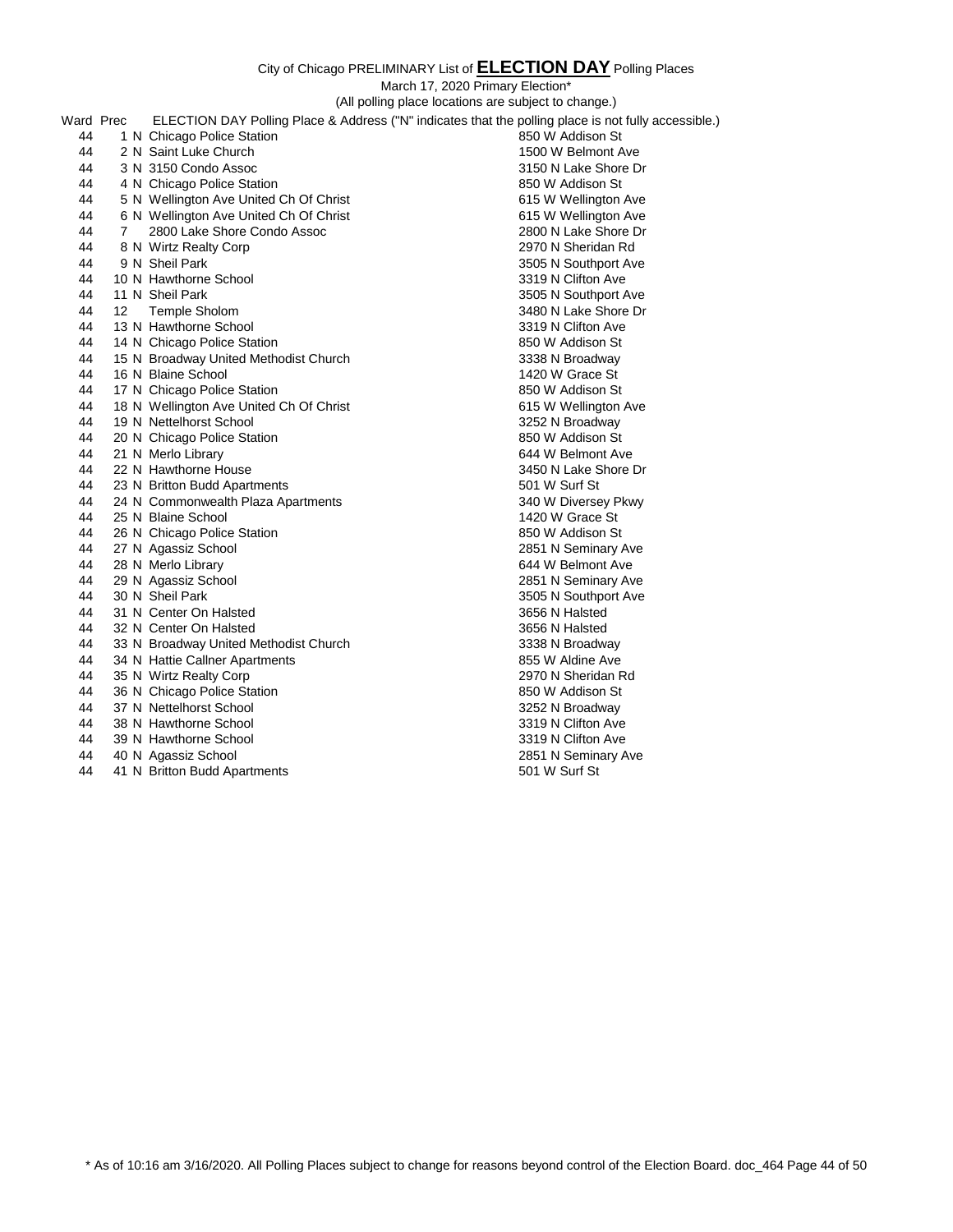City of Chicago PRELIMINARY List of **ELECTION DAY** Polling Places

March 17, 2020 Primary Election*

(All polling place locations are subject to change.)

| Ward | Prec | | ELECTION DAY Polling Place & Address ("N" indicates that the polling place is not fully accessible.) | |
|---|---|---|---|---|
| 44 | 1 | N | Chicago Police Station | 850 W Addison St |
| 44 | 2 | N | Saint Luke Church | 1500 W Belmont Ave |
| 44 | 3 | N | 3150 Condo Assoc | 3150 N Lake Shore Dr |
| 44 | 4 | N | Chicago Police Station | 850 W Addison St |
| 44 | 5 | N | Wellington Ave United Ch Of Christ | 615 W Wellington Ave |
| 44 | 6 | N | Wellington Ave United Ch Of Christ | 615 W Wellington Ave |
| 44 | 7 | | 2800 Lake Shore Condo Assoc | 2800 N Lake Shore Dr |
| 44 | 8 | N | Wirtz Realty Corp | 2970 N Sheridan Rd |
| 44 | 9 | N | Sheil Park | 3505 N Southport Ave |
| 44 | 10 | N | Hawthorne School | 3319 N Clifton Ave |
| 44 | 11 | N | Sheil Park | 3505 N Southport Ave |
| 44 | 12 | | Temple Sholom | 3480 N Lake Shore Dr |
| 44 | 13 | N | Hawthorne School | 3319 N Clifton Ave |
| 44 | 14 | N | Chicago Police Station | 850 W Addison St |
| 44 | 15 | N | Broadway United Methodist Church | 3338 N Broadway |
| 44 | 16 | N | Blaine School | 1420 W Grace St |
| 44 | 17 | N | Chicago Police Station | 850 W Addison St |
| 44 | 18 | N | Wellington Ave United Ch Of Christ | 615 W Wellington Ave |
| 44 | 19 | N | Nettelhorst School | 3252 N Broadway |
| 44 | 20 | N | Chicago Police Station | 850 W Addison St |
| 44 | 21 | N | Merlo Library | 644 W Belmont Ave |
| 44 | 22 | N | Hawthorne House | 3450 N Lake Shore Dr |
| 44 | 23 | N | Britton Budd Apartments | 501 W Surf St |
| 44 | 24 | N | Commonwealth Plaza Apartments | 340 W Diversey Pkwy |
| 44 | 25 | N | Blaine School | 1420 W Grace St |
| 44 | 26 | N | Chicago Police Station | 850 W Addison St |
| 44 | 27 | N | Agassiz School | 2851 N Seminary Ave |
| 44 | 28 | N | Merlo Library | 644 W Belmont Ave |
| 44 | 29 | N | Agassiz School | 2851 N Seminary Ave |
| 44 | 30 | N | Sheil Park | 3505 N Southport Ave |
| 44 | 31 | N | Center On Halsted | 3656 N Halsted |
| 44 | 32 | N | Center On Halsted | 3656 N Halsted |
| 44 | 33 | N | Broadway United Methodist Church | 3338 N Broadway |
| 44 | 34 | N | Hattie Callner Apartments | 855 W Aldine Ave |
| 44 | 35 | N | Wirtz Realty Corp | 2970 N Sheridan Rd |
| 44 | 36 | N | Chicago Police Station | 850 W Addison St |
| 44 | 37 | N | Nettelhorst School | 3252 N Broadway |
| 44 | 38 | N | Hawthorne School | 3319 N Clifton Ave |
| 44 | 39 | N | Hawthorne School | 3319 N Clifton Ave |
| 44 | 40 | N | Agassiz School | 2851 N Seminary Ave |
| 44 | 41 | N | Britton Budd Apartments | 501 W Surf St |

* As of 10:16 am 3/16/2020. All Polling Places subject to change for reasons beyond control of the Election Board. doc_464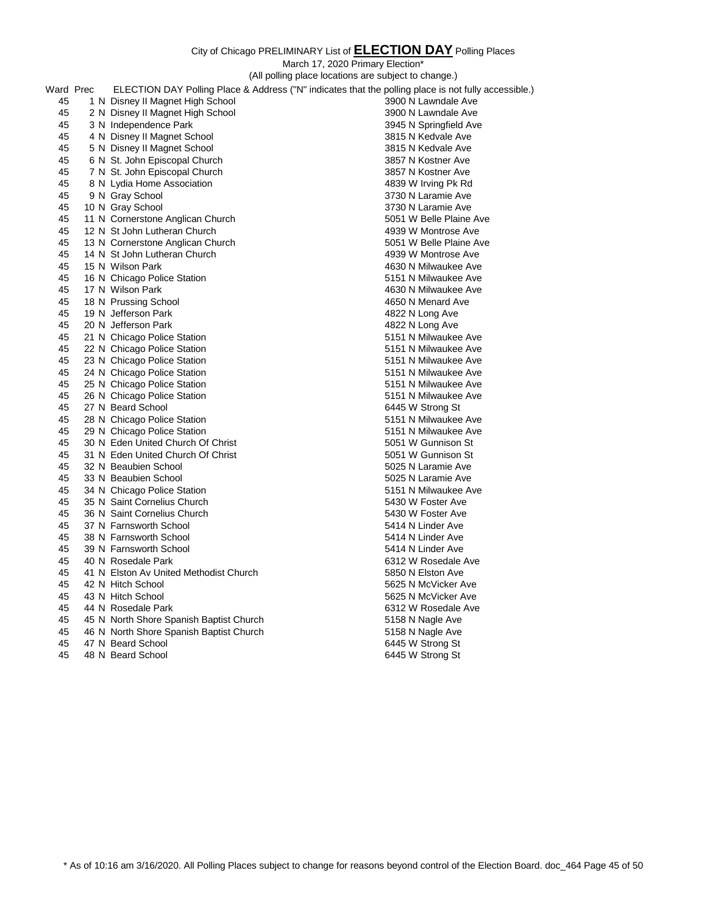City of Chicago PRELIMINARY List of **ELECTION DAY** Polling Places

March 17, 2020 Primary Election*

(All polling place locations are subject to change.)

| Ward | Prec | | ELECTION DAY Polling Place & Address ("N" indicates that the polling place is not fully accessible.) | |
|---|---|---|---|---|
| 45 | 1 | N | Disney II Magnet High School | 3900 N Lawndale Ave |
| 45 | 2 | N | Disney II Magnet High School | 3900 N Lawndale Ave |
| 45 | 3 | N | Independence Park | 3945 N Springfield Ave |
| 45 | 4 | N | Disney II Magnet School | 3815 N Kedvale Ave |
| 45 | 5 | N | Disney II Magnet School | 3815 N Kedvale Ave |
| 45 | 6 | N | St. John Episcopal Church | 3857 N Kostner Ave |
| 45 | 7 | N | St. John Episcopal Church | 3857 N Kostner Ave |
| 45 | 8 | N | Lydia Home Association | 4839 W Irving Pk Rd |
| 45 | 9 | N | Gray School | 3730 N Laramie Ave |
| 45 | 10 | N | Gray School | 3730 N Laramie Ave |
| 45 | 11 | N | Cornerstone Anglican Church | 5051 W Belle Plaine Ave |
| 45 | 12 | N | St John Lutheran Church | 4939 W Montrose Ave |
| 45 | 13 | N | Cornerstone Anglican Church | 5051 W Belle Plaine Ave |
| 45 | 14 | N | St John Lutheran Church | 4939 W Montrose Ave |
| 45 | 15 | N | Wilson Park | 4630 N Milwaukee Ave |
| 45 | 16 | N | Chicago Police Station | 5151 N Milwaukee Ave |
| 45 | 17 | N | Wilson Park | 4630 N Milwaukee Ave |
| 45 | 18 | N | Prussing School | 4650 N Menard Ave |
| 45 | 19 | N | Jefferson Park | 4822 N Long Ave |
| 45 | 20 | N | Jefferson Park | 4822 N Long Ave |
| 45 | 21 | N | Chicago Police Station | 5151 N Milwaukee Ave |
| 45 | 22 | N | Chicago Police Station | 5151 N Milwaukee Ave |
| 45 | 23 | N | Chicago Police Station | 5151 N Milwaukee Ave |
| 45 | 24 | N | Chicago Police Station | 5151 N Milwaukee Ave |
| 45 | 25 | N | Chicago Police Station | 5151 N Milwaukee Ave |
| 45 | 26 | N | Chicago Police Station | 5151 N Milwaukee Ave |
| 45 | 27 | N | Beard School | 6445 W Strong St |
| 45 | 28 | N | Chicago Police Station | 5151 N Milwaukee Ave |
| 45 | 29 | N | Chicago Police Station | 5151 N Milwaukee Ave |
| 45 | 30 | N | Eden United Church Of Christ | 5051 W Gunnison St |
| 45 | 31 | N | Eden United Church Of Christ | 5051 W Gunnison St |
| 45 | 32 | N | Beaubien School | 5025 N Laramie Ave |
| 45 | 33 | N | Beaubien School | 5025 N Laramie Ave |
| 45 | 34 | N | Chicago Police Station | 5151 N Milwaukee Ave |
| 45 | 35 | N | Saint Cornelius Church | 5430 W Foster Ave |
| 45 | 36 | N | Saint Cornelius Church | 5430 W Foster Ave |
| 45 | 37 | N | Farnsworth School | 5414 N Linder Ave |
| 45 | 38 | N | Farnsworth School | 5414 N Linder Ave |
| 45 | 39 | N | Farnsworth School | 5414 N Linder Ave |
| 45 | 40 | N | Rosedale Park | 6312 W Rosedale Ave |
| 45 | 41 | N | Elston Av United Methodist Church | 5850 N Elston Ave |
| 45 | 42 | N | Hitch School | 5625 N McVicker Ave |
| 45 | 43 | N | Hitch School | 5625 N McVicker Ave |
| 45 | 44 | N | Rosedale Park | 6312 W Rosedale Ave |
| 45 | 45 | N | North Shore Spanish Baptist Church | 5158 N Nagle Ave |
| 45 | 46 | N | North Shore Spanish Baptist Church | 5158 N Nagle Ave |
| 45 | 47 | N | Beard School | 6445 W Strong St |
| 45 | 48 | N | Beard School | 6445 W Strong St |

* As of 10:16 am 3/16/2020. All Polling Places subject to change for reasons beyond control of the Election Board. doc_464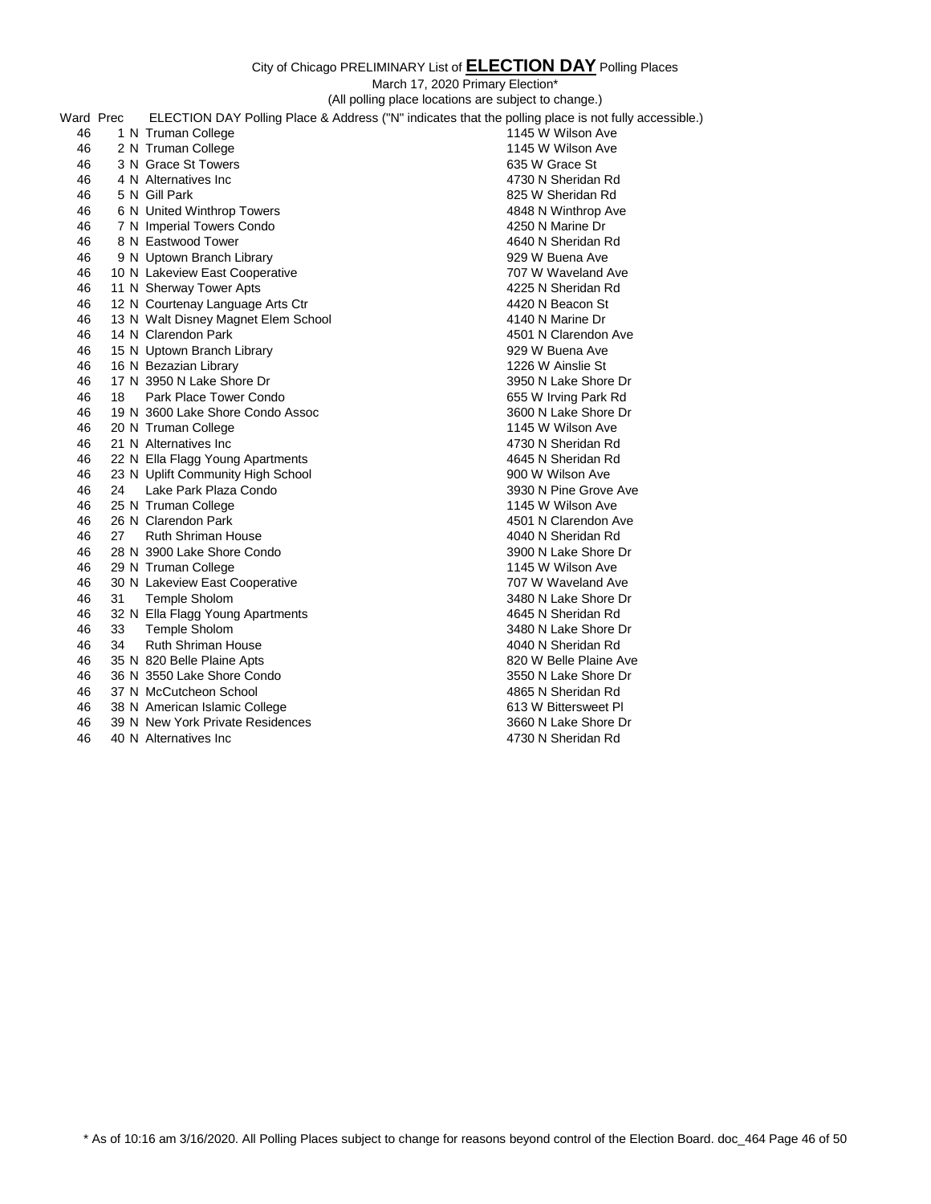City of Chicago PRELIMINARY List of **ELECTION DAY** Polling Places

March 17, 2020 Primary Election*

(All polling place locations are subject to change.)

| Ward | Prec | | ELECTION DAY Polling Place & Address ("N" indicates that the polling place is not fully accessible.) | |
|---|---|---|---|---|
| 46 | 1 | N | Truman College | 1145 W Wilson Ave |
| 46 | 2 | N | Truman College | 1145 W Wilson Ave |
| 46 | 3 | N | Grace St Towers | 635 W Grace St |
| 46 | 4 | N | Alternatives Inc | 4730 N Sheridan Rd |
| 46 | 5 | N | Gill Park | 825 W Sheridan Rd |
| 46 | 6 | N | United Winthrop Towers | 4848 N Winthrop Ave |
| 46 | 7 | N | Imperial Towers Condo | 4250 N Marine Dr |
| 46 | 8 | N | Eastwood Tower | 4640 N Sheridan Rd |
| 46 | 9 | N | Uptown Branch Library | 929 W Buena Ave |
| 46 | 10 | N | Lakeview East Cooperative | 707 W Waveland Ave |
| 46 | 11 | N | Sherway Tower Apts | 4225 N Sheridan Rd |
| 46 | 12 | N | Courtenay Language Arts Ctr | 4420 N Beacon St |
| 46 | 13 | N | Walt Disney Magnet Elem School | 4140 N Marine Dr |
| 46 | 14 | N | Clarendon Park | 4501 N Clarendon Ave |
| 46 | 15 | N | Uptown Branch Library | 929 W Buena Ave |
| 46 | 16 | N | Bezazian Library | 1226 W Ainslie St |
| 46 | 17 | N | 3950 N Lake Shore Dr | 3950 N Lake Shore Dr |
| 46 | 18 | | Park Place Tower Condo | 655 W Irving Park Rd |
| 46 | 19 | N | 3600 Lake Shore Condo Assoc | 3600 N Lake Shore Dr |
| 46 | 20 | N | Truman College | 1145 W Wilson Ave |
| 46 | 21 | N | Alternatives Inc | 4730 N Sheridan Rd |
| 46 | 22 | N | Ella Flagg Young Apartments | 4645 N Sheridan Rd |
| 46 | 23 | N | Uplift Community High School | 900 W Wilson Ave |
| 46 | 24 | | Lake Park Plaza Condo | 3930 N Pine Grove Ave |
| 46 | 25 | N | Truman College | 1145 W Wilson Ave |
| 46 | 26 | N | Clarendon Park | 4501 N Clarendon Ave |
| 46 | 27 | | Ruth Shriman House | 4040 N Sheridan Rd |
| 46 | 28 | N | 3900 Lake Shore Condo | 3900 N Lake Shore Dr |
| 46 | 29 | N | Truman College | 1145 W Wilson Ave |
| 46 | 30 | N | Lakeview East Cooperative | 707 W Waveland Ave |
| 46 | 31 | | Temple Sholom | 3480 N Lake Shore Dr |
| 46 | 32 | N | Ella Flagg Young Apartments | 4645 N Sheridan Rd |
| 46 | 33 | | Temple Sholom | 3480 N Lake Shore Dr |
| 46 | 34 | | Ruth Shriman House | 4040 N Sheridan Rd |
| 46 | 35 | N | 820 Belle Plaine Apts | 820 W Belle Plaine Ave |
| 46 | 36 | N | 3550 Lake Shore Condo | 3550 N Lake Shore Dr |
| 46 | 37 | N | McCutcheon School | 4865 N Sheridan Rd |
| 46 | 38 | N | American Islamic College | 613 W Bittersweet Pl |
| 46 | 39 | N | New York Private Residences | 3660 N Lake Shore Dr |
| 46 | 40 | N | Alternatives Inc | 4730 N Sheridan Rd |

* As of 10:16 am 3/16/2020. All Polling Places subject to change for reasons beyond control of the Election Board. doc_464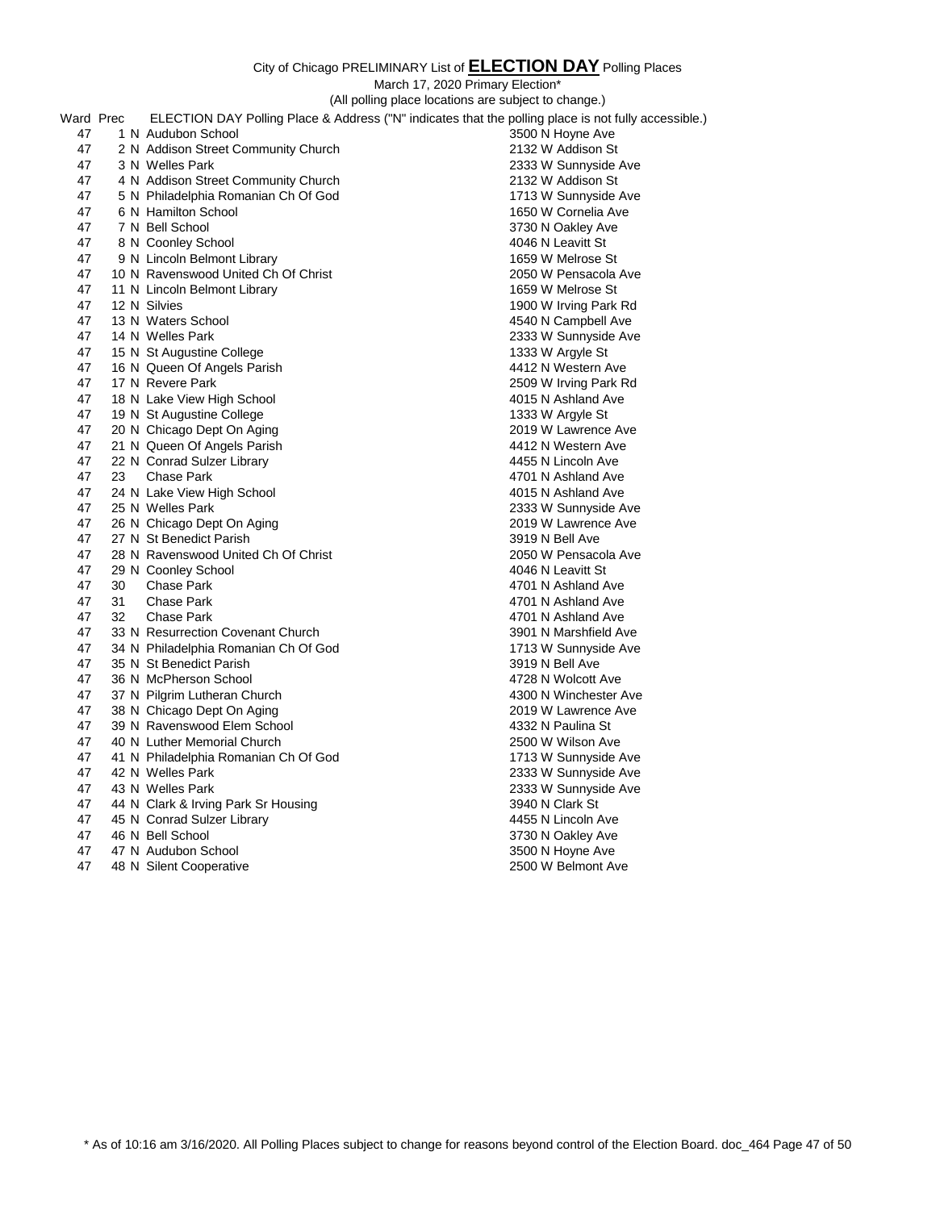City of Chicago PRELIMINARY List of **ELECTION DAY** Polling Places

March 17, 2020 Primary Election*

(All polling place locations are subject to change.)

| Ward | Prec | | ELECTION DAY Polling Place & Address ("N" indicates that the polling place is not fully accessible.) | |
|---|---|---|---|---|
| 47 | 1 | N | Audubon School | 3500 N Hoyne Ave |
| 47 | 2 | N | Addison Street Community Church | 2132 W Addison St |
| 47 | 3 | N | Welles Park | 2333 W Sunnyside Ave |
| 47 | 4 | N | Addison Street Community Church | 2132 W Addison St |
| 47 | 5 | N | Philadelphia Romanian Ch Of God | 1713 W Sunnyside Ave |
| 47 | 6 | N | Hamilton School | 1650 W Cornelia Ave |
| 47 | 7 | N | Bell School | 3730 N Oakley Ave |
| 47 | 8 | N | Coonley School | 4046 N Leavitt St |
| 47 | 9 | N | Lincoln Belmont Library | 1659 W Melrose St |
| 47 | 10 | N | Ravenswood United Ch Of Christ | 2050 W Pensacola Ave |
| 47 | 11 | N | Lincoln Belmont Library | 1659 W Melrose St |
| 47 | 12 | N | Silvies | 1900 W Irving Park Rd |
| 47 | 13 | N | Waters School | 4540 N Campbell Ave |
| 47 | 14 | N | Welles Park | 2333 W Sunnyside Ave |
| 47 | 15 | N | St Augustine College | 1333 W Argyle St |
| 47 | 16 | N | Queen Of Angels Parish | 4412 N Western Ave |
| 47 | 17 | N | Revere Park | 2509 W Irving Park Rd |
| 47 | 18 | N | Lake View High School | 4015 N Ashland Ave |
| 47 | 19 | N | St Augustine College | 1333 W Argyle St |
| 47 | 20 | N | Chicago Dept On Aging | 2019 W Lawrence Ave |
| 47 | 21 | N | Queen Of Angels Parish | 4412 N Western Ave |
| 47 | 22 | N | Conrad Sulzer Library | 4455 N Lincoln Ave |
| 47 | 23 | | Chase Park | 4701 N Ashland Ave |
| 47 | 24 | N | Lake View High School | 4015 N Ashland Ave |
| 47 | 25 | N | Welles Park | 2333 W Sunnyside Ave |
| 47 | 26 | N | Chicago Dept On Aging | 2019 W Lawrence Ave |
| 47 | 27 | N | St Benedict Parish | 3919 N Bell Ave |
| 47 | 28 | N | Ravenswood United Ch Of Christ | 2050 W Pensacola Ave |
| 47 | 29 | N | Coonley School | 4046 N Leavitt St |
| 47 | 30 | | Chase Park | 4701 N Ashland Ave |
| 47 | 31 | | Chase Park | 4701 N Ashland Ave |
| 47 | 32 | | Chase Park | 4701 N Ashland Ave |
| 47 | 33 | N | Resurrection Covenant Church | 3901 N Marshfield Ave |
| 47 | 34 | N | Philadelphia Romanian Ch Of God | 1713 W Sunnyside Ave |
| 47 | 35 | N | St Benedict Parish | 3919 N Bell Ave |
| 47 | 36 | N | McPherson School | 4728 N Wolcott Ave |
| 47 | 37 | N | Pilgrim Lutheran Church | 4300 N Winchester Ave |
| 47 | 38 | N | Chicago Dept On Aging | 2019 W Lawrence Ave |
| 47 | 39 | N | Ravenswood Elem School | 4332 N Paulina St |
| 47 | 40 | N | Luther Memorial Church | 2500 W Wilson Ave |
| 47 | 41 | N | Philadelphia Romanian Ch Of God | 1713 W Sunnyside Ave |
| 47 | 42 | N | Welles Park | 2333 W Sunnyside Ave |
| 47 | 43 | N | Welles Park | 2333 W Sunnyside Ave |
| 47 | 44 | N | Clark & Irving Park Sr Housing | 3940 N Clark St |
| 47 | 45 | N | Conrad Sulzer Library | 4455 N Lincoln Ave |
| 47 | 46 | N | Bell School | 3730 N Oakley Ave |
| 47 | 47 | N | Audubon School | 3500 N Hoyne Ave |
| 47 | 48 | N | Silent Cooperative | 2500 W Belmont Ave |

* As of 10:16 am 3/16/2020. All Polling Places subject to change for reasons beyond control of the Election Board. doc_464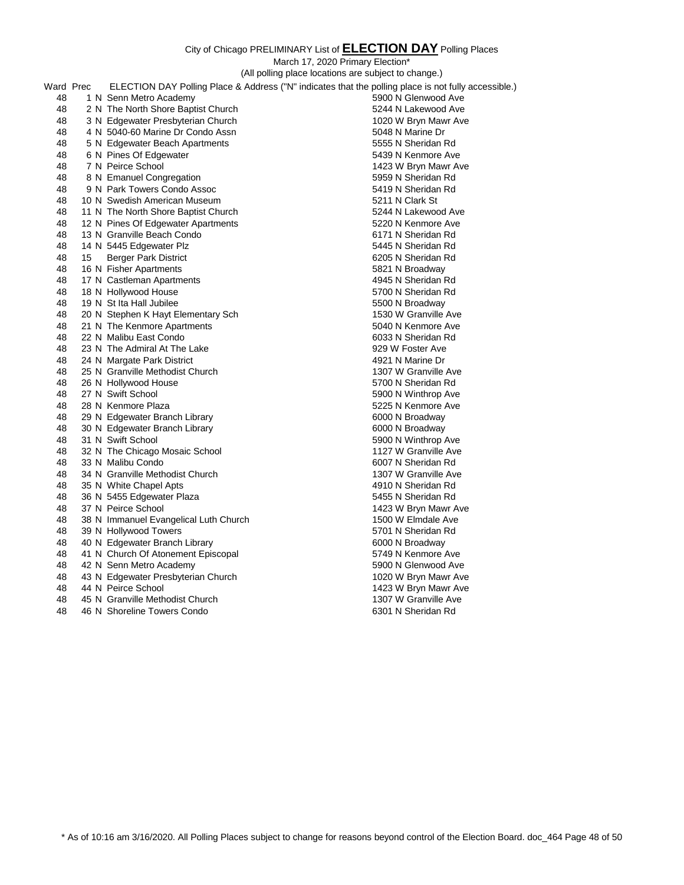City of Chicago PRELIMINARY List of **ELECTION DAY** Polling Places

March 17, 2020 Primary Election*

(All polling place locations are subject to change.)

| Ward | Prec | | ELECTION DAY Polling Place & Address ("N" indicates that the polling place is not fully accessible.) | |
|---|---|---|---|---|
| 48 | 1 | N | Senn Metro Academy | 5900 N Glenwood Ave |
| 48 | 2 | N | The North Shore Baptist Church | 5244 N Lakewood Ave |
| 48 | 3 | N | Edgewater Presbyterian Church | 1020 W Bryn Mawr Ave |
| 48 | 4 | N | 5040-60 Marine Dr Condo Assn | 5048 N Marine Dr |
| 48 | 5 | N | Edgewater Beach Apartments | 5555 N Sheridan Rd |
| 48 | 6 | N | Pines Of Edgewater | 5439 N Kenmore Ave |
| 48 | 7 | N | Peirce School | 1423 W Bryn Mawr Ave |
| 48 | 8 | N | Emanuel Congregation | 5959 N Sheridan Rd |
| 48 | 9 | N | Park Towers Condo Assoc | 5419 N Sheridan Rd |
| 48 | 10 | N | Swedish American Museum | 5211 N Clark St |
| 48 | 11 | N | The North Shore Baptist Church | 5244 N Lakewood Ave |
| 48 | 12 | N | Pines Of Edgewater Apartments | 5220 N Kenmore Ave |
| 48 | 13 | N | Granville Beach Condo | 6171 N Sheridan Rd |
| 48 | 14 | N | 5445 Edgewater Plz | 5445 N Sheridan Rd |
| 48 | 15 | | Berger Park District | 6205 N Sheridan Rd |
| 48 | 16 | N | Fisher Apartments | 5821 N Broadway |
| 48 | 17 | N | Castleman Apartments | 4945 N Sheridan Rd |
| 48 | 18 | N | Hollywood House | 5700 N Sheridan Rd |
| 48 | 19 | N | St Ita Hall Jubilee | 5500 N Broadway |
| 48 | 20 | N | Stephen K Hayt Elementary Sch | 1530 W Granville Ave |
| 48 | 21 | N | The Kenmore Apartments | 5040 N Kenmore Ave |
| 48 | 22 | N | Malibu East Condo | 6033 N Sheridan Rd |
| 48 | 23 | N | The Admiral At The Lake | 929 W Foster Ave |
| 48 | 24 | N | Margate Park District | 4921 N Marine Dr |
| 48 | 25 | N | Granville Methodist Church | 1307 W Granville Ave |
| 48 | 26 | N | Hollywood House | 5700 N Sheridan Rd |
| 48 | 27 | N | Swift School | 5900 N Winthrop Ave |
| 48 | 28 | N | Kenmore Plaza | 5225 N Kenmore Ave |
| 48 | 29 | N | Edgewater Branch Library | 6000 N Broadway |
| 48 | 30 | N | Edgewater Branch Library | 6000 N Broadway |
| 48 | 31 | N | Swift School | 5900 N Winthrop Ave |
| 48 | 32 | N | The Chicago Mosaic School | 1127 W Granville Ave |
| 48 | 33 | N | Malibu Condo | 6007 N Sheridan Rd |
| 48 | 34 | N | Granville Methodist Church | 1307 W Granville Ave |
| 48 | 35 | N | White Chapel Apts | 4910 N Sheridan Rd |
| 48 | 36 | N | 5455 Edgewater Plaza | 5455 N Sheridan Rd |
| 48 | 37 | N | Peirce School | 1423 W Bryn Mawr Ave |
| 48 | 38 | N | Immanuel Evangelical Luth Church | 1500 W Elmdale Ave |
| 48 | 39 | N | Hollywood Towers | 5701 N Sheridan Rd |
| 48 | 40 | N | Edgewater Branch Library | 6000 N Broadway |
| 48 | 41 | N | Church Of Atonement Episcopal | 5749 N Kenmore Ave |
| 48 | 42 | N | Senn Metro Academy | 5900 N Glenwood Ave |
| 48 | 43 | N | Edgewater Presbyterian Church | 1020 W Bryn Mawr Ave |
| 48 | 44 | N | Peirce School | 1423 W Bryn Mawr Ave |
| 48 | 45 | N | Granville Methodist Church | 1307 W Granville Ave |
| 48 | 46 | N | Shoreline Towers Condo | 6301 N Sheridan Rd |

* As of 10:16 am 3/16/2020. All Polling Places subject to change for reasons beyond control of the Election Board. doc_464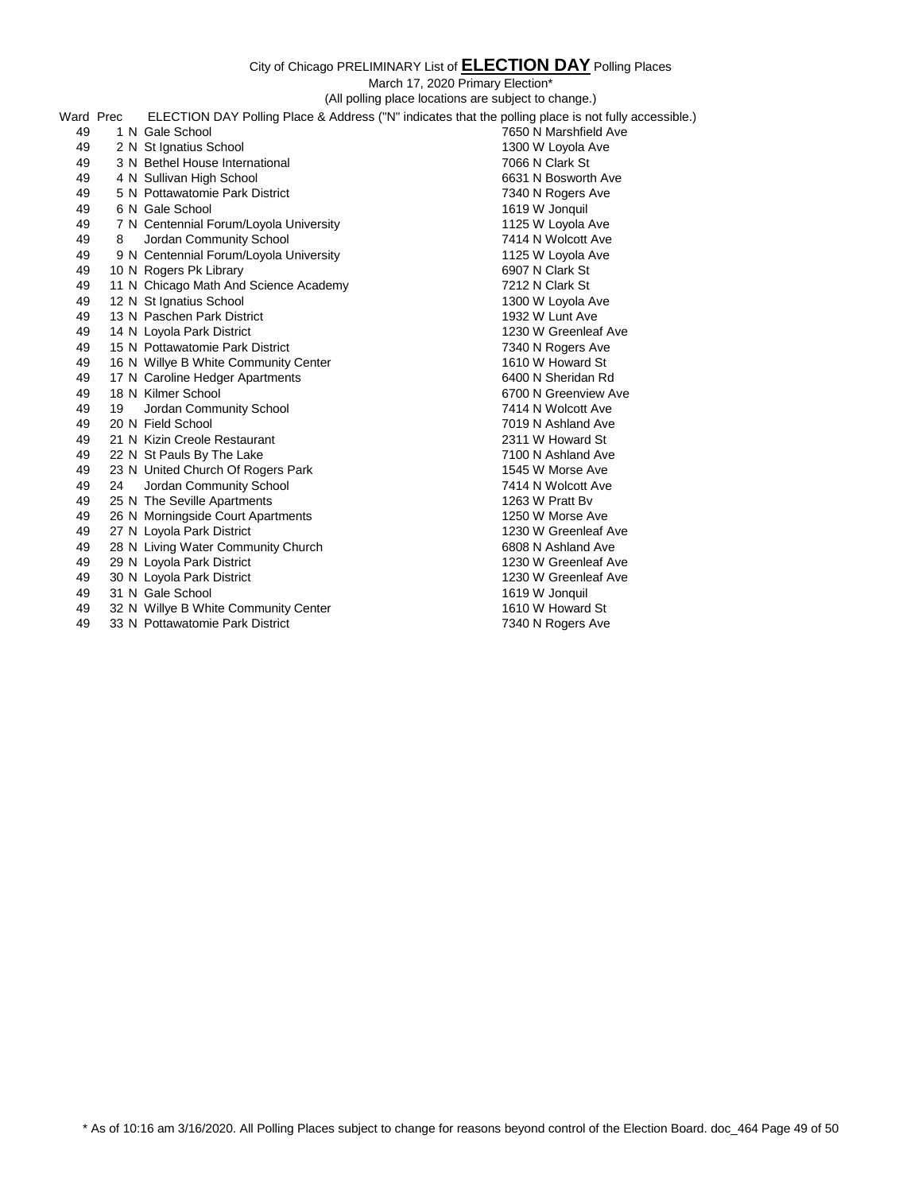City of Chicago PRELIMINARY List of **ELECTION DAY** Polling Places

March 17, 2020 Primary Election*

(All polling place locations are subject to change.)

| Ward | Prec | ELECTION DAY Polling Place & Address ("N" indicates that the polling place is not fully accessible.) | |
|---|---|---|---|
| 49 | 1 N | Gale School | 7650 N Marshfield Ave |
| 49 | 2 N | St Ignatius School | 1300 W Loyola Ave |
| 49 | 3 N | Bethel House International | 7066 N Clark St |
| 49 | 4 N | Sullivan High School | 6631 N Bosworth Ave |
| 49 | 5 N | Pottawatomie Park District | 7340 N Rogers Ave |
| 49 | 6 N | Gale School | 1619 W Jonquil |
| 49 | 7 N | Centennial Forum/Loyola University | 1125 W Loyola Ave |
| 49 | 8 | Jordan Community School | 7414 N Wolcott Ave |
| 49 | 9 N | Centennial Forum/Loyola University | 1125 W Loyola Ave |
| 49 | 10 N | Rogers Pk Library | 6907 N Clark St |
| 49 | 11 N | Chicago Math And Science Academy | 7212 N Clark St |
| 49 | 12 N | St Ignatius School | 1300 W Loyola Ave |
| 49 | 13 N | Paschen Park District | 1932 W Lunt Ave |
| 49 | 14 N | Loyola Park District | 1230 W Greenleaf Ave |
| 49 | 15 N | Pottawatomie Park District | 7340 N Rogers Ave |
| 49 | 16 N | Willye B White Community Center | 1610 W Howard St |
| 49 | 17 N | Caroline Hedger Apartments | 6400 N Sheridan Rd |
| 49 | 18 N | Kilmer School | 6700 N Greenview Ave |
| 49 | 19 | Jordan Community School | 7414 N Wolcott Ave |
| 49 | 20 N | Field School | 7019 N Ashland Ave |
| 49 | 21 N | Kizin Creole Restaurant | 2311 W Howard St |
| 49 | 22 N | St Pauls By The Lake | 7100 N Ashland Ave |
| 49 | 23 N | United Church Of Rogers Park | 1545 W Morse Ave |
| 49 | 24 | Jordan Community School | 7414 N Wolcott Ave |
| 49 | 25 N | The Seville Apartments | 1263 W Pratt Bv |
| 49 | 26 N | Morningside Court Apartments | 1250 W Morse Ave |
| 49 | 27 N | Loyola Park District | 1230 W Greenleaf Ave |
| 49 | 28 N | Living Water Community Church | 6808 N Ashland Ave |
| 49 | 29 N | Loyola Park District | 1230 W Greenleaf Ave |
| 49 | 30 N | Loyola Park District | 1230 W Greenleaf Ave |
| 49 | 31 N | Gale School | 1619 W Jonquil |
| 49 | 32 N | Willye B White Community Center | 1610 W Howard St |
| 49 | 33 N | Pottawatomie Park District | 7340 N Rogers Ave |

* As of 10:16 am 3/16/2020. All Polling Places subject to change for reasons beyond control of the Election Board. doc_464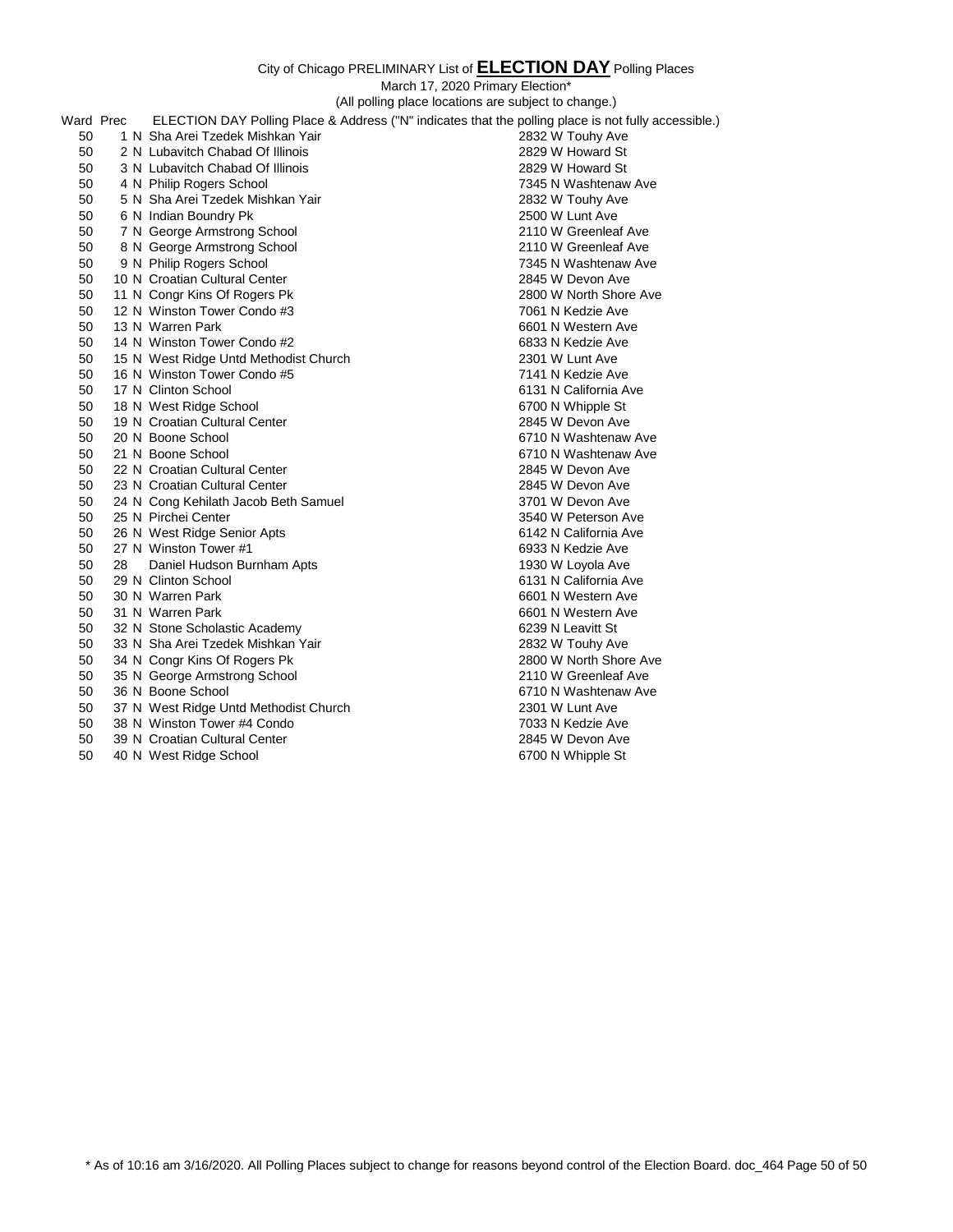City of Chicago PRELIMINARY List of **ELECTION DAY** Polling Places

March 17, 2020 Primary Election*

(All polling place locations are subject to change.)

| Ward | Prec | | ELECTION DAY Polling Place & Address ("N" indicates that the polling place is not fully accessible.) | |
|---|---|---|---|---|
| 50 | 1 | N | Sha Arei Tzedek Mishkan Yair | 2832 W Touhy Ave |
| 50 | 2 | N | Lubavitch Chabad Of Illinois | 2829 W Howard St |
| 50 | 3 | N | Lubavitch Chabad Of Illinois | 2829 W Howard St |
| 50 | 4 | N | Philip Rogers School | 7345 N Washtenaw Ave |
| 50 | 5 | N | Sha Arei Tzedek Mishkan Yair | 2832 W Touhy Ave |
| 50 | 6 | N | Indian Boundry Pk | 2500 W Lunt Ave |
| 50 | 7 | N | George Armstrong School | 2110 W Greenleaf Ave |
| 50 | 8 | N | George Armstrong School | 2110 W Greenleaf Ave |
| 50 | 9 | N | Philip Rogers School | 7345 N Washtenaw Ave |
| 50 | 10 | N | Croatian Cultural Center | 2845 W Devon Ave |
| 50 | 11 | N | Congr Kins Of Rogers Pk | 2800 W North Shore Ave |
| 50 | 12 | N | Winston Tower Condo #3 | 7061 N Kedzie Ave |
| 50 | 13 | N | Warren Park | 6601 N Western Ave |
| 50 | 14 | N | Winston Tower Condo #2 | 6833 N Kedzie Ave |
| 50 | 15 | N | West Ridge Untd Methodist Church | 2301 W Lunt Ave |
| 50 | 16 | N | Winston Tower Condo #5 | 7141 N Kedzie Ave |
| 50 | 17 | N | Clinton School | 6131 N California Ave |
| 50 | 18 | N | West Ridge School | 6700 N Whipple St |
| 50 | 19 | N | Croatian Cultural Center | 2845 W Devon Ave |
| 50 | 20 | N | Boone School | 6710 N Washtenaw Ave |
| 50 | 21 | N | Boone School | 6710 N Washtenaw Ave |
| 50 | 22 | N | Croatian Cultural Center | 2845 W Devon Ave |
| 50 | 23 | N | Croatian Cultural Center | 2845 W Devon Ave |
| 50 | 24 | N | Cong Kehilath Jacob Beth Samuel | 3701 W Devon Ave |
| 50 | 25 | N | Pirchei Center | 3540 W Peterson Ave |
| 50 | 26 | N | West Ridge Senior Apts | 6142 N California Ave |
| 50 | 27 | N | Winston Tower #1 | 6933 N Kedzie Ave |
| 50 | 28 | | Daniel Hudson Burnham Apts | 1930 W Loyola Ave |
| 50 | 29 | N | Clinton School | 6131 N California Ave |
| 50 | 30 | N | Warren Park | 6601 N Western Ave |
| 50 | 31 | N | Warren Park | 6601 N Western Ave |
| 50 | 32 | N | Stone Scholastic Academy | 6239 N Leavitt St |
| 50 | 33 | N | Sha Arei Tzedek Mishkan Yair | 2832 W Touhy Ave |
| 50 | 34 | N | Congr Kins Of Rogers Pk | 2800 W North Shore Ave |
| 50 | 35 | N | George Armstrong School | 2110 W Greenleaf Ave |
| 50 | 36 | N | Boone School | 6710 N Washtenaw Ave |
| 50 | 37 | N | West Ridge Untd Methodist Church | 2301 W Lunt Ave |
| 50 | 38 | N | Winston Tower #4 Condo | 7033 N Kedzie Ave |
| 50 | 39 | N | Croatian Cultural Center | 2845 W Devon Ave |
| 50 | 40 | N | West Ridge School | 6700 N Whipple St |

* As of 10:16 am 3/16/2020. All Polling Places subject to change for reasons beyond control of the Election Board. doc_464